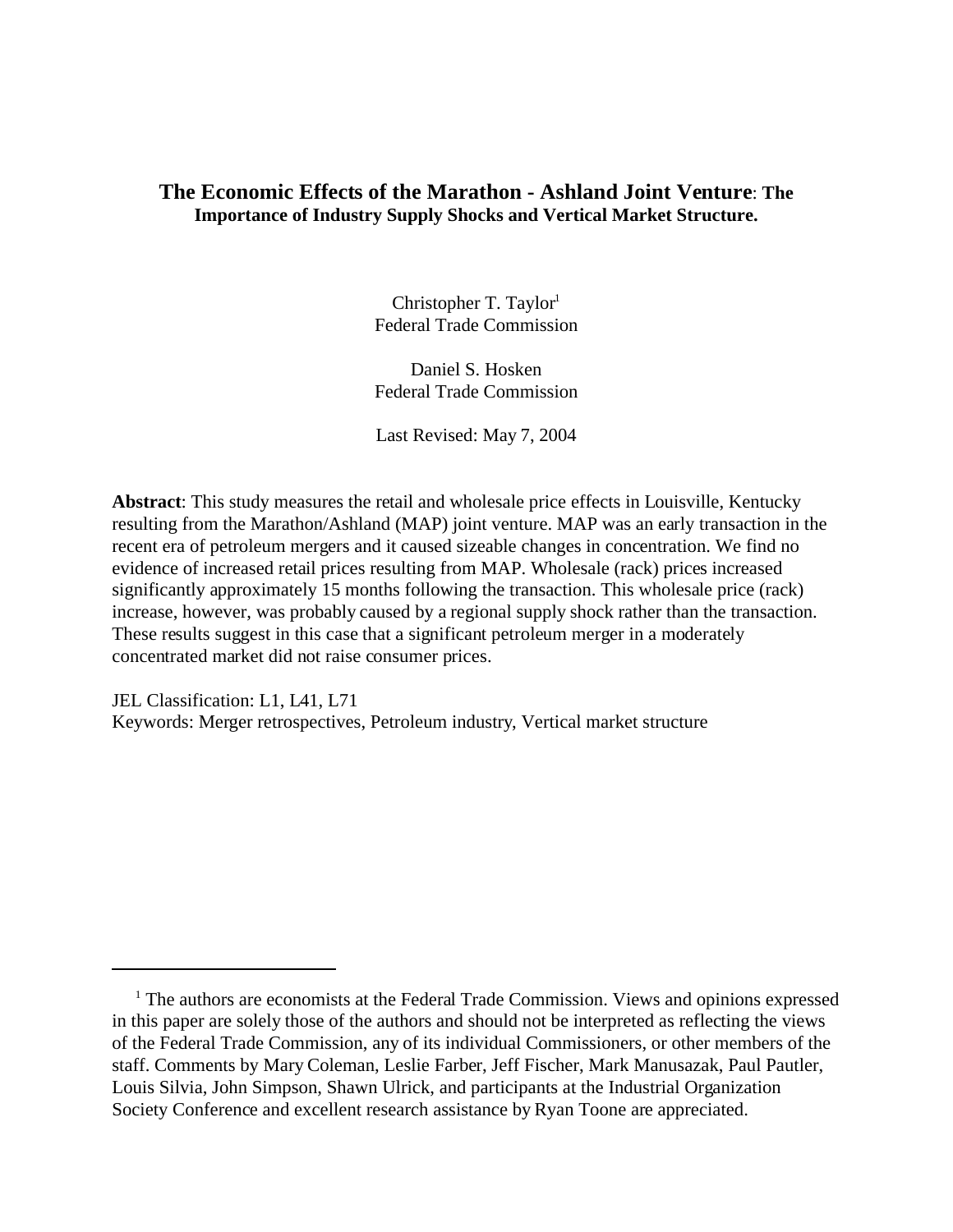# The Economic Effects of the Marathon - Ashland Joint Venture: The Importance of Industry Supply Shocks and Vertical Market Structure.

Christopher T. Taylor[1]
Federal Trade Commission

Daniel S. Hosken
Federal Trade Commission

Last Revised: May 7, 2004

**Abstract**: This study measures the retail and wholesale price effects in Louisville, Kentucky resulting from the Marathon/Ashland (MAP) joint venture. MAP was an early transaction in the recent era of petroleum mergers and it caused sizeable changes in concentration. We find no evidence of increased retail prices resulting from MAP. Wholesale (rack) prices increased significantly approximately 15 months following the transaction. This wholesale price (rack) increase, however, was probably caused by a regional supply shock rather than the transaction. These results suggest in this case that a significant petroleum merger in a moderately concentrated market did not raise consumer prices.

JEL Classification: L1, L41, L71
Keywords: Merger retrospectives, Petroleum industry, Vertical market structure

---

[1] The authors are economists at the Federal Trade Commission. Views and opinions expressed in this paper are solely those of the authors and should not be interpreted as reflecting the views of the Federal Trade Commission, any of its individual Commissioners, or other members of the staff. Comments by Mary Coleman, Leslie Farber, Jeff Fischer, Mark Manusazak, Paul Pautler, Louis Silvia, John Simpson, Shawn Ulrick, and participants at the Industrial Organization Society Conference and excellent research assistance by Ryan Toone are appreciated.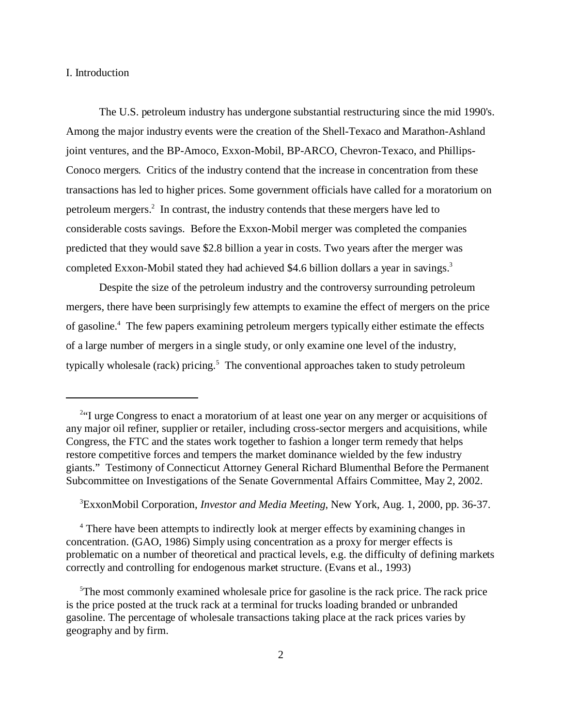## I. Introduction

The U.S. petroleum industry has undergone substantial restructuring since the mid 1990's. Among the major industry events were the creation of the Shell-Texaco and Marathon-Ashland joint ventures, and the BP-Amoco, Exxon-Mobil, BP-ARCO, Chevron-Texaco, and Phillips-Conoco mergers. Critics of the industry contend that the increase in concentration from these transactions has led to higher prices. Some government officials have called for a moratorium on petroleum mergers.[2] In contrast, the industry contends that these mergers have led to considerable costs savings. Before the Exxon-Mobil merger was completed the companies predicted that they would save $2.8 billion a year in costs. Two years after the merger was completed Exxon-Mobil stated they had achieved $4.6 billion dollars a year in savings.[3]

Despite the size of the petroleum industry and the controversy surrounding petroleum mergers, there have been surprisingly few attempts to examine the effect of mergers on the price of gasoline.[4] The few papers examining petroleum mergers typically either estimate the effects of a large number of mergers in a single study, or only examine one level of the industry, typically wholesale (rack) pricing.[5] The conventional approaches taken to study petroleum

---

[2] "I urge Congress to enact a moratorium of at least one year on any merger or acquisitions of any major oil refiner, supplier or retailer, including cross-sector mergers and acquisitions, while Congress, the FTC and the states work together to fashion a longer term remedy that helps restore competitive forces and tempers the market dominance wielded by the few industry giants." Testimony of Connecticut Attorney General Richard Blumenthal Before the Permanent Subcommittee on Investigations of the Senate Governmental Affairs Committee, May 2, 2002.

[3] ExxonMobil Corporation, *Investor and Media Meeting*, New York, Aug. 1, 2000, pp. 36-37.

[4] There have been attempts to indirectly look at merger effects by examining changes in concentration. (GAO, 1986) Simply using concentration as a proxy for merger effects is problematic on a number of theoretical and practical levels, e.g. the difficulty of defining markets correctly and controlling for endogenous market structure. (Evans et al., 1993)

[5] The most commonly examined wholesale price for gasoline is the rack price. The rack price is the price posted at the truck rack at a terminal for trucks loading branded or unbranded gasoline. The percentage of wholesale transactions taking place at the rack prices varies by geography and by firm.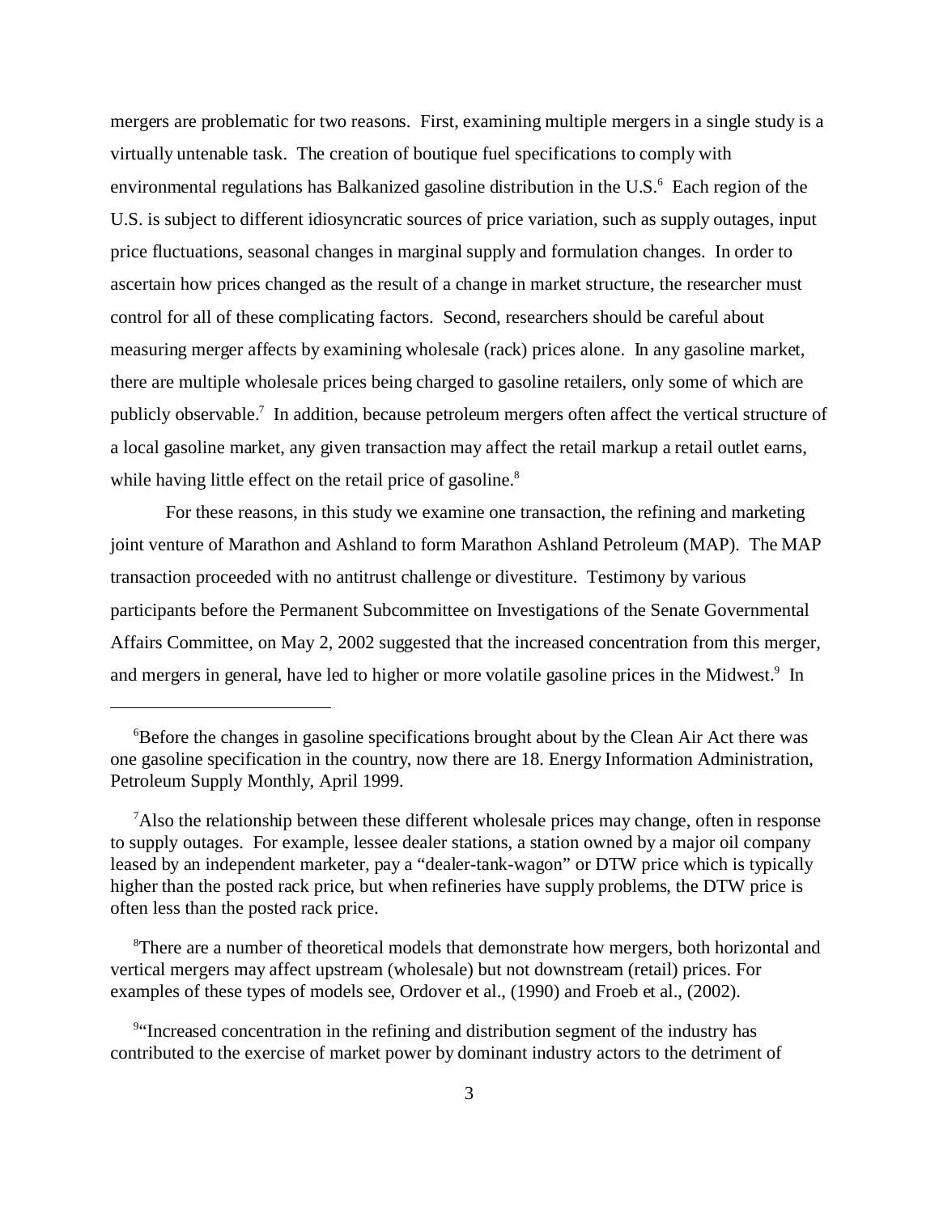mergers are problematic for two reasons. First, examining multiple mergers in a single study is a virtually untenable task. The creation of boutique fuel specifications to comply with environmental regulations has Balkanized gasoline distribution in the U.S.[6] Each region of the U.S. is subject to different idiosyncratic sources of price variation, such as supply outages, input price fluctuations, seasonal changes in marginal supply and formulation changes. In order to ascertain how prices changed as the result of a change in market structure, the researcher must control for all of these complicating factors. Second, researchers should be careful about measuring merger affects by examining wholesale (rack) prices alone. In any gasoline market, there are multiple wholesale prices being charged to gasoline retailers, only some of which are publicly observable.[7] In addition, because petroleum mergers often affect the vertical structure of a local gasoline market, any given transaction may affect the retail markup a retail outlet earns, while having little effect on the retail price of gasoline.[8]

For these reasons, in this study we examine one transaction, the refining and marketing joint venture of Marathon and Ashland to form Marathon Ashland Petroleum (MAP). The MAP transaction proceeded with no antitrust challenge or divestiture. Testimony by various participants before the Permanent Subcommittee on Investigations of the Senate Governmental Affairs Committee, on May 2, 2002 suggested that the increased concentration from this merger, and mergers in general, have led to higher or more volatile gasoline prices in the Midwest.[9] In

---

[6] Before the changes in gasoline specifications brought about by the Clean Air Act there was one gasoline specification in the country, now there are 18. Energy Information Administration, Petroleum Supply Monthly, April 1999.

[7] Also the relationship between these different wholesale prices may change, often in response to supply outages. For example, lessee dealer stations, a station owned by a major oil company leased by an independent marketer, pay a "dealer-tank-wagon" or DTW price which is typically higher than the posted rack price, but when refineries have supply problems, the DTW price is often less than the posted rack price.

[8] There are a number of theoretical models that demonstrate how mergers, both horizontal and vertical mergers may affect upstream (wholesale) but not downstream (retail) prices. For examples of these types of models see, Ordover et al., (1990) and Froeb et al., (2002).

[9] "Increased concentration in the refining and distribution segment of the industry has contributed to the exercise of market power by dominant industry actors to the detriment of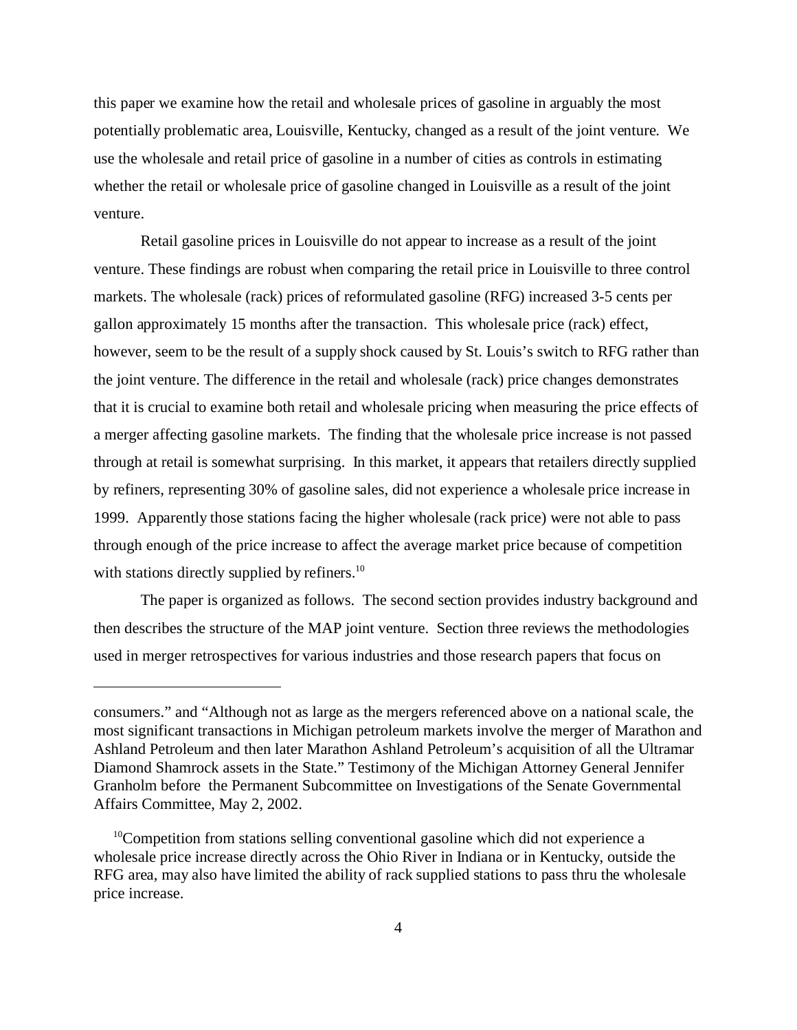this paper we examine how the retail and wholesale prices of gasoline in arguably the most potentially problematic area, Louisville, Kentucky, changed as a result of the joint venture. We use the wholesale and retail price of gasoline in a number of cities as controls in estimating whether the retail or wholesale price of gasoline changed in Louisville as a result of the joint venture.

Retail gasoline prices in Louisville do not appear to increase as a result of the joint venture. These findings are robust when comparing the retail price in Louisville to three control markets. The wholesale (rack) prices of reformulated gasoline (RFG) increased 3-5 cents per gallon approximately 15 months after the transaction. This wholesale price (rack) effect, however, seem to be the result of a supply shock caused by St. Louis's switch to RFG rather than the joint venture. The difference in the retail and wholesale (rack) price changes demonstrates that it is crucial to examine both retail and wholesale pricing when measuring the price effects of a merger affecting gasoline markets. The finding that the wholesale price increase is not passed through at retail is somewhat surprising. In this market, it appears that retailers directly supplied by refiners, representing 30% of gasoline sales, did not experience a wholesale price increase in 1999. Apparently those stations facing the higher wholesale (rack price) were not able to pass through enough of the price increase to affect the average market price because of competition with stations directly supplied by refiners.[10]

The paper is organized as follows. The second section provides industry background and then describes the structure of the MAP joint venture. Section three reviews the methodologies used in merger retrospectives for various industries and those research papers that focus on

---

consumers." and "Although not as large as the mergers referenced above on a national scale, the most significant transactions in Michigan petroleum markets involve the merger of Marathon and Ashland Petroleum and then later Marathon Ashland Petroleum's acquisition of all the Ultramar Diamond Shamrock assets in the State." Testimony of the Michigan Attorney General Jennifer Granholm before the Permanent Subcommittee on Investigations of the Senate Governmental Affairs Committee, May 2, 2002.

[10]Competition from stations selling conventional gasoline which did not experience a wholesale price increase directly across the Ohio River in Indiana or in Kentucky, outside the RFG area, may also have limited the ability of rack supplied stations to pass thru the wholesale price increase.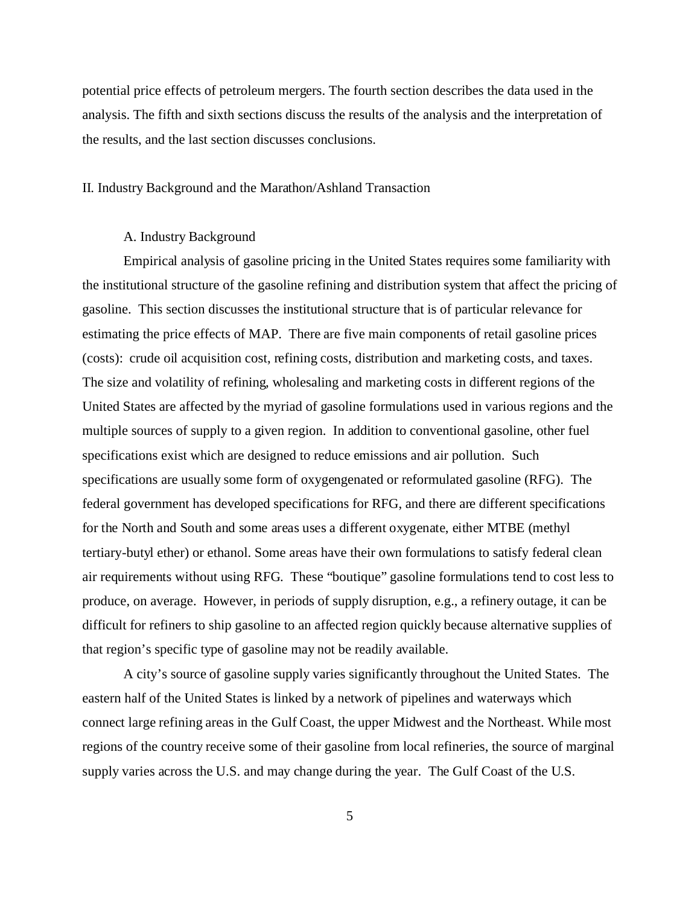potential price effects of petroleum mergers. The fourth section describes the data used in the analysis. The fifth and sixth sections discuss the results of the analysis and the interpretation of the results, and the last section discusses conclusions.

## II. Industry Background and the Marathon/Ashland Transaction

### A. Industry Background

Empirical analysis of gasoline pricing in the United States requires some familiarity with the institutional structure of the gasoline refining and distribution system that affect the pricing of gasoline. This section discusses the institutional structure that is of particular relevance for estimating the price effects of MAP. There are five main components of retail gasoline prices (costs): crude oil acquisition cost, refining costs, distribution and marketing costs, and taxes. The size and volatility of refining, wholesaling and marketing costs in different regions of the United States are affected by the myriad of gasoline formulations used in various regions and the multiple sources of supply to a given region. In addition to conventional gasoline, other fuel specifications exist which are designed to reduce emissions and air pollution. Such specifications are usually some form of oxygengenated or reformulated gasoline (RFG). The federal government has developed specifications for RFG, and there are different specifications for the North and South and some areas uses a different oxygenate, either MTBE (methyl tertiary-butyl ether) or ethanol. Some areas have their own formulations to satisfy federal clean air requirements without using RFG. These "boutique" gasoline formulations tend to cost less to produce, on average. However, in periods of supply disruption, e.g., a refinery outage, it can be difficult for refiners to ship gasoline to an affected region quickly because alternative supplies of that region's specific type of gasoline may not be readily available.

A city's source of gasoline supply varies significantly throughout the United States. The eastern half of the United States is linked by a network of pipelines and waterways which connect large refining areas in the Gulf Coast, the upper Midwest and the Northeast. While most regions of the country receive some of their gasoline from local refineries, the source of marginal supply varies across the U.S. and may change during the year. The Gulf Coast of the U.S.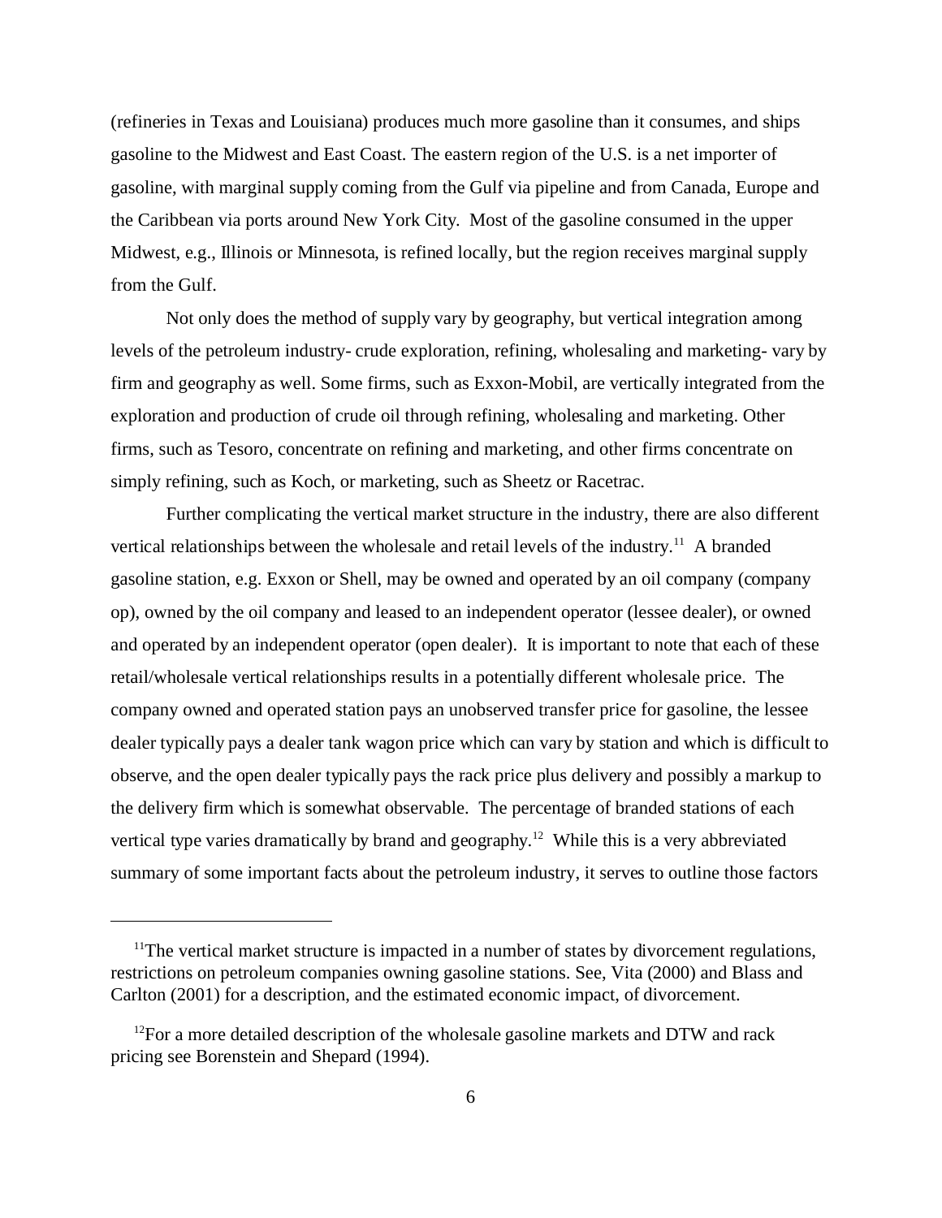(refineries in Texas and Louisiana) produces much more gasoline than it consumes, and ships gasoline to the Midwest and East Coast. The eastern region of the U.S. is a net importer of gasoline, with marginal supply coming from the Gulf via pipeline and from Canada, Europe and the Caribbean via ports around New York City. Most of the gasoline consumed in the upper Midwest, e.g., Illinois or Minnesota, is refined locally, but the region receives marginal supply from the Gulf.

Not only does the method of supply vary by geography, but vertical integration among levels of the petroleum industry- crude exploration, refining, wholesaling and marketing- vary by firm and geography as well. Some firms, such as Exxon-Mobil, are vertically integrated from the exploration and production of crude oil through refining, wholesaling and marketing. Other firms, such as Tesoro, concentrate on refining and marketing, and other firms concentrate on simply refining, such as Koch, or marketing, such as Sheetz or Racetrac.

Further complicating the vertical market structure in the industry, there are also different vertical relationships between the wholesale and retail levels of the industry.[11] A branded gasoline station, e.g. Exxon or Shell, may be owned and operated by an oil company (company op), owned by the oil company and leased to an independent operator (lessee dealer), or owned and operated by an independent operator (open dealer). It is important to note that each of these retail/wholesale vertical relationships results in a potentially different wholesale price. The company owned and operated station pays an unobserved transfer price for gasoline, the lessee dealer typically pays a dealer tank wagon price which can vary by station and which is difficult to observe, and the open dealer typically pays the rack price plus delivery and possibly a markup to the delivery firm which is somewhat observable. The percentage of branded stations of each vertical type varies dramatically by brand and geography.[12] While this is a very abbreviated summary of some important facts about the petroleum industry, it serves to outline those factors

---

[11]The vertical market structure is impacted in a number of states by divorcement regulations, restrictions on petroleum companies owning gasoline stations. See, Vita (2000) and Blass and Carlton (2001) for a description, and the estimated economic impact, of divorcement.

[12]For a more detailed description of the wholesale gasoline markets and DTW and rack pricing see Borenstein and Shepard (1994).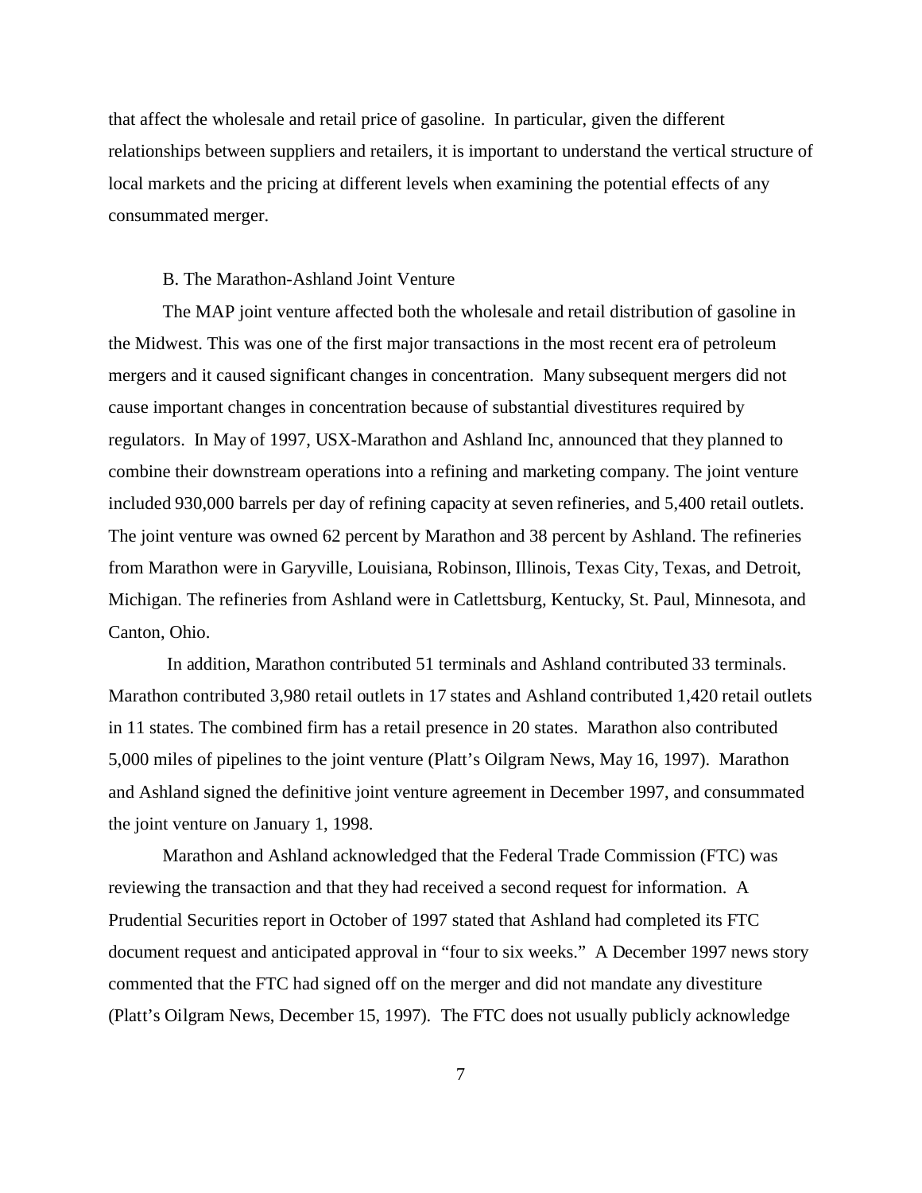that affect the wholesale and retail price of gasoline. In particular, given the different relationships between suppliers and retailers, it is important to understand the vertical structure of local markets and the pricing at different levels when examining the potential effects of any consummated merger.

### B. The Marathon-Ashland Joint Venture

The MAP joint venture affected both the wholesale and retail distribution of gasoline in the Midwest. This was one of the first major transactions in the most recent era of petroleum mergers and it caused significant changes in concentration. Many subsequent mergers did not cause important changes in concentration because of substantial divestitures required by regulators. In May of 1997, USX-Marathon and Ashland Inc, announced that they planned to combine their downstream operations into a refining and marketing company. The joint venture included 930,000 barrels per day of refining capacity at seven refineries, and 5,400 retail outlets. The joint venture was owned 62 percent by Marathon and 38 percent by Ashland. The refineries from Marathon were in Garyville, Louisiana, Robinson, Illinois, Texas City, Texas, and Detroit, Michigan. The refineries from Ashland were in Catlettsburg, Kentucky, St. Paul, Minnesota, and Canton, Ohio.

In addition, Marathon contributed 51 terminals and Ashland contributed 33 terminals. Marathon contributed 3,980 retail outlets in 17 states and Ashland contributed 1,420 retail outlets in 11 states. The combined firm has a retail presence in 20 states. Marathon also contributed 5,000 miles of pipelines to the joint venture (Platt's Oilgram News, May 16, 1997). Marathon and Ashland signed the definitive joint venture agreement in December 1997, and consummated the joint venture on January 1, 1998.

Marathon and Ashland acknowledged that the Federal Trade Commission (FTC) was reviewing the transaction and that they had received a second request for information. A Prudential Securities report in October of 1997 stated that Ashland had completed its FTC document request and anticipated approval in "four to six weeks." A December 1997 news story commented that the FTC had signed off on the merger and did not mandate any divestiture (Platt's Oilgram News, December 15, 1997). The FTC does not usually publicly acknowledge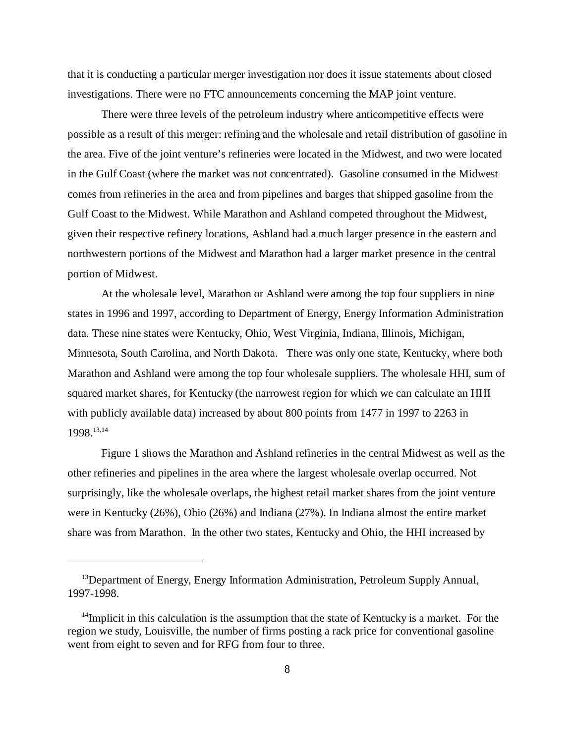that it is conducting a particular merger investigation nor does it issue statements about closed investigations. There were no FTC announcements concerning the MAP joint venture.

There were three levels of the petroleum industry where anticompetitive effects were possible as a result of this merger: refining and the wholesale and retail distribution of gasoline in the area. Five of the joint venture's refineries were located in the Midwest, and two were located in the Gulf Coast (where the market was not concentrated). Gasoline consumed in the Midwest comes from refineries in the area and from pipelines and barges that shipped gasoline from the Gulf Coast to the Midwest. While Marathon and Ashland competed throughout the Midwest, given their respective refinery locations, Ashland had a much larger presence in the eastern and northwestern portions of the Midwest and Marathon had a larger market presence in the central portion of Midwest.

At the wholesale level, Marathon or Ashland were among the top four suppliers in nine states in 1996 and 1997, according to Department of Energy, Energy Information Administration data. These nine states were Kentucky, Ohio, West Virginia, Indiana, Illinois, Michigan, Minnesota, South Carolina, and North Dakota. There was only one state, Kentucky, where both Marathon and Ashland were among the top four wholesale suppliers. The wholesale HHI, sum of squared market shares, for Kentucky (the narrowest region for which we can calculate an HHI with publicly available data) increased by about 800 points from 1477 in 1997 to 2263 in 1998.[13,14]

Figure 1 shows the Marathon and Ashland refineries in the central Midwest as well as the other refineries and pipelines in the area where the largest wholesale overlap occurred. Not surprisingly, like the wholesale overlaps, the highest retail market shares from the joint venture were in Kentucky (26%), Ohio (26%) and Indiana (27%). In Indiana almost the entire market share was from Marathon. In the other two states, Kentucky and Ohio, the HHI increased by

---

[13]Department of Energy, Energy Information Administration, Petroleum Supply Annual, 1997-1998.

[14]Implicit in this calculation is the assumption that the state of Kentucky is a market. For the region we study, Louisville, the number of firms posting a rack price for conventional gasoline went from eight to seven and for RFG from four to three.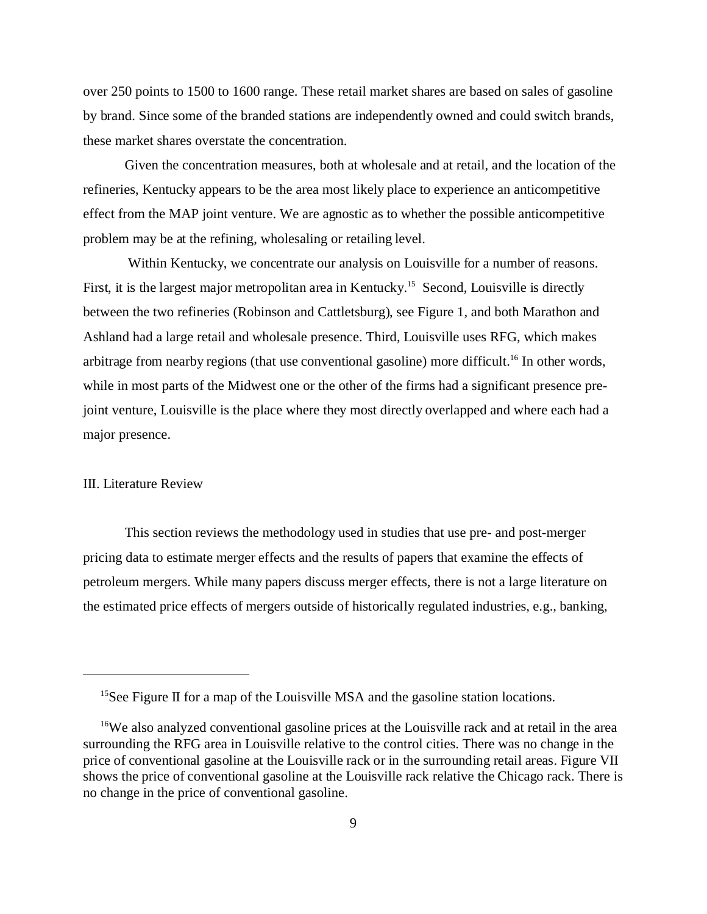over 250 points to 1500 to 1600 range. These retail market shares are based on sales of gasoline by brand. Since some of the branded stations are independently owned and could switch brands, these market shares overstate the concentration.

Given the concentration measures, both at wholesale and at retail, and the location of the refineries, Kentucky appears to be the area most likely place to experience an anticompetitive effect from the MAP joint venture. We are agnostic as to whether the possible anticompetitive problem may be at the refining, wholesaling or retailing level.

Within Kentucky, we concentrate our analysis on Louisville for a number of reasons. First, it is the largest major metropolitan area in Kentucky.[15] Second, Louisville is directly between the two refineries (Robinson and Cattletsburg), see Figure 1, and both Marathon and Ashland had a large retail and wholesale presence. Third, Louisville uses RFG, which makes arbitrage from nearby regions (that use conventional gasoline) more difficult.[16] In other words, while in most parts of the Midwest one or the other of the firms had a significant presence pre-joint venture, Louisville is the place where they most directly overlapped and where each had a major presence.

## III. Literature Review

This section reviews the methodology used in studies that use pre- and post-merger pricing data to estimate merger effects and the results of papers that examine the effects of petroleum mergers. While many papers discuss merger effects, there is not a large literature on the estimated price effects of mergers outside of historically regulated industries, e.g., banking,

---

[15] See Figure II for a map of the Louisville MSA and the gasoline station locations.

[16] We also analyzed conventional gasoline prices at the Louisville rack and at retail in the area surrounding the RFG area in Louisville relative to the control cities. There was no change in the price of conventional gasoline at the Louisville rack or in the surrounding retail areas. Figure VII shows the price of conventional gasoline at the Louisville rack relative the Chicago rack. There is no change in the price of conventional gasoline.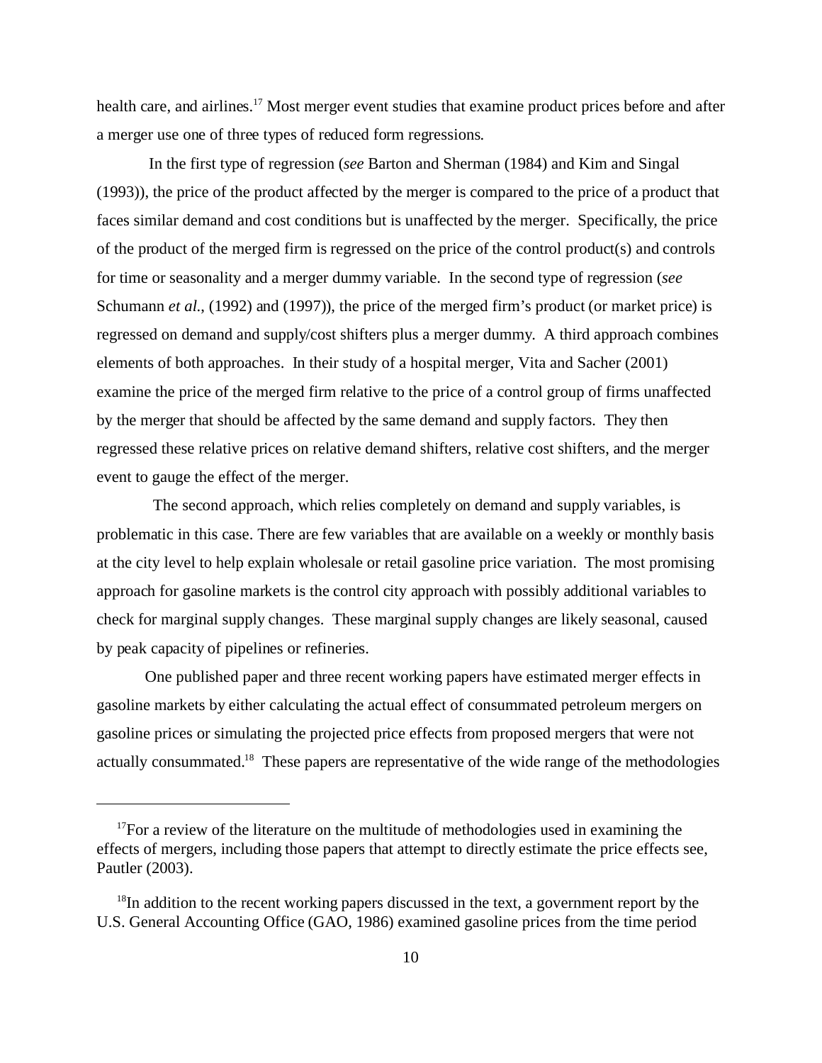health care, and airlines.[17] Most merger event studies that examine product prices before and after a merger use one of three types of reduced form regressions.

In the first type of regression (*see* Barton and Sherman (1984) and Kim and Singal (1993)), the price of the product affected by the merger is compared to the price of a product that faces similar demand and cost conditions but is unaffected by the merger. Specifically, the price of the product of the merged firm is regressed on the price of the control product(s) and controls for time or seasonality and a merger dummy variable. In the second type of regression (*see* Schumann *et al.*, (1992) and (1997)), the price of the merged firm's product (or market price) is regressed on demand and supply/cost shifters plus a merger dummy. A third approach combines elements of both approaches. In their study of a hospital merger, Vita and Sacher (2001) examine the price of the merged firm relative to the price of a control group of firms unaffected by the merger that should be affected by the same demand and supply factors. They then regressed these relative prices on relative demand shifters, relative cost shifters, and the merger event to gauge the effect of the merger.

The second approach, which relies completely on demand and supply variables, is problematic in this case. There are few variables that are available on a weekly or monthly basis at the city level to help explain wholesale or retail gasoline price variation. The most promising approach for gasoline markets is the control city approach with possibly additional variables to check for marginal supply changes. These marginal supply changes are likely seasonal, caused by peak capacity of pipelines or refineries.

One published paper and three recent working papers have estimated merger effects in gasoline markets by either calculating the actual effect of consummated petroleum mergers on gasoline prices or simulating the projected price effects from proposed mergers that were not actually consummated.[18] These papers are representative of the wide range of the methodologies

---

[17] For a review of the literature on the multitude of methodologies used in examining the effects of mergers, including those papers that attempt to directly estimate the price effects see, Pautler (2003).

[18] In addition to the recent working papers discussed in the text, a government report by the U.S. General Accounting Office (GAO, 1986) examined gasoline prices from the time period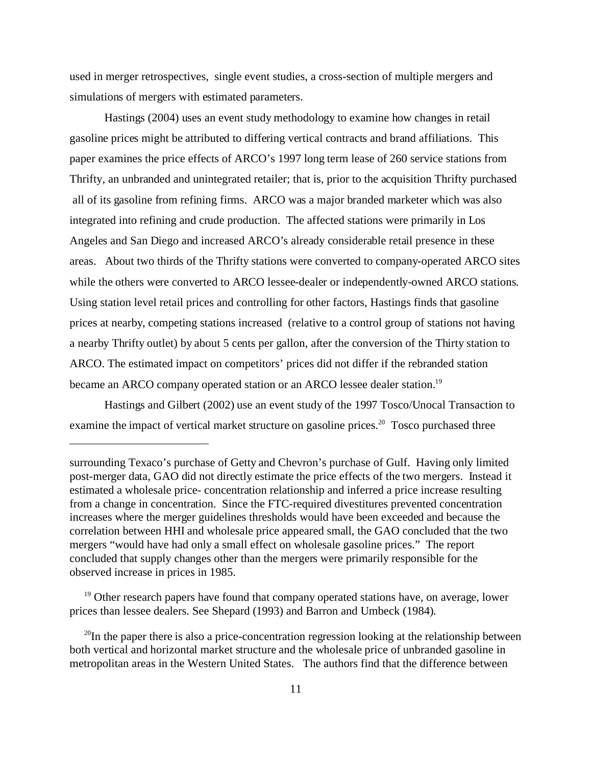used in merger retrospectives, single event studies, a cross-section of multiple mergers and simulations of mergers with estimated parameters.

Hastings (2004) uses an event study methodology to examine how changes in retail gasoline prices might be attributed to differing vertical contracts and brand affiliations. This paper examines the price effects of ARCO's 1997 long term lease of 260 service stations from Thrifty, an unbranded and unintegrated retailer; that is, prior to the acquisition Thrifty purchased all of its gasoline from refining firms. ARCO was a major branded marketer which was also integrated into refining and crude production. The affected stations were primarily in Los Angeles and San Diego and increased ARCO's already considerable retail presence in these areas. About two thirds of the Thrifty stations were converted to company-operated ARCO sites while the others were converted to ARCO lessee-dealer or independently-owned ARCO stations. Using station level retail prices and controlling for other factors, Hastings finds that gasoline prices at nearby, competing stations increased (relative to a control group of stations not having a nearby Thrifty outlet) by about 5 cents per gallon, after the conversion of the Thirty station to ARCO. The estimated impact on competitors' prices did not differ if the rebranded station became an ARCO company operated station or an ARCO lessee dealer station.[19]

Hastings and Gilbert (2002) use an event study of the 1997 Tosco/Unocal Transaction to examine the impact of vertical market structure on gasoline prices.[20] Tosco purchased three

---

surrounding Texaco's purchase of Getty and Chevron's purchase of Gulf. Having only limited post-merger data, GAO did not directly estimate the price effects of the two mergers. Instead it estimated a wholesale price- concentration relationship and inferred a price increase resulting from a change in concentration. Since the FTC-required divestitures prevented concentration increases where the merger guidelines thresholds would have been exceeded and because the correlation between HHI and wholesale price appeared small, the GAO concluded that the two mergers "would have had only a small effect on wholesale gasoline prices." The report concluded that supply changes other than the mergers were primarily responsible for the observed increase in prices in 1985.

[19] Other research papers have found that company operated stations have, on average, lower prices than lessee dealers. See Shepard (1993) and Barron and Umbeck (1984).

[20] In the paper there is also a price-concentration regression looking at the relationship between both vertical and horizontal market structure and the wholesale price of unbranded gasoline in metropolitan areas in the Western United States. The authors find that the difference between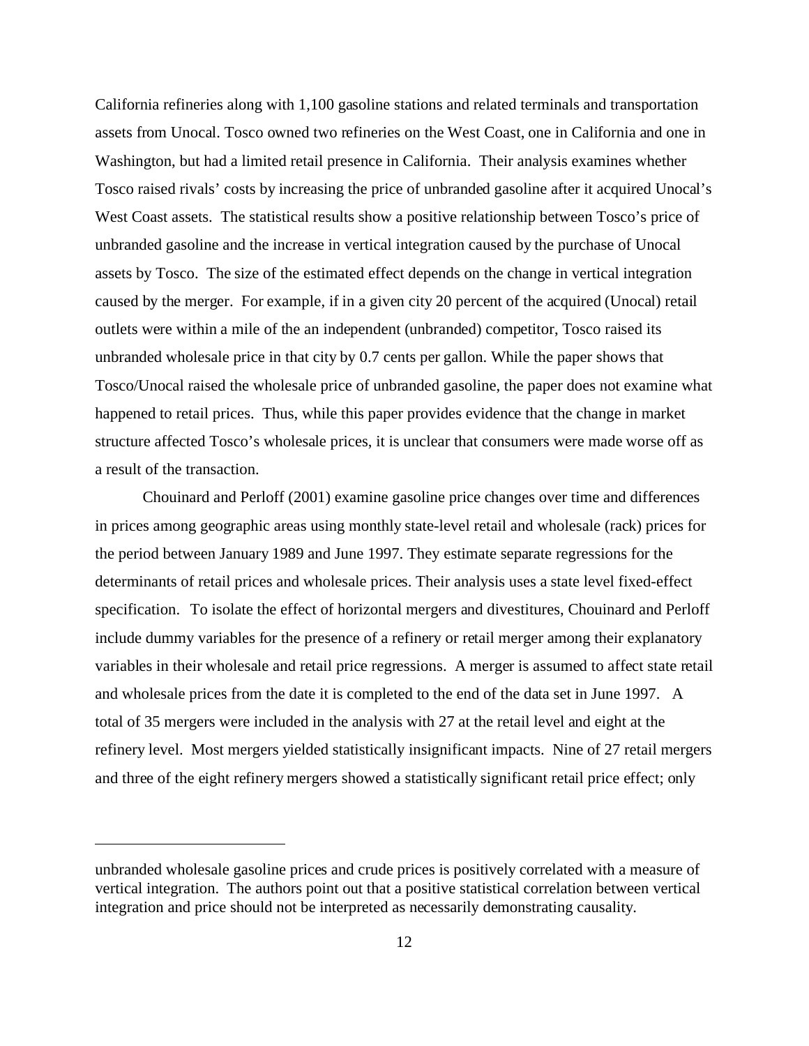California refineries along with 1,100 gasoline stations and related terminals and transportation assets from Unocal. Tosco owned two refineries on the West Coast, one in California and one in Washington, but had a limited retail presence in California. Their analysis examines whether Tosco raised rivals' costs by increasing the price of unbranded gasoline after it acquired Unocal's West Coast assets. The statistical results show a positive relationship between Tosco's price of unbranded gasoline and the increase in vertical integration caused by the purchase of Unocal assets by Tosco. The size of the estimated effect depends on the change in vertical integration caused by the merger. For example, if in a given city 20 percent of the acquired (Unocal) retail outlets were within a mile of the an independent (unbranded) competitor, Tosco raised its unbranded wholesale price in that city by 0.7 cents per gallon. While the paper shows that Tosco/Unocal raised the wholesale price of unbranded gasoline, the paper does not examine what happened to retail prices. Thus, while this paper provides evidence that the change in market structure affected Tosco's wholesale prices, it is unclear that consumers were made worse off as a result of the transaction.

Chouinard and Perloff (2001) examine gasoline price changes over time and differences in prices among geographic areas using monthly state-level retail and wholesale (rack) prices for the period between January 1989 and June 1997. They estimate separate regressions for the determinants of retail prices and wholesale prices. Their analysis uses a state level fixed-effect specification. To isolate the effect of horizontal mergers and divestitures, Chouinard and Perloff include dummy variables for the presence of a refinery or retail merger among their explanatory variables in their wholesale and retail price regressions. A merger is assumed to affect state retail and wholesale prices from the date it is completed to the end of the data set in June 1997. A total of 35 mergers were included in the analysis with 27 at the retail level and eight at the refinery level. Most mergers yielded statistically insignificant impacts. Nine of 27 retail mergers and three of the eight refinery mergers showed a statistically significant retail price effect; only

---

unbranded wholesale gasoline prices and crude prices is positively correlated with a measure of vertical integration. The authors point out that a positive statistical correlation between vertical integration and price should not be interpreted as necessarily demonstrating causality.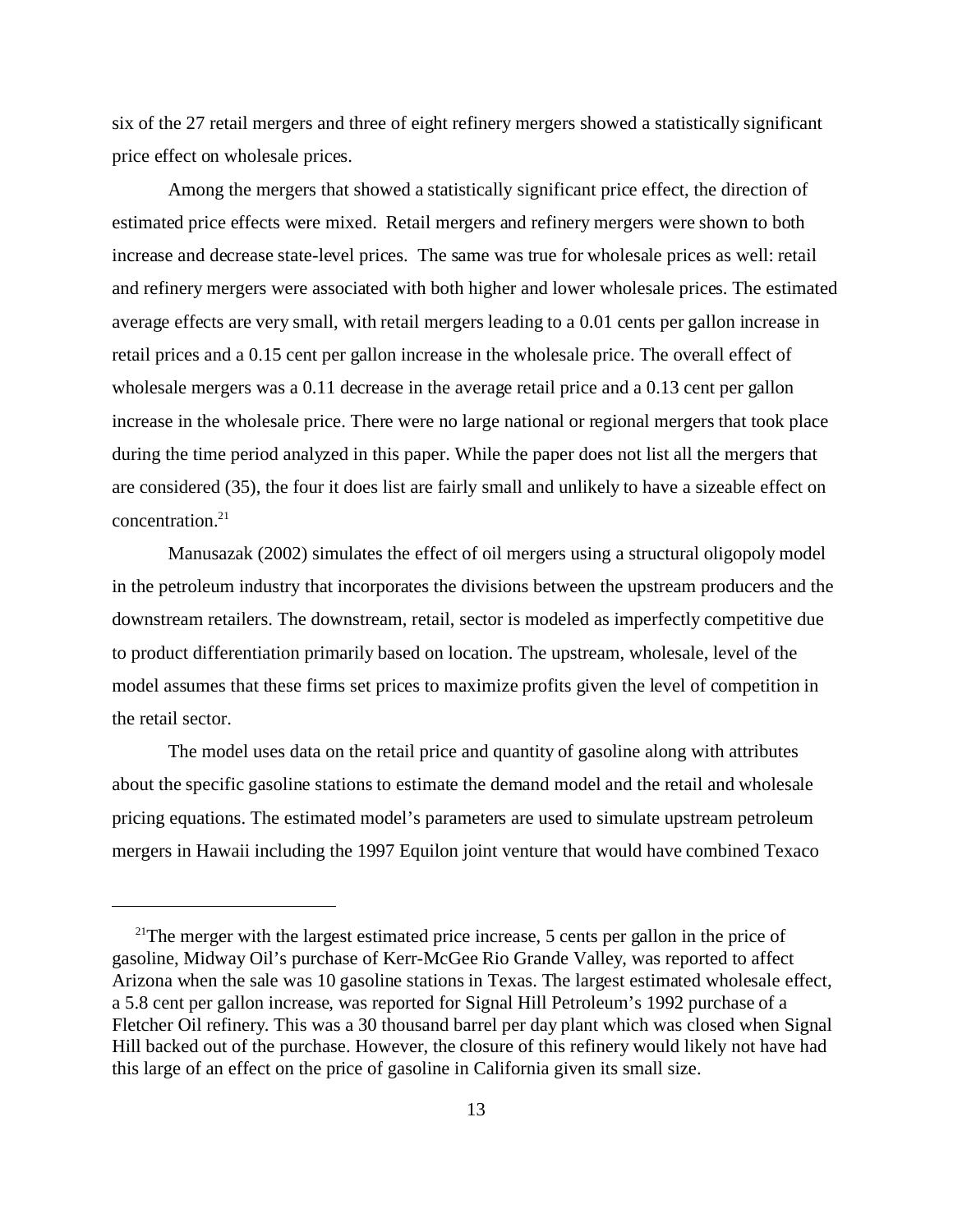six of the 27 retail mergers and three of eight refinery mergers showed a statistically significant price effect on wholesale prices.

Among the mergers that showed a statistically significant price effect, the direction of estimated price effects were mixed. Retail mergers and refinery mergers were shown to both increase and decrease state-level prices. The same was true for wholesale prices as well: retail and refinery mergers were associated with both higher and lower wholesale prices. The estimated average effects are very small, with retail mergers leading to a 0.01 cents per gallon increase in retail prices and a 0.15 cent per gallon increase in the wholesale price. The overall effect of wholesale mergers was a 0.11 decrease in the average retail price and a 0.13 cent per gallon increase in the wholesale price. There were no large national or regional mergers that took place during the time period analyzed in this paper. While the paper does not list all the mergers that are considered (35), the four it does list are fairly small and unlikely to have a sizeable effect on concentration.[21]

Manusazak (2002) simulates the effect of oil mergers using a structural oligopoly model in the petroleum industry that incorporates the divisions between the upstream producers and the downstream retailers. The downstream, retail, sector is modeled as imperfectly competitive due to product differentiation primarily based on location. The upstream, wholesale, level of the model assumes that these firms set prices to maximize profits given the level of competition in the retail sector.

The model uses data on the retail price and quantity of gasoline along with attributes about the specific gasoline stations to estimate the demand model and the retail and wholesale pricing equations. The estimated model's parameters are used to simulate upstream petroleum mergers in Hawaii including the 1997 Equilon joint venture that would have combined Texaco

---

[21] The merger with the largest estimated price increase, 5 cents per gallon in the price of gasoline, Midway Oil's purchase of Kerr-McGee Rio Grande Valley, was reported to affect Arizona when the sale was 10 gasoline stations in Texas. The largest estimated wholesale effect, a 5.8 cent per gallon increase, was reported for Signal Hill Petroleum's 1992 purchase of a Fletcher Oil refinery. This was a 30 thousand barrel per day plant which was closed when Signal Hill backed out of the purchase. However, the closure of this refinery would likely not have had this large of an effect on the price of gasoline in California given its small size.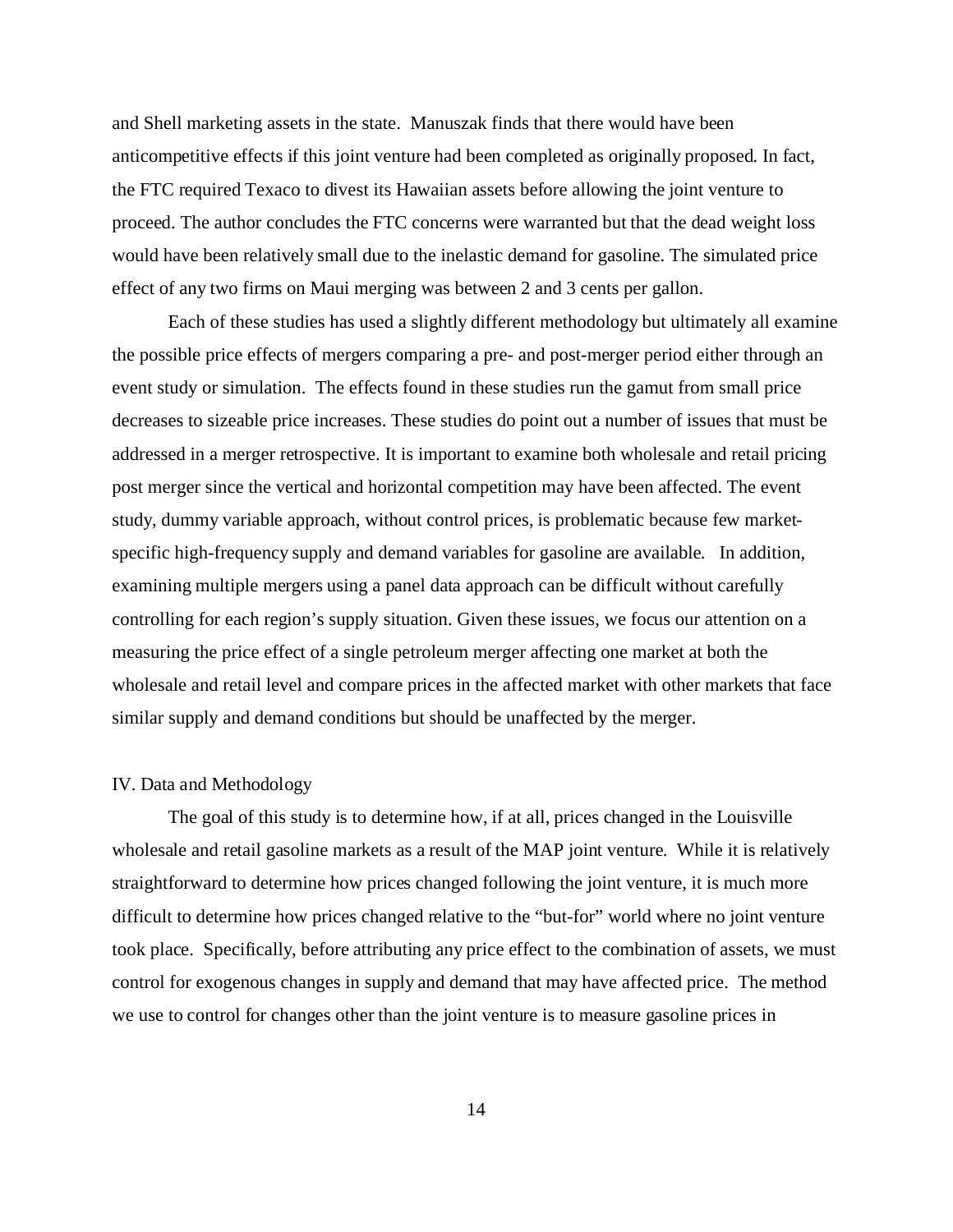and Shell marketing assets in the state. Manuszak finds that there would have been anticompetitive effects if this joint venture had been completed as originally proposed. In fact, the FTC required Texaco to divest its Hawaiian assets before allowing the joint venture to proceed. The author concludes the FTC concerns were warranted but that the dead weight loss would have been relatively small due to the inelastic demand for gasoline. The simulated price effect of any two firms on Maui merging was between 2 and 3 cents per gallon.

Each of these studies has used a slightly different methodology but ultimately all examine the possible price effects of mergers comparing a pre- and post-merger period either through an event study or simulation. The effects found in these studies run the gamut from small price decreases to sizeable price increases. These studies do point out a number of issues that must be addressed in a merger retrospective. It is important to examine both wholesale and retail pricing post merger since the vertical and horizontal competition may have been affected. The event study, dummy variable approach, without control prices, is problematic because few market-specific high-frequency supply and demand variables for gasoline are available. In addition, examining multiple mergers using a panel data approach can be difficult without carefully controlling for each region's supply situation. Given these issues, we focus our attention on a measuring the price effect of a single petroleum merger affecting one market at both the wholesale and retail level and compare prices in the affected market with other markets that face similar supply and demand conditions but should be unaffected by the merger.

## IV. Data and Methodology

The goal of this study is to determine how, if at all, prices changed in the Louisville wholesale and retail gasoline markets as a result of the MAP joint venture. While it is relatively straightforward to determine how prices changed following the joint venture, it is much more difficult to determine how prices changed relative to the "but-for" world where no joint venture took place. Specifically, before attributing any price effect to the combination of assets, we must control for exogenous changes in supply and demand that may have affected price. The method we use to control for changes other than the joint venture is to measure gasoline prices in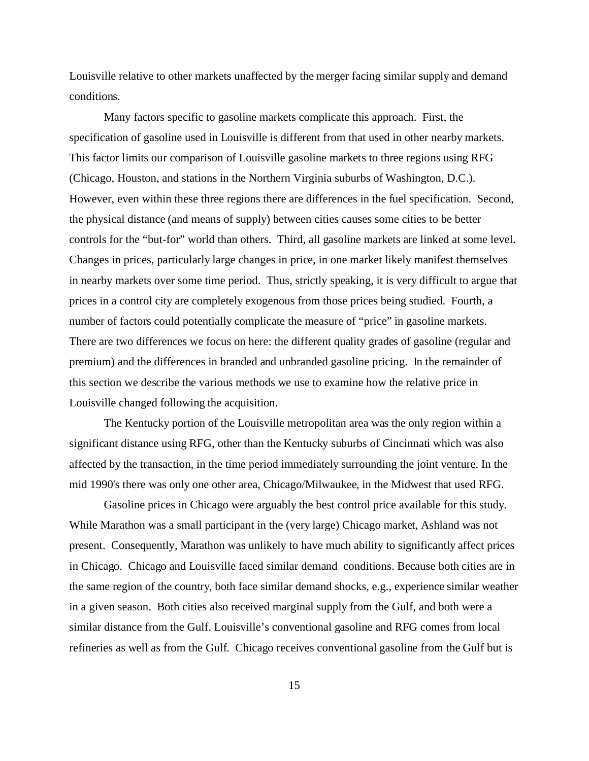Louisville relative to other markets unaffected by the merger facing similar supply and demand conditions.

Many factors specific to gasoline markets complicate this approach. First, the specification of gasoline used in Louisville is different from that used in other nearby markets. This factor limits our comparison of Louisville gasoline markets to three regions using RFG (Chicago, Houston, and stations in the Northern Virginia suburbs of Washington, D.C.). However, even within these three regions there are differences in the fuel specification. Second, the physical distance (and means of supply) between cities causes some cities to be better controls for the "but-for" world than others. Third, all gasoline markets are linked at some level. Changes in prices, particularly large changes in price, in one market likely manifest themselves in nearby markets over some time period. Thus, strictly speaking, it is very difficult to argue that prices in a control city are completely exogenous from those prices being studied. Fourth, a number of factors could potentially complicate the measure of "price" in gasoline markets. There are two differences we focus on here: the different quality grades of gasoline (regular and premium) and the differences in branded and unbranded gasoline pricing. In the remainder of this section we describe the various methods we use to examine how the relative price in Louisville changed following the acquisition.

The Kentucky portion of the Louisville metropolitan area was the only region within a significant distance using RFG, other than the Kentucky suburbs of Cincinnati which was also affected by the transaction, in the time period immediately surrounding the joint venture. In the mid 1990's there was only one other area, Chicago/Milwaukee, in the Midwest that used RFG.

Gasoline prices in Chicago were arguably the best control price available for this study. While Marathon was a small participant in the (very large) Chicago market, Ashland was not present. Consequently, Marathon was unlikely to have much ability to significantly affect prices in Chicago. Chicago and Louisville faced similar demand conditions. Because both cities are in the same region of the country, both face similar demand shocks, e.g., experience similar weather in a given season. Both cities also received marginal supply from the Gulf, and both were a similar distance from the Gulf. Louisville's conventional gasoline and RFG comes from local refineries as well as from the Gulf. Chicago receives conventional gasoline from the Gulf but is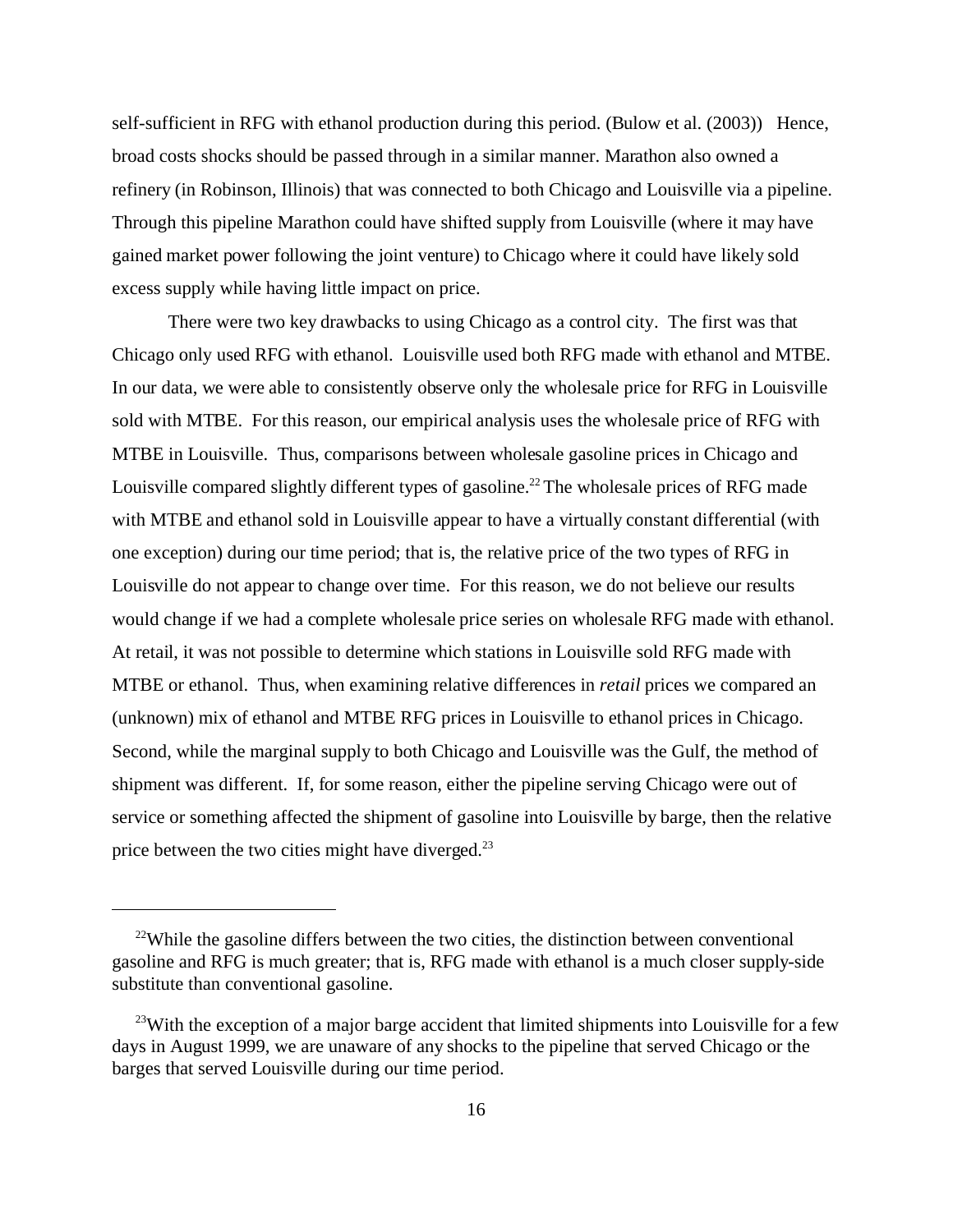self-sufficient in RFG with ethanol production during this period. (Bulow et al. (2003)) Hence, broad costs shocks should be passed through in a similar manner. Marathon also owned a refinery (in Robinson, Illinois) that was connected to both Chicago and Louisville via a pipeline. Through this pipeline Marathon could have shifted supply from Louisville (where it may have gained market power following the joint venture) to Chicago where it could have likely sold excess supply while having little impact on price.

There were two key drawbacks to using Chicago as a control city. The first was that Chicago only used RFG with ethanol. Louisville used both RFG made with ethanol and MTBE. In our data, we were able to consistently observe only the wholesale price for RFG in Louisville sold with MTBE. For this reason, our empirical analysis uses the wholesale price of RFG with MTBE in Louisville. Thus, comparisons between wholesale gasoline prices in Chicago and Louisville compared slightly different types of gasoline.[22] The wholesale prices of RFG made with MTBE and ethanol sold in Louisville appear to have a virtually constant differential (with one exception) during our time period; that is, the relative price of the two types of RFG in Louisville do not appear to change over time. For this reason, we do not believe our results would change if we had a complete wholesale price series on wholesale RFG made with ethanol. At retail, it was not possible to determine which stations in Louisville sold RFG made with MTBE or ethanol. Thus, when examining relative differences in *retail* prices we compared an (unknown) mix of ethanol and MTBE RFG prices in Louisville to ethanol prices in Chicago. Second, while the marginal supply to both Chicago and Louisville was the Gulf, the method of shipment was different. If, for some reason, either the pipeline serving Chicago were out of service or something affected the shipment of gasoline into Louisville by barge, then the relative price between the two cities might have diverged.[23]

---

[22] While the gasoline differs between the two cities, the distinction between conventional gasoline and RFG is much greater; that is, RFG made with ethanol is a much closer supply-side substitute than conventional gasoline.

[23] With the exception of a major barge accident that limited shipments into Louisville for a few days in August 1999, we are unaware of any shocks to the pipeline that served Chicago or the barges that served Louisville during our time period.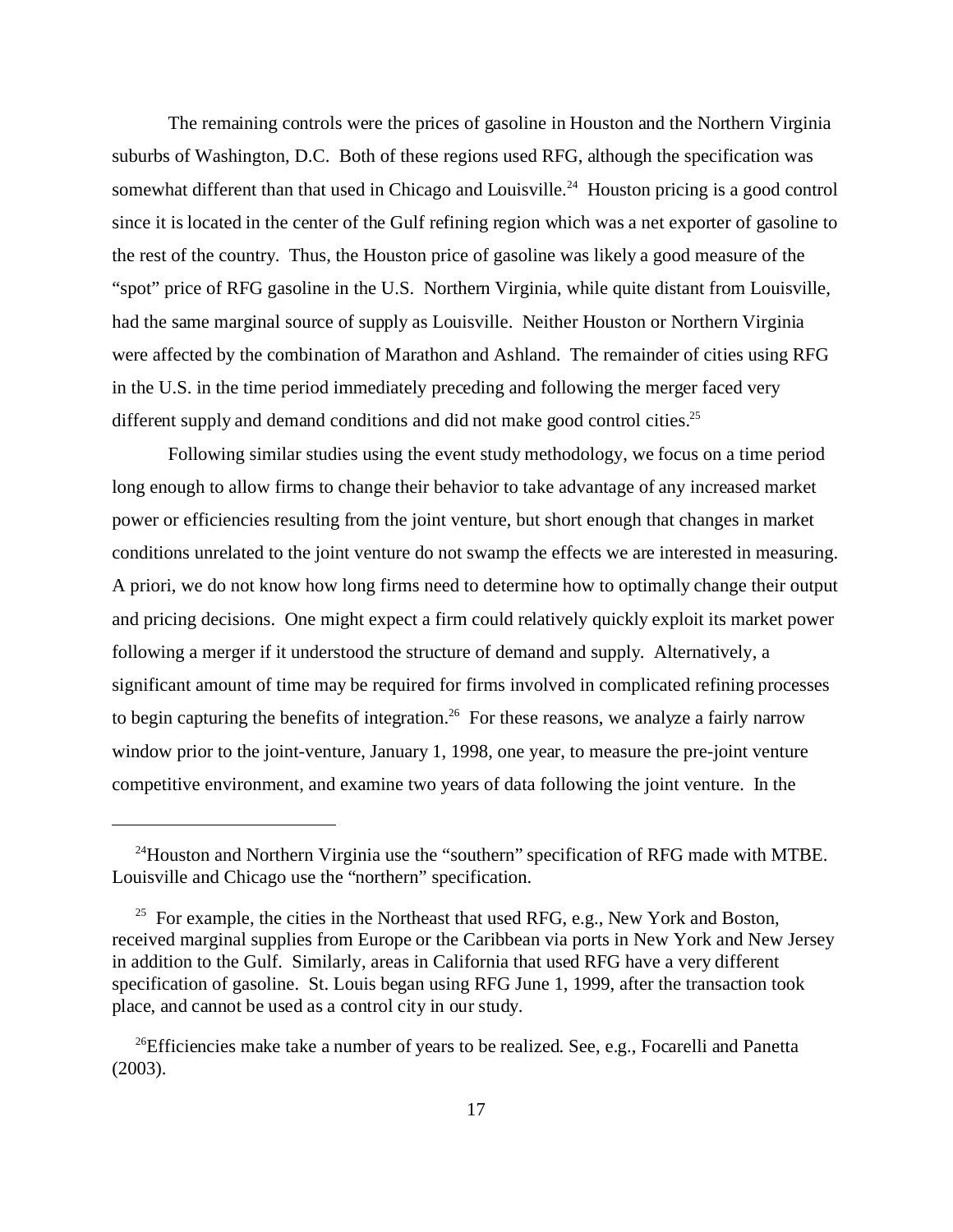The remaining controls were the prices of gasoline in Houston and the Northern Virginia suburbs of Washington, D.C. Both of these regions used RFG, although the specification was somewhat different than that used in Chicago and Louisville.[24] Houston pricing is a good control since it is located in the center of the Gulf refining region which was a net exporter of gasoline to the rest of the country. Thus, the Houston price of gasoline was likely a good measure of the "spot" price of RFG gasoline in the U.S. Northern Virginia, while quite distant from Louisville, had the same marginal source of supply as Louisville. Neither Houston or Northern Virginia were affected by the combination of Marathon and Ashland. The remainder of cities using RFG in the U.S. in the time period immediately preceding and following the merger faced very different supply and demand conditions and did not make good control cities.[25]

Following similar studies using the event study methodology, we focus on a time period long enough to allow firms to change their behavior to take advantage of any increased market power or efficiencies resulting from the joint venture, but short enough that changes in market conditions unrelated to the joint venture do not swamp the effects we are interested in measuring. A priori, we do not know how long firms need to determine how to optimally change their output and pricing decisions. One might expect a firm could relatively quickly exploit its market power following a merger if it understood the structure of demand and supply. Alternatively, a significant amount of time may be required for firms involved in complicated refining processes to begin capturing the benefits of integration.[26] For these reasons, we analyze a fairly narrow window prior to the joint-venture, January 1, 1998, one year, to measure the pre-joint venture competitive environment, and examine two years of data following the joint venture. In the

---

[24]Houston and Northern Virginia use the "southern" specification of RFG made with MTBE. Louisville and Chicago use the "northern" specification.

[25] For example, the cities in the Northeast that used RFG, e.g., New York and Boston, received marginal supplies from Europe or the Caribbean via ports in New York and New Jersey in addition to the Gulf. Similarly, areas in California that used RFG have a very different specification of gasoline. St. Louis began using RFG June 1, 1999, after the transaction took place, and cannot be used as a control city in our study.

[26]Efficiencies make take a number of years to be realized. See, e.g., Focarelli and Panetta (2003).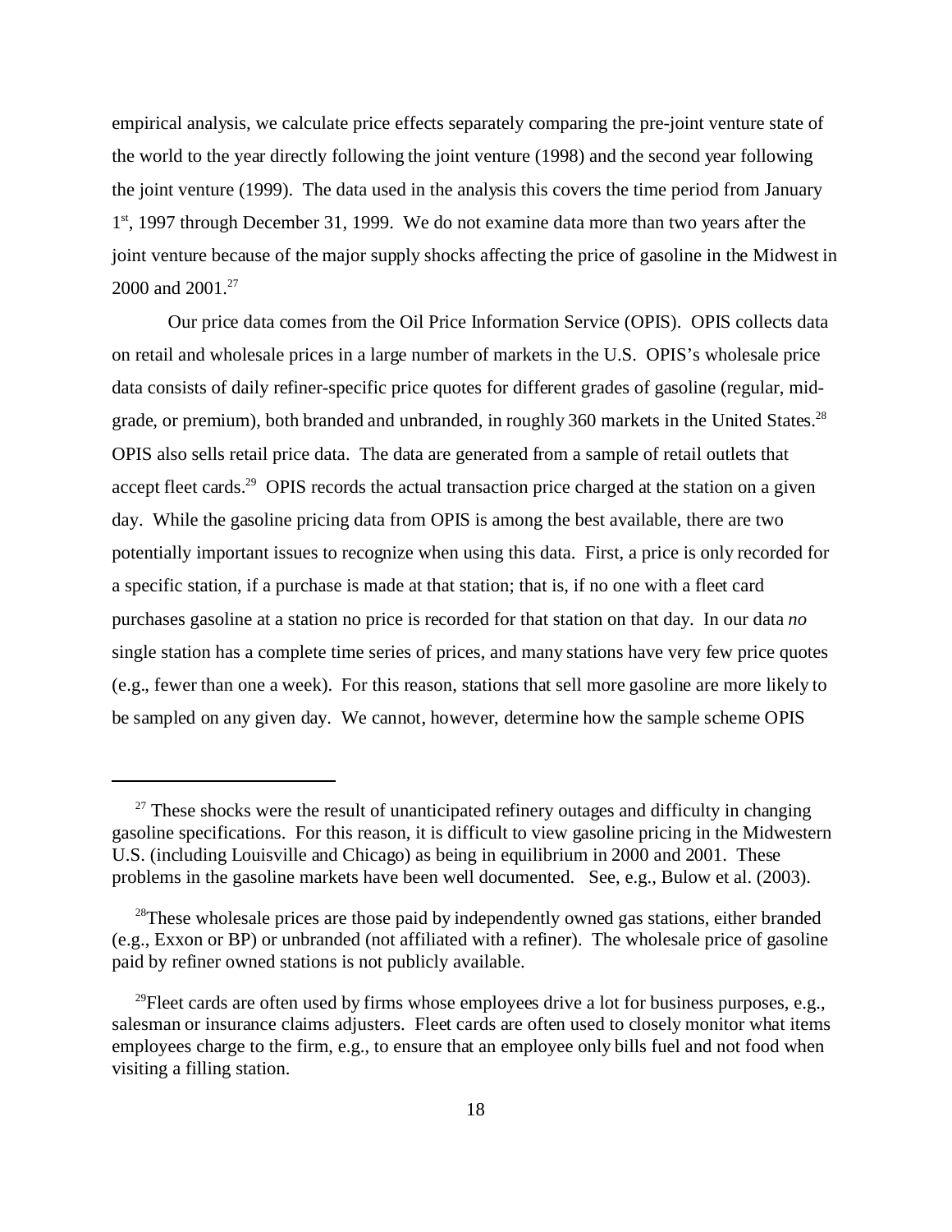empirical analysis, we calculate price effects separately comparing the pre-joint venture state of the world to the year directly following the joint venture (1998) and the second year following the joint venture (1999). The data used in the analysis this covers the time period from January 1st, 1997 through December 31, 1999. We do not examine data more than two years after the joint venture because of the major supply shocks affecting the price of gasoline in the Midwest in 2000 and 2001.[27]

Our price data comes from the Oil Price Information Service (OPIS). OPIS collects data on retail and wholesale prices in a large number of markets in the U.S. OPIS's wholesale price data consists of daily refiner-specific price quotes for different grades of gasoline (regular, mid-grade, or premium), both branded and unbranded, in roughly 360 markets in the United States.[28] OPIS also sells retail price data. The data are generated from a sample of retail outlets that accept fleet cards.[29] OPIS records the actual transaction price charged at the station on a given day. While the gasoline pricing data from OPIS is among the best available, there are two potentially important issues to recognize when using this data. First, a price is only recorded for a specific station, if a purchase is made at that station; that is, if no one with a fleet card purchases gasoline at a station no price is recorded for that station on that day. In our data *no* single station has a complete time series of prices, and many stations have very few price quotes (e.g., fewer than one a week). For this reason, stations that sell more gasoline are more likely to be sampled on any given day. We cannot, however, determine how the sample scheme OPIS

---

[27] These shocks were the result of unanticipated refinery outages and difficulty in changing gasoline specifications. For this reason, it is difficult to view gasoline pricing in the Midwestern U.S. (including Louisville and Chicago) as being in equilibrium in 2000 and 2001. These problems in the gasoline markets have been well documented. See, e.g., Bulow et al. (2003).

[28] These wholesale prices are those paid by independently owned gas stations, either branded (e.g., Exxon or BP) or unbranded (not affiliated with a refiner). The wholesale price of gasoline paid by refiner owned stations is not publicly available.

[29] Fleet cards are often used by firms whose employees drive a lot for business purposes, e.g., salesman or insurance claims adjusters. Fleet cards are often used to closely monitor what items employees charge to the firm, e.g., to ensure that an employee only bills fuel and not food when visiting a filling station.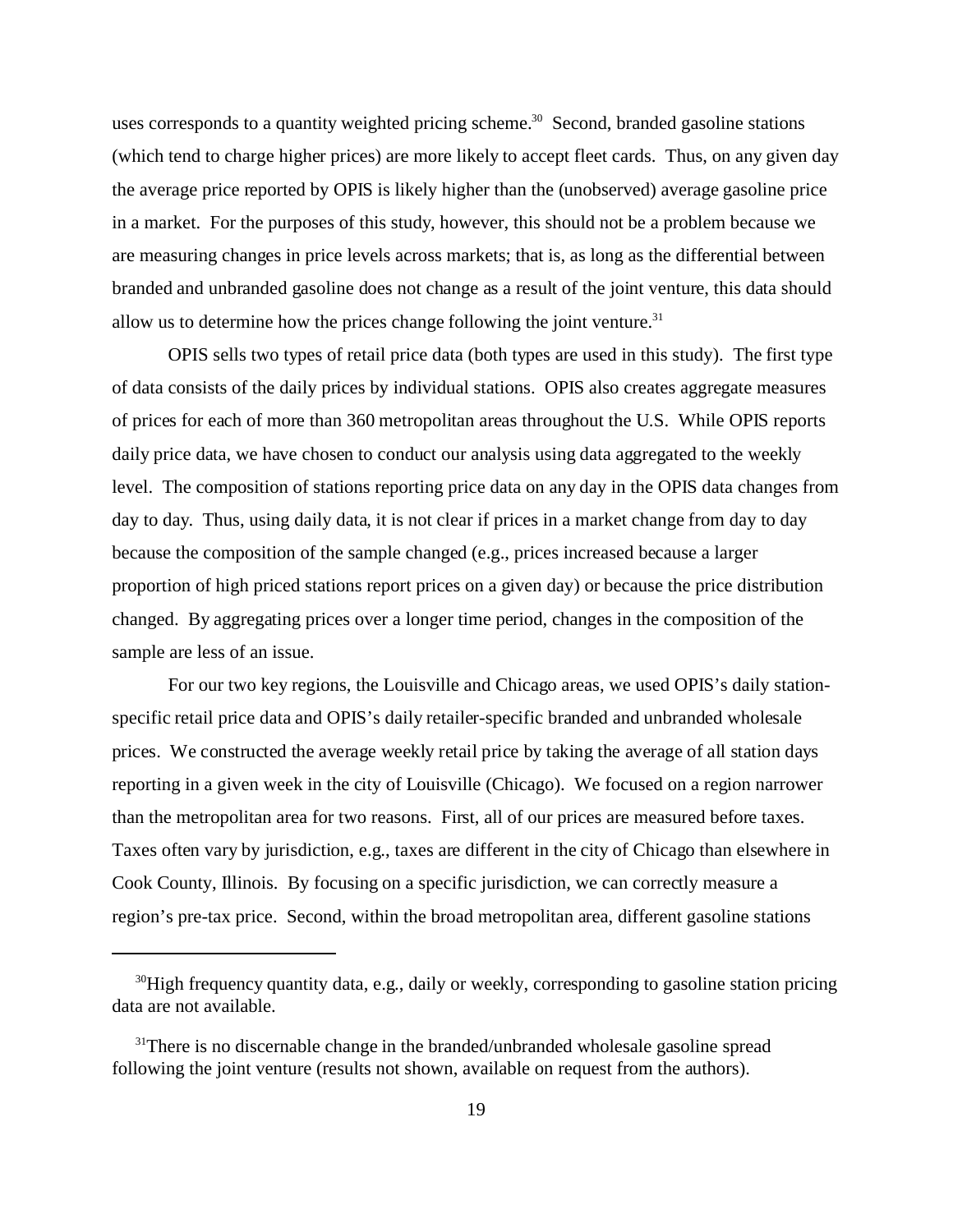uses corresponds to a quantity weighted pricing scheme.[30] Second, branded gasoline stations (which tend to charge higher prices) are more likely to accept fleet cards. Thus, on any given day the average price reported by OPIS is likely higher than the (unobserved) average gasoline price in a market. For the purposes of this study, however, this should not be a problem because we are measuring changes in price levels across markets; that is, as long as the differential between branded and unbranded gasoline does not change as a result of the joint venture, this data should allow us to determine how the prices change following the joint venture.[31]

OPIS sells two types of retail price data (both types are used in this study). The first type of data consists of the daily prices by individual stations. OPIS also creates aggregate measures of prices for each of more than 360 metropolitan areas throughout the U.S. While OPIS reports daily price data, we have chosen to conduct our analysis using data aggregated to the weekly level. The composition of stations reporting price data on any day in the OPIS data changes from day to day. Thus, using daily data, it is not clear if prices in a market change from day to day because the composition of the sample changed (e.g., prices increased because a larger proportion of high priced stations report prices on a given day) or because the price distribution changed. By aggregating prices over a longer time period, changes in the composition of the sample are less of an issue.

For our two key regions, the Louisville and Chicago areas, we used OPIS's daily station-specific retail price data and OPIS's daily retailer-specific branded and unbranded wholesale prices. We constructed the average weekly retail price by taking the average of all station days reporting in a given week in the city of Louisville (Chicago). We focused on a region narrower than the metropolitan area for two reasons. First, all of our prices are measured before taxes. Taxes often vary by jurisdiction, e.g., taxes are different in the city of Chicago than elsewhere in Cook County, Illinois. By focusing on a specific jurisdiction, we can correctly measure a region's pre-tax price. Second, within the broad metropolitan area, different gasoline stations

---

[30] High frequency quantity data, e.g., daily or weekly, corresponding to gasoline station pricing data are not available.

[31] There is no discernable change in the branded/unbranded wholesale gasoline spread following the joint venture (results not shown, available on request from the authors).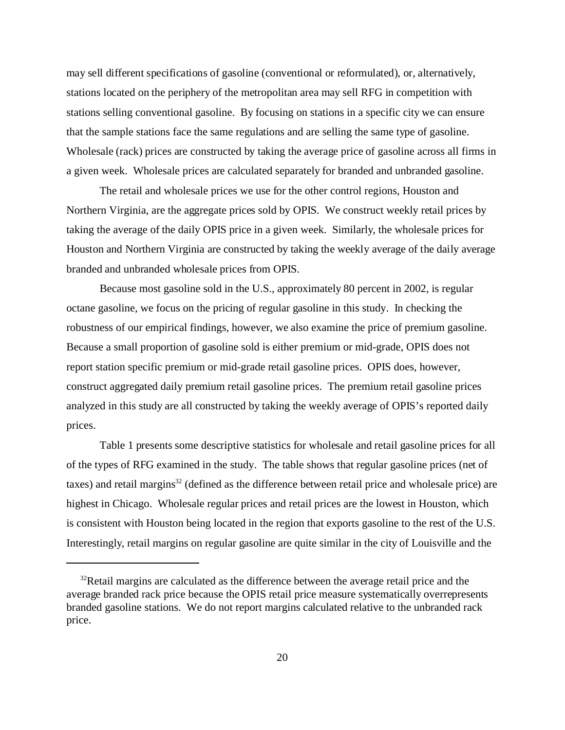may sell different specifications of gasoline (conventional or reformulated), or, alternatively, stations located on the periphery of the metropolitan area may sell RFG in competition with stations selling conventional gasoline. By focusing on stations in a specific city we can ensure that the sample stations face the same regulations and are selling the same type of gasoline. Wholesale (rack) prices are constructed by taking the average price of gasoline across all firms in a given week. Wholesale prices are calculated separately for branded and unbranded gasoline.

The retail and wholesale prices we use for the other control regions, Houston and Northern Virginia, are the aggregate prices sold by OPIS. We construct weekly retail prices by taking the average of the daily OPIS price in a given week. Similarly, the wholesale prices for Houston and Northern Virginia are constructed by taking the weekly average of the daily average branded and unbranded wholesale prices from OPIS.

Because most gasoline sold in the U.S., approximately 80 percent in 2002, is regular octane gasoline, we focus on the pricing of regular gasoline in this study. In checking the robustness of our empirical findings, however, we also examine the price of premium gasoline. Because a small proportion of gasoline sold is either premium or mid-grade, OPIS does not report station specific premium or mid-grade retail gasoline prices. OPIS does, however, construct aggregated daily premium retail gasoline prices. The premium retail gasoline prices analyzed in this study are all constructed by taking the weekly average of OPIS's reported daily prices.

Table 1 presents some descriptive statistics for wholesale and retail gasoline prices for all of the types of RFG examined in the study. The table shows that regular gasoline prices (net of taxes) and retail margins[32] (defined as the difference between retail price and wholesale price) are highest in Chicago. Wholesale regular prices and retail prices are the lowest in Houston, which is consistent with Houston being located in the region that exports gasoline to the rest of the U.S. Interestingly, retail margins on regular gasoline are quite similar in the city of Louisville and the

---

[32] Retail margins are calculated as the difference between the average retail price and the average branded rack price because the OPIS retail price measure systematically overrepresents branded gasoline stations. We do not report margins calculated relative to the unbranded rack price.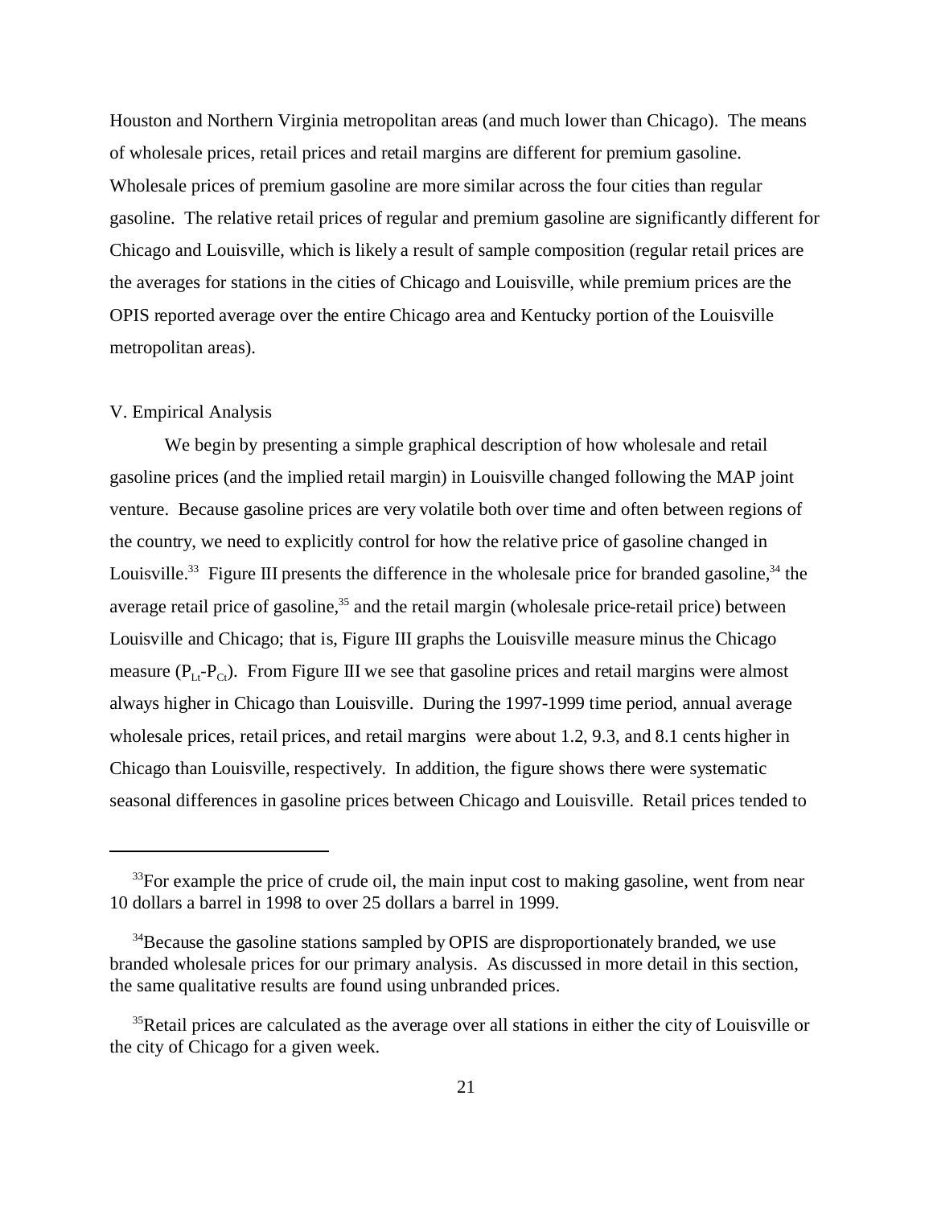Houston and Northern Virginia metropolitan areas (and much lower than Chicago). The means of wholesale prices, retail prices and retail margins are different for premium gasoline. Wholesale prices of premium gasoline are more similar across the four cities than regular gasoline. The relative retail prices of regular and premium gasoline are significantly different for Chicago and Louisville, which is likely a result of sample composition (regular retail prices are the averages for stations in the cities of Chicago and Louisville, while premium prices are the OPIS reported average over the entire Chicago area and Kentucky portion of the Louisville metropolitan areas).

## V. Empirical Analysis

We begin by presenting a simple graphical description of how wholesale and retail gasoline prices (and the implied retail margin) in Louisville changed following the MAP joint venture. Because gasoline prices are very volatile both over time and often between regions of the country, we need to explicitly control for how the relative price of gasoline changed in Louisville.[33] Figure III presents the difference in the wholesale price for branded gasoline,[34] the average retail price of gasoline,[35] and the retail margin (wholesale price-retail price) between Louisville and Chicago; that is, Figure III graphs the Louisville measure minus the Chicago measure ($P_{Lt}$-$P_{Ct}$). From Figure III we see that gasoline prices and retail margins were almost always higher in Chicago than Louisville. During the 1997-1999 time period, annual average wholesale prices, retail prices, and retail margins were about 1.2, 9.3, and 8.1 cents higher in Chicago than Louisville, respectively. In addition, the figure shows there were systematic seasonal differences in gasoline prices between Chicago and Louisville. Retail prices tended to

---

[33]For example the price of crude oil, the main input cost to making gasoline, went from near 10 dollars a barrel in 1998 to over 25 dollars a barrel in 1999.

[34]Because the gasoline stations sampled by OPIS are disproportionately branded, we use branded wholesale prices for our primary analysis. As discussed in more detail in this section, the same qualitative results are found using unbranded prices.

[35]Retail prices are calculated as the average over all stations in either the city of Louisville or the city of Chicago for a given week.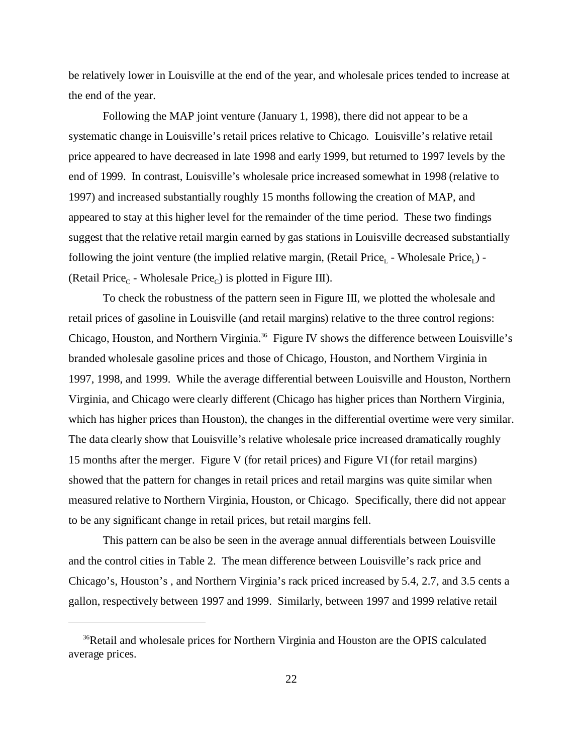be relatively lower in Louisville at the end of the year, and wholesale prices tended to increase at the end of the year.

Following the MAP joint venture (January 1, 1998), there did not appear to be a systematic change in Louisville's retail prices relative to Chicago. Louisville's relative retail price appeared to have decreased in late 1998 and early 1999, but returned to 1997 levels by the end of 1999. In contrast, Louisville's wholesale price increased somewhat in 1998 (relative to 1997) and increased substantially roughly 15 months following the creation of MAP, and appeared to stay at this higher level for the remainder of the time period. These two findings suggest that the relative retail margin earned by gas stations in Louisville decreased substantially following the joint venture (the implied relative margin, (Retail Price$_L$ - Wholesale Price$_L$) - (Retail Price$_C$ - Wholesale Price$_C$) is plotted in Figure III).

To check the robustness of the pattern seen in Figure III, we plotted the wholesale and retail prices of gasoline in Louisville (and retail margins) relative to the three control regions: Chicago, Houston, and Northern Virginia.[36] Figure IV shows the difference between Louisville's branded wholesale gasoline prices and those of Chicago, Houston, and Northern Virginia in 1997, 1998, and 1999. While the average differential between Louisville and Houston, Northern Virginia, and Chicago were clearly different (Chicago has higher prices than Northern Virginia, which has higher prices than Houston), the changes in the differential overtime were very similar. The data clearly show that Louisville's relative wholesale price increased dramatically roughly 15 months after the merger. Figure V (for retail prices) and Figure VI (for retail margins) showed that the pattern for changes in retail prices and retail margins was quite similar when measured relative to Northern Virginia, Houston, or Chicago. Specifically, there did not appear to be any significant change in retail prices, but retail margins fell.

This pattern can be also be seen in the average annual differentials between Louisville and the control cities in Table 2. The mean difference between Louisville's rack price and Chicago's, Houston's , and Northern Virginia's rack priced increased by 5.4, 2.7, and 3.5 cents a gallon, respectively between 1997 and 1999. Similarly, between 1997 and 1999 relative retail

[36]Retail and wholesale prices for Northern Virginia and Houston are the OPIS calculated average prices.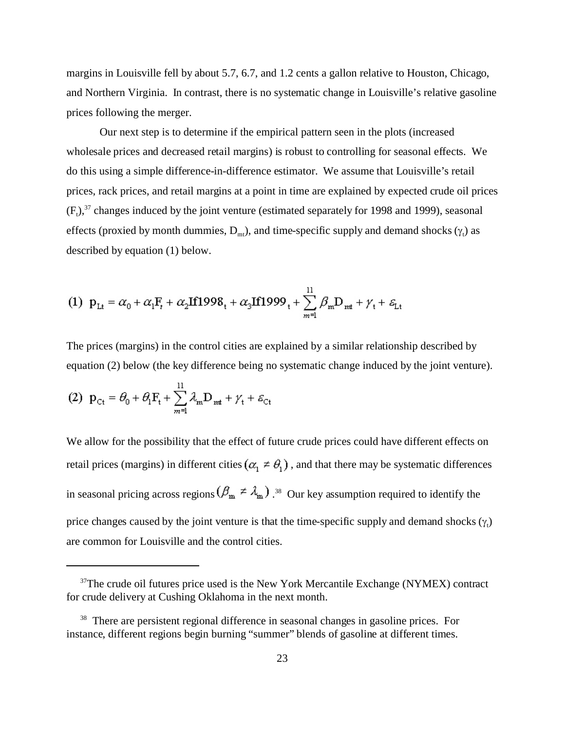margins in Louisville fell by about 5.7, 6.7, and 1.2 cents a gallon relative to Houston, Chicago, and Northern Virginia. In contrast, there is no systematic change in Louisville's relative gasoline prices following the merger.

Our next step is to determine if the empirical pattern seen in the plots (increased wholesale prices and decreased retail margins) is robust to controlling for seasonal effects. We do this using a simple difference-in-difference estimator. We assume that Louisville's retail prices, rack prices, and retail margins at a point in time are explained by expected crude oil prices ($F_t$),[37] changes induced by the joint venture (estimated separately for 1998 and 1999), seasonal effects (proxied by month dummies, $D_{mt}$), and time-specific supply and demand shocks ($\gamma_t$) as described by equation (1) below.

$$\text{(1)} \quad p_{Lt} = \alpha_0 + \alpha_1 F_t + \alpha_2 \text{If1998}_t + \alpha_3 \text{If1999}_t + \sum_{m=1}^{11} \beta_m D_{mt} + \gamma_t + \varepsilon_{Lt}$$

The prices (margins) in the control cities are explained by a similar relationship described by equation (2) below (the key difference being no systematic change induced by the joint venture).

$$\text{(2)} \quad p_{Ct} = \theta_0 + \theta_1 F_t + \sum_{m=1}^{11} \lambda_m D_{mt} + \gamma_t + \varepsilon_{Ct}$$

We allow for the possibility that the effect of future crude prices could have different effects on retail prices (margins) in different cities $(\alpha_1 \neq \theta_1)$, and that there may be systematic differences in seasonal pricing across regions $(\beta_m \neq \lambda_m)$.[38] Our key assumption required to identify the price changes caused by the joint venture is that the time-specific supply and demand shocks ($\gamma_t$) are common for Louisville and the control cities.

---

[37] The crude oil futures price used is the New York Mercantile Exchange (NYMEX) contract for crude delivery at Cushing Oklahoma in the next month.

[38] There are persistent regional difference in seasonal changes in gasoline prices. For instance, different regions begin burning "summer" blends of gasoline at different times.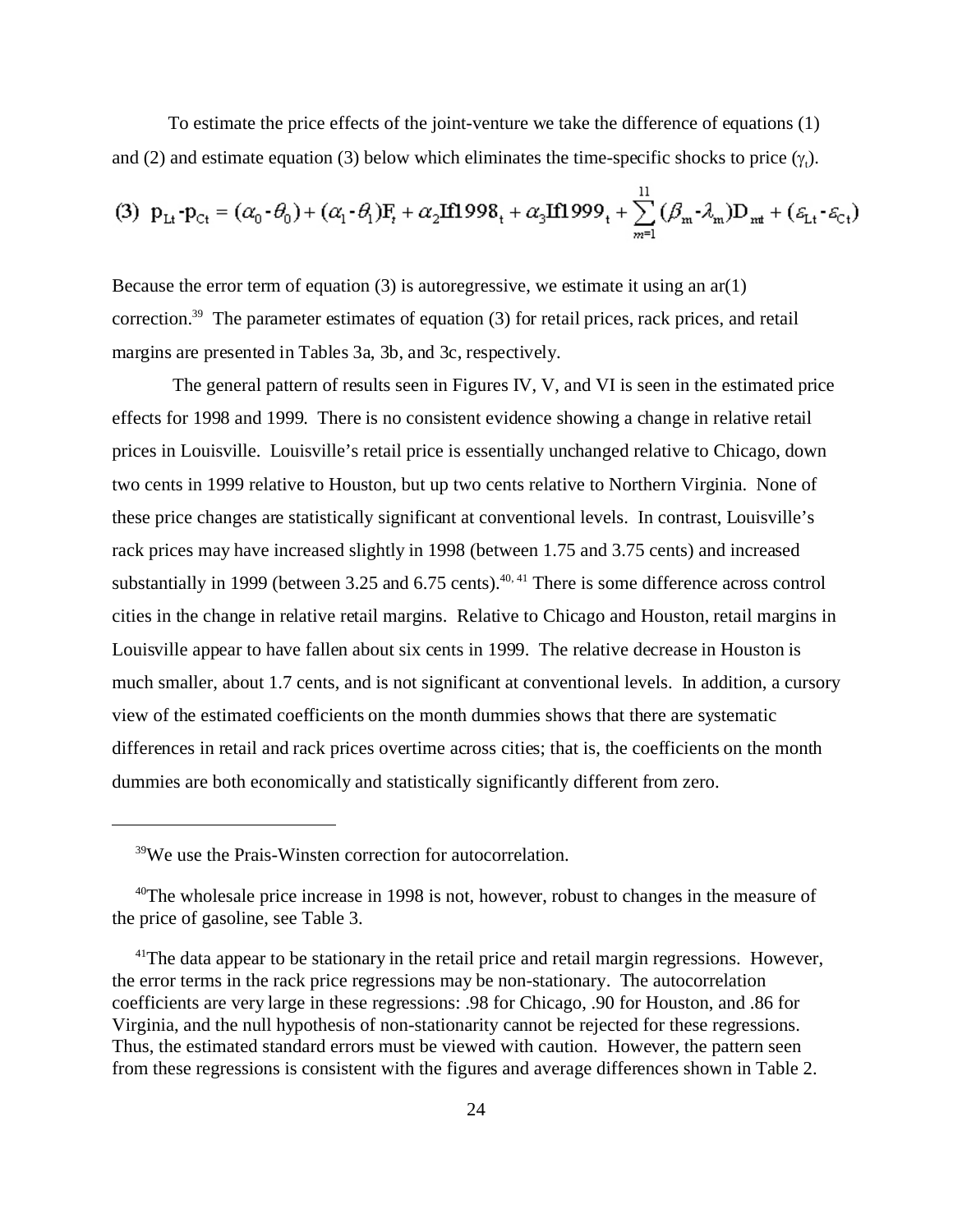To estimate the price effects of the joint-venture we take the difference of equations (1) and (2) and estimate equation (3) below which eliminates the time-specific shocks to price ($\gamma_t$).

$$\text{(3)}\;\; p_{Lt} - p_{Ct} = (\alpha_0 - \theta_0) + (\alpha_1 - \theta_1)F_t + \alpha_2 \text{If1998}_t + \alpha_3 \text{If1999}_t + \sum_{m=1}^{11} (\beta_m - \lambda_m) D_{mt} + (\varepsilon_{Lt} - \varepsilon_{Ct})$$

Because the error term of equation (3) is autoregressive, we estimate it using an ar(1) correction.[39] The parameter estimates of equation (3) for retail prices, rack prices, and retail margins are presented in Tables 3a, 3b, and 3c, respectively.

The general pattern of results seen in Figures IV, V, and VI is seen in the estimated price effects for 1998 and 1999. There is no consistent evidence showing a change in relative retail prices in Louisville. Louisville's retail price is essentially unchanged relative to Chicago, down two cents in 1999 relative to Houston, but up two cents relative to Northern Virginia. None of these price changes are statistically significant at conventional levels. In contrast, Louisville's rack prices may have increased slightly in 1998 (between 1.75 and 3.75 cents) and increased substantially in 1999 (between 3.25 and 6.75 cents).[40, 41] There is some difference across control cities in the change in relative retail margins. Relative to Chicago and Houston, retail margins in Louisville appear to have fallen about six cents in 1999. The relative decrease in Houston is much smaller, about 1.7 cents, and is not significant at conventional levels. In addition, a cursory view of the estimated coefficients on the month dummies shows that there are systematic differences in retail and rack prices overtime across cities; that is, the coefficients on the month dummies are both economically and statistically significantly different from zero.

---

[39] We use the Prais-Winsten correction for autocorrelation.

[40] The wholesale price increase in 1998 is not, however, robust to changes in the measure of the price of gasoline, see Table 3.

[41] The data appear to be stationary in the retail price and retail margin regressions. However, the error terms in the rack price regressions may be non-stationary. The autocorrelation coefficients are very large in these regressions: .98 for Chicago, .90 for Houston, and .86 for Virginia, and the null hypothesis of non-stationarity cannot be rejected for these regressions. Thus, the estimated standard errors must be viewed with caution. However, the pattern seen from these regressions is consistent with the figures and average differences shown in Table 2.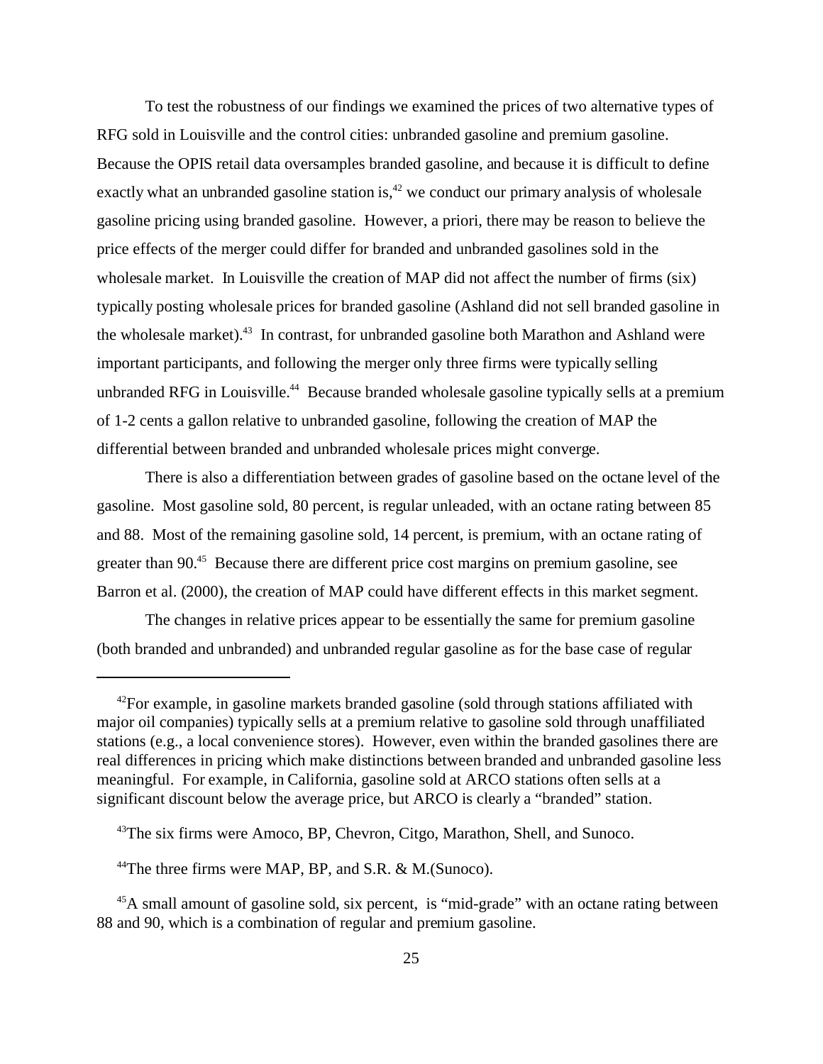To test the robustness of our findings we examined the prices of two alternative types of RFG sold in Louisville and the control cities: unbranded gasoline and premium gasoline. Because the OPIS retail data oversamples branded gasoline, and because it is difficult to define exactly what an unbranded gasoline station is,[42] we conduct our primary analysis of wholesale gasoline pricing using branded gasoline. However, a priori, there may be reason to believe the price effects of the merger could differ for branded and unbranded gasolines sold in the wholesale market. In Louisville the creation of MAP did not affect the number of firms (six) typically posting wholesale prices for branded gasoline (Ashland did not sell branded gasoline in the wholesale market).[43] In contrast, for unbranded gasoline both Marathon and Ashland were important participants, and following the merger only three firms were typically selling unbranded RFG in Louisville.[44] Because branded wholesale gasoline typically sells at a premium of 1-2 cents a gallon relative to unbranded gasoline, following the creation of MAP the differential between branded and unbranded wholesale prices might converge.

There is also a differentiation between grades of gasoline based on the octane level of the gasoline. Most gasoline sold, 80 percent, is regular unleaded, with an octane rating between 85 and 88. Most of the remaining gasoline sold, 14 percent, is premium, with an octane rating of greater than 90.[45] Because there are different price cost margins on premium gasoline, see Barron et al. (2000), the creation of MAP could have different effects in this market segment.

The changes in relative prices appear to be essentially the same for premium gasoline (both branded and unbranded) and unbranded regular gasoline as for the base case of regular

---

[42] For example, in gasoline markets branded gasoline (sold through stations affiliated with major oil companies) typically sells at a premium relative to gasoline sold through unaffiliated stations (e.g., a local convenience stores). However, even within the branded gasolines there are real differences in pricing which make distinctions between branded and unbranded gasoline less meaningful. For example, in California, gasoline sold at ARCO stations often sells at a significant discount below the average price, but ARCO is clearly a "branded" station.

[43] The six firms were Amoco, BP, Chevron, Citgo, Marathon, Shell, and Sunoco.

[44] The three firms were MAP, BP, and S.R. & M.(Sunoco).

[45] A small amount of gasoline sold, six percent, is "mid-grade" with an octane rating between 88 and 90, which is a combination of regular and premium gasoline.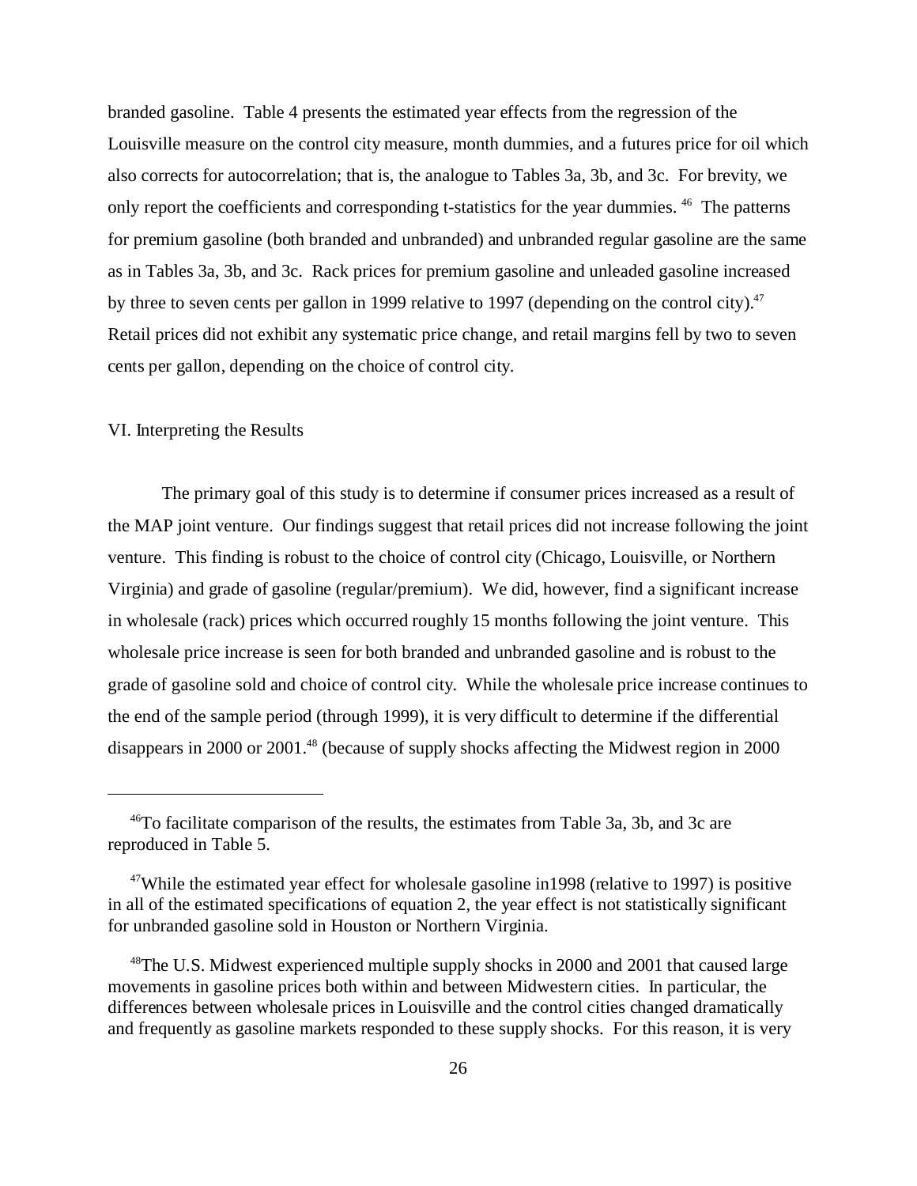branded gasoline. Table 4 presents the estimated year effects from the regression of the Louisville measure on the control city measure, month dummies, and a futures price for oil which also corrects for autocorrelation; that is, the analogue to Tables 3a, 3b, and 3c. For brevity, we only report the coefficients and corresponding t-statistics for the year dummies. [46] The patterns for premium gasoline (both branded and unbranded) and unbranded regular gasoline are the same as in Tables 3a, 3b, and 3c. Rack prices for premium gasoline and unleaded gasoline increased by three to seven cents per gallon in 1999 relative to 1997 (depending on the control city).[47] Retail prices did not exhibit any systematic price change, and retail margins fell by two to seven cents per gallon, depending on the choice of control city.

## VI. Interpreting the Results

The primary goal of this study is to determine if consumer prices increased as a result of the MAP joint venture. Our findings suggest that retail prices did not increase following the joint venture. This finding is robust to the choice of control city (Chicago, Louisville, or Northern Virginia) and grade of gasoline (regular/premium). We did, however, find a significant increase in wholesale (rack) prices which occurred roughly 15 months following the joint venture. This wholesale price increase is seen for both branded and unbranded gasoline and is robust to the grade of gasoline sold and choice of control city. While the wholesale price increase continues to the end of the sample period (through 1999), it is very difficult to determine if the differential disappears in 2000 or 2001.[48] (because of supply shocks affecting the Midwest region in 2000

---

[46] To facilitate comparison of the results, the estimates from Table 3a, 3b, and 3c are reproduced in Table 5.

[47] While the estimated year effect for wholesale gasoline in1998 (relative to 1997) is positive in all of the estimated specifications of equation 2, the year effect is not statistically significant for unbranded gasoline sold in Houston or Northern Virginia.

[48] The U.S. Midwest experienced multiple supply shocks in 2000 and 2001 that caused large movements in gasoline prices both within and between Midwestern cities. In particular, the differences between wholesale prices in Louisville and the control cities changed dramatically and frequently as gasoline markets responded to these supply shocks. For this reason, it is very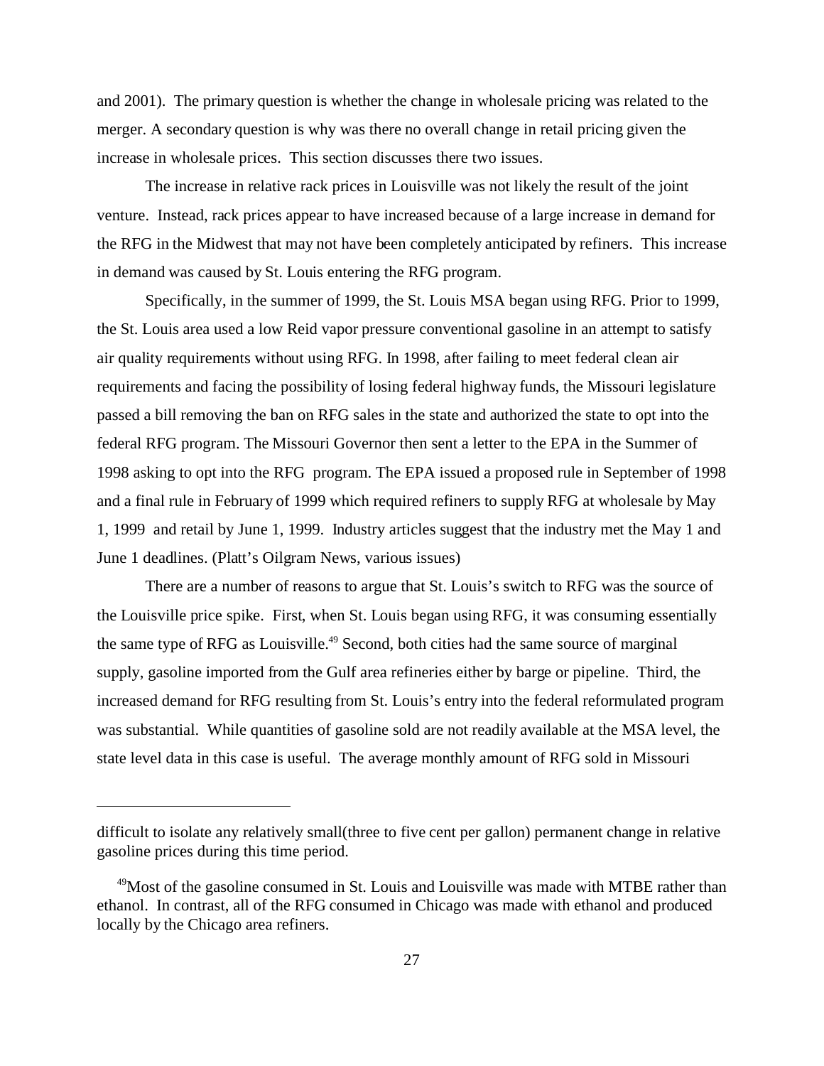and 2001). The primary question is whether the change in wholesale pricing was related to the merger. A secondary question is why was there no overall change in retail pricing given the increase in wholesale prices. This section discusses there two issues.

The increase in relative rack prices in Louisville was not likely the result of the joint venture. Instead, rack prices appear to have increased because of a large increase in demand for the RFG in the Midwest that may not have been completely anticipated by refiners. This increase in demand was caused by St. Louis entering the RFG program.

Specifically, in the summer of 1999, the St. Louis MSA began using RFG. Prior to 1999, the St. Louis area used a low Reid vapor pressure conventional gasoline in an attempt to satisfy air quality requirements without using RFG. In 1998, after failing to meet federal clean air requirements and facing the possibility of losing federal highway funds, the Missouri legislature passed a bill removing the ban on RFG sales in the state and authorized the state to opt into the federal RFG program. The Missouri Governor then sent a letter to the EPA in the Summer of 1998 asking to opt into the RFG program. The EPA issued a proposed rule in September of 1998 and a final rule in February of 1999 which required refiners to supply RFG at wholesale by May 1, 1999 and retail by June 1, 1999. Industry articles suggest that the industry met the May 1 and June 1 deadlines. (Platt's Oilgram News, various issues)

There are a number of reasons to argue that St. Louis's switch to RFG was the source of the Louisville price spike. First, when St. Louis began using RFG, it was consuming essentially the same type of RFG as Louisville.[49] Second, both cities had the same source of marginal supply, gasoline imported from the Gulf area refineries either by barge or pipeline. Third, the increased demand for RFG resulting from St. Louis's entry into the federal reformulated program was substantial. While quantities of gasoline sold are not readily available at the MSA level, the state level data in this case is useful. The average monthly amount of RFG sold in Missouri

---

difficult to isolate any relatively small(three to five cent per gallon) permanent change in relative gasoline prices during this time period.

[49] Most of the gasoline consumed in St. Louis and Louisville was made with MTBE rather than ethanol. In contrast, all of the RFG consumed in Chicago was made with ethanol and produced locally by the Chicago area refiners.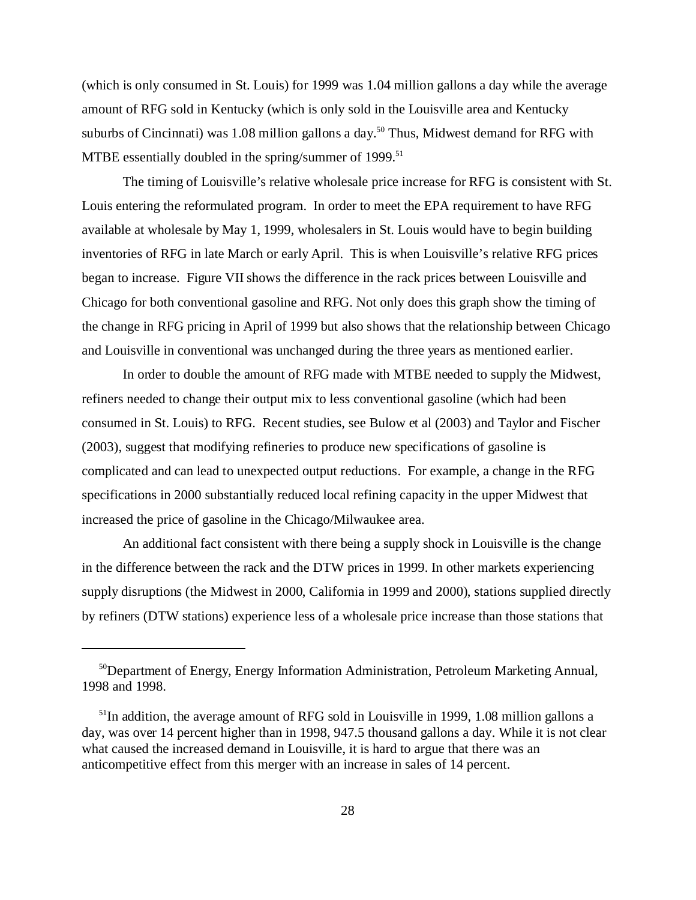(which is only consumed in St. Louis) for 1999 was 1.04 million gallons a day while the average amount of RFG sold in Kentucky (which is only sold in the Louisville area and Kentucky suburbs of Cincinnati) was 1.08 million gallons a day.[50] Thus, Midwest demand for RFG with MTBE essentially doubled in the spring/summer of 1999.[51]

The timing of Louisville's relative wholesale price increase for RFG is consistent with St. Louis entering the reformulated program. In order to meet the EPA requirement to have RFG available at wholesale by May 1, 1999, wholesalers in St. Louis would have to begin building inventories of RFG in late March or early April. This is when Louisville's relative RFG prices began to increase. Figure VII shows the difference in the rack prices between Louisville and Chicago for both conventional gasoline and RFG. Not only does this graph show the timing of the change in RFG pricing in April of 1999 but also shows that the relationship between Chicago and Louisville in conventional was unchanged during the three years as mentioned earlier.

In order to double the amount of RFG made with MTBE needed to supply the Midwest, refiners needed to change their output mix to less conventional gasoline (which had been consumed in St. Louis) to RFG. Recent studies, see Bulow et al (2003) and Taylor and Fischer (2003), suggest that modifying refineries to produce new specifications of gasoline is complicated and can lead to unexpected output reductions. For example, a change in the RFG specifications in 2000 substantially reduced local refining capacity in the upper Midwest that increased the price of gasoline in the Chicago/Milwaukee area.

An additional fact consistent with there being a supply shock in Louisville is the change in the difference between the rack and the DTW prices in 1999. In other markets experiencing supply disruptions (the Midwest in 2000, California in 1999 and 2000), stations supplied directly by refiners (DTW stations) experience less of a wholesale price increase than those stations that

---

[50] Department of Energy, Energy Information Administration, Petroleum Marketing Annual, 1998 and 1998.

[51] In addition, the average amount of RFG sold in Louisville in 1999, 1.08 million gallons a day, was over 14 percent higher than in 1998, 947.5 thousand gallons a day. While it is not clear what caused the increased demand in Louisville, it is hard to argue that there was an anticompetitive effect from this merger with an increase in sales of 14 percent.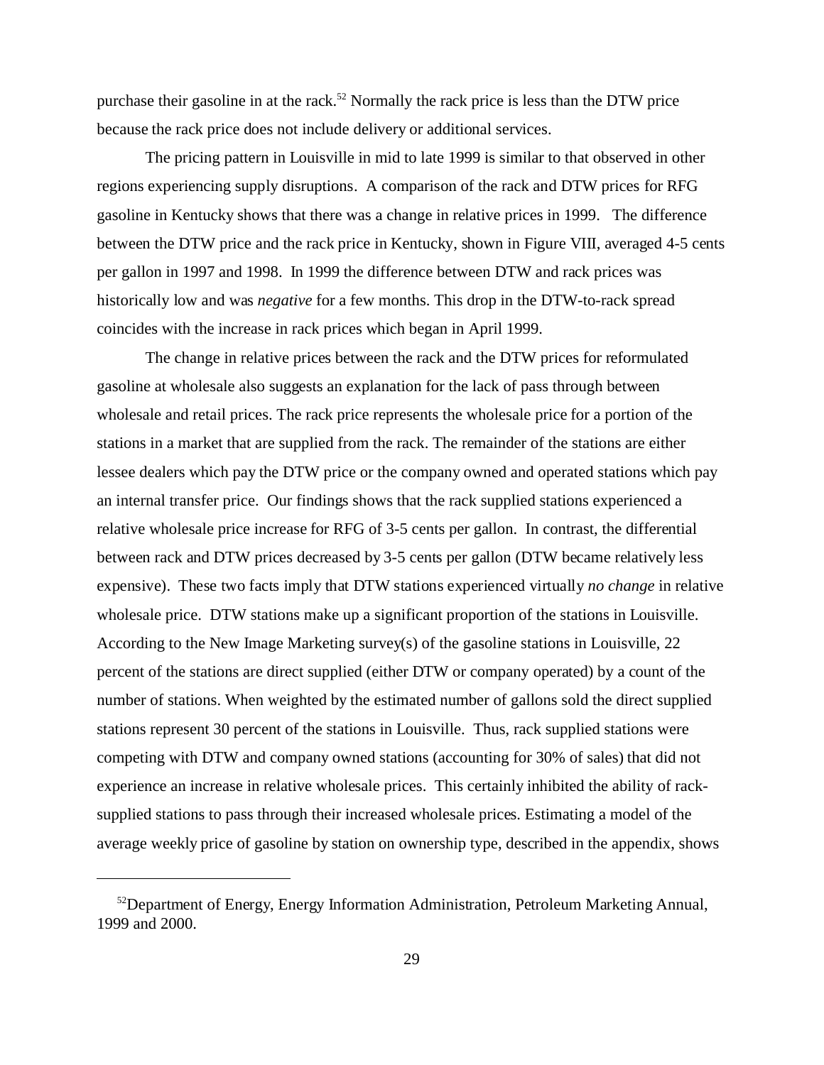purchase their gasoline in at the rack.[52] Normally the rack price is less than the DTW price because the rack price does not include delivery or additional services.

The pricing pattern in Louisville in mid to late 1999 is similar to that observed in other regions experiencing supply disruptions. A comparison of the rack and DTW prices for RFG gasoline in Kentucky shows that there was a change in relative prices in 1999. The difference between the DTW price and the rack price in Kentucky, shown in Figure VIII, averaged 4-5 cents per gallon in 1997 and 1998. In 1999 the difference between DTW and rack prices was historically low and was *negative* for a few months. This drop in the DTW-to-rack spread coincides with the increase in rack prices which began in April 1999.

The change in relative prices between the rack and the DTW prices for reformulated gasoline at wholesale also suggests an explanation for the lack of pass through between wholesale and retail prices. The rack price represents the wholesale price for a portion of the stations in a market that are supplied from the rack. The remainder of the stations are either lessee dealers which pay the DTW price or the company owned and operated stations which pay an internal transfer price. Our findings shows that the rack supplied stations experienced a relative wholesale price increase for RFG of 3-5 cents per gallon. In contrast, the differential between rack and DTW prices decreased by 3-5 cents per gallon (DTW became relatively less expensive). These two facts imply that DTW stations experienced virtually *no change* in relative wholesale price. DTW stations make up a significant proportion of the stations in Louisville. According to the New Image Marketing survey(s) of the gasoline stations in Louisville, 22 percent of the stations are direct supplied (either DTW or company operated) by a count of the number of stations. When weighted by the estimated number of gallons sold the direct supplied stations represent 30 percent of the stations in Louisville. Thus, rack supplied stations were competing with DTW and company owned stations (accounting for 30% of sales) that did not experience an increase in relative wholesale prices. This certainly inhibited the ability of rack-supplied stations to pass through their increased wholesale prices. Estimating a model of the average weekly price of gasoline by station on ownership type, described in the appendix, shows

[52] Department of Energy, Energy Information Administration, Petroleum Marketing Annual, 1999 and 2000.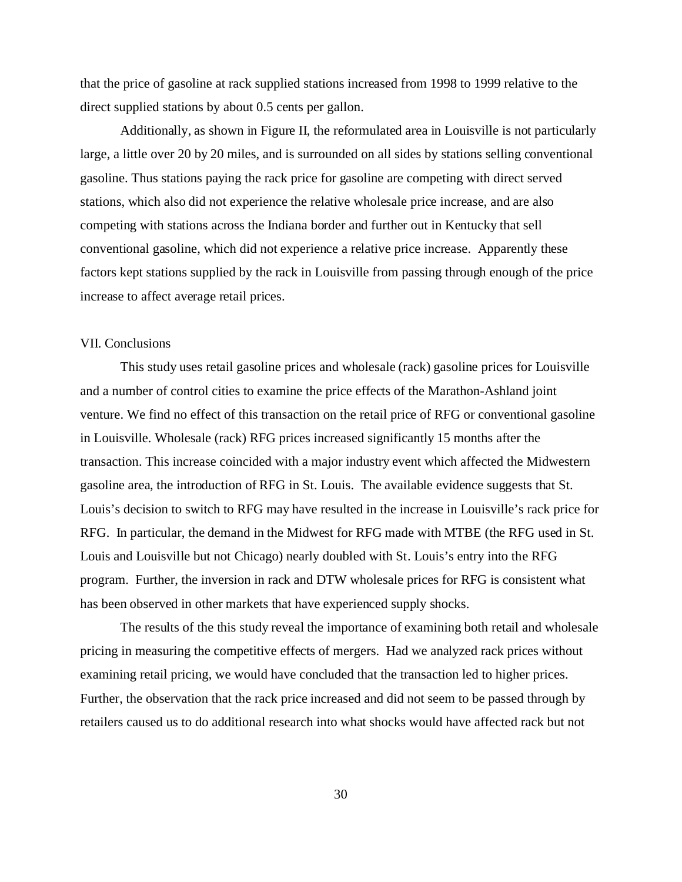that the price of gasoline at rack supplied stations increased from 1998 to 1999 relative to the direct supplied stations by about 0.5 cents per gallon.

Additionally, as shown in Figure II, the reformulated area in Louisville is not particularly large, a little over 20 by 20 miles, and is surrounded on all sides by stations selling conventional gasoline. Thus stations paying the rack price for gasoline are competing with direct served stations, which also did not experience the relative wholesale price increase, and are also competing with stations across the Indiana border and further out in Kentucky that sell conventional gasoline, which did not experience a relative price increase. Apparently these factors kept stations supplied by the rack in Louisville from passing through enough of the price increase to affect average retail prices.

## VII. Conclusions

This study uses retail gasoline prices and wholesale (rack) gasoline prices for Louisville and a number of control cities to examine the price effects of the Marathon-Ashland joint venture. We find no effect of this transaction on the retail price of RFG or conventional gasoline in Louisville. Wholesale (rack) RFG prices increased significantly 15 months after the transaction. This increase coincided with a major industry event which affected the Midwestern gasoline area, the introduction of RFG in St. Louis. The available evidence suggests that St. Louis's decision to switch to RFG may have resulted in the increase in Louisville's rack price for RFG. In particular, the demand in the Midwest for RFG made with MTBE (the RFG used in St. Louis and Louisville but not Chicago) nearly doubled with St. Louis's entry into the RFG program. Further, the inversion in rack and DTW wholesale prices for RFG is consistent what has been observed in other markets that have experienced supply shocks.

The results of the this study reveal the importance of examining both retail and wholesale pricing in measuring the competitive effects of mergers. Had we analyzed rack prices without examining retail pricing, we would have concluded that the transaction led to higher prices. Further, the observation that the rack price increased and did not seem to be passed through by retailers caused us to do additional research into what shocks would have affected rack but not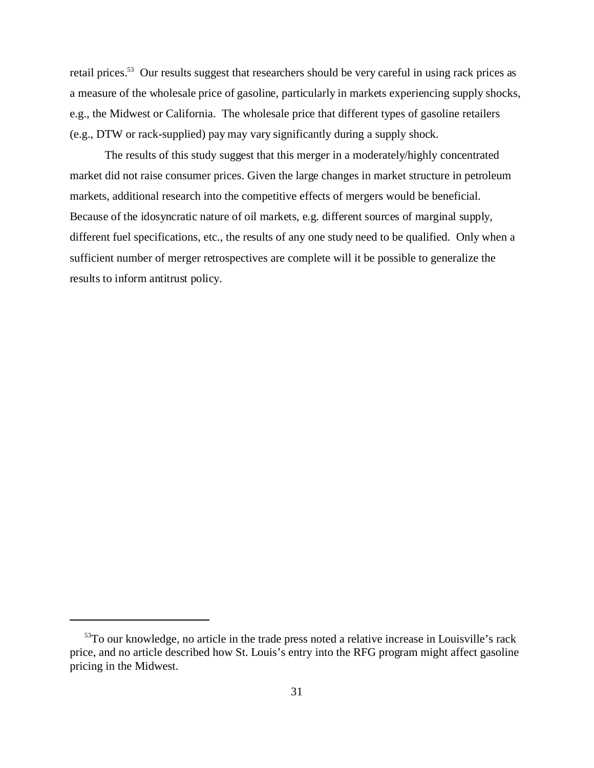retail prices.[53] Our results suggest that researchers should be very careful in using rack prices as a measure of the wholesale price of gasoline, particularly in markets experiencing supply shocks, e.g., the Midwest or California. The wholesale price that different types of gasoline retailers (e.g., DTW or rack-supplied) pay may vary significantly during a supply shock.

The results of this study suggest that this merger in a moderately/highly concentrated market did not raise consumer prices. Given the large changes in market structure in petroleum markets, additional research into the competitive effects of mergers would be beneficial. Because of the idosyncratic nature of oil markets, e.g. different sources of marginal supply, different fuel specifications, etc., the results of any one study need to be qualified. Only when a sufficient number of merger retrospectives are complete will it be possible to generalize the results to inform antitrust policy.

---

[53] To our knowledge, no article in the trade press noted a relative increase in Louisville's rack price, and no article described how St. Louis's entry into the RFG program might affect gasoline pricing in the Midwest.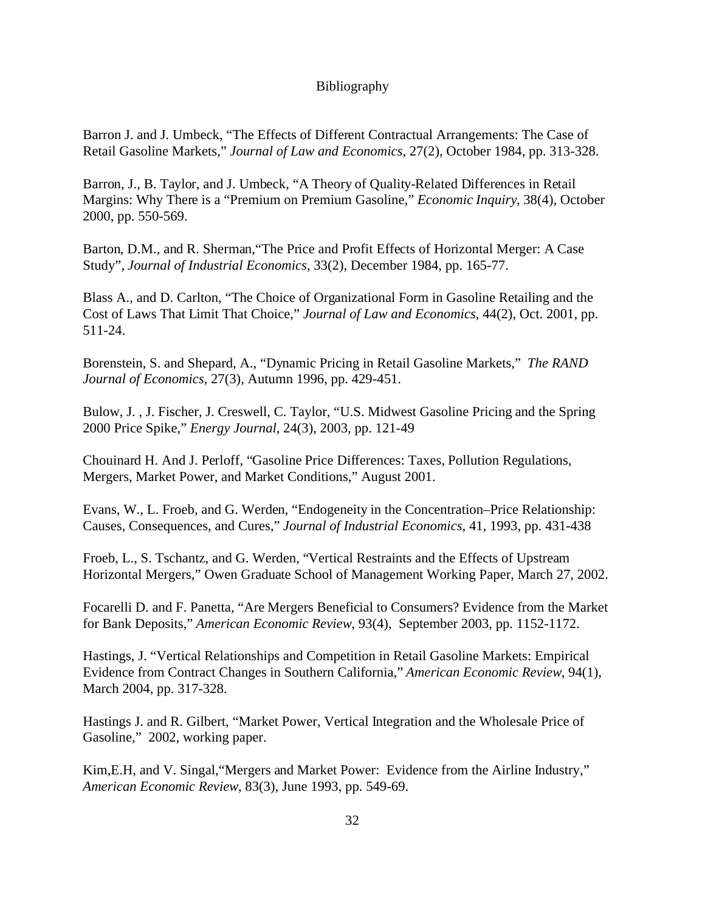# Bibliography

Barron J. and J. Umbeck, "The Effects of Different Contractual Arrangements: The Case of Retail Gasoline Markets," *Journal of Law and Economics*, 27(2), October 1984, pp. 313-328.

Barron, J., B. Taylor, and J. Umbeck, "A Theory of Quality-Related Differences in Retail Margins: Why There is a "Premium on Premium Gasoline," *Economic Inquiry*, 38(4), October 2000, pp. 550-569.

Barton, D.M., and R. Sherman,"The Price and Profit Effects of Horizontal Merger: A Case Study", *Journal of Industrial Economics*, 33(2), December 1984, pp. 165-77.

Blass A., and D. Carlton, "The Choice of Organizational Form in Gasoline Retailing and the Cost of Laws That Limit That Choice," *Journal of Law and Economics*, 44(2), Oct. 2001, pp. 511-24.

Borenstein, S. and Shepard, A., "Dynamic Pricing in Retail Gasoline Markets," *The RAND Journal of Economics*, 27(3), Autumn 1996, pp. 429-451.

Bulow, J. , J. Fischer, J. Creswell, C. Taylor, "U.S. Midwest Gasoline Pricing and the Spring 2000 Price Spike," *Energy Journal*, 24(3), 2003, pp. 121-49

Chouinard H. And J. Perloff, "Gasoline Price Differences: Taxes, Pollution Regulations, Mergers, Market Power, and Market Conditions," August 2001.

Evans, W., L. Froeb, and G. Werden, "Endogeneity in the Concentration–Price Relationship: Causes, Consequences, and Cures," *Journal of Industrial Economics,* 41, 1993, pp. 431-438

Froeb, L., S. Tschantz, and G. Werden, "Vertical Restraints and the Effects of Upstream Horizontal Mergers," Owen Graduate School of Management Working Paper, March 27, 2002.

Focarelli D. and F. Panetta, "Are Mergers Beneficial to Consumers? Evidence from the Market for Bank Deposits," *American Economic Review*, 93(4), September 2003, pp. 1152-1172.

Hastings, J. "Vertical Relationships and Competition in Retail Gasoline Markets: Empirical Evidence from Contract Changes in Southern California," *American Economic Review*, 94(1), March 2004, pp. 317-328.

Hastings J. and R. Gilbert, "Market Power, Vertical Integration and the Wholesale Price of Gasoline," 2002, working paper.

Kim,E.H, and V. Singal,"Mergers and Market Power: Evidence from the Airline Industry," *American Economic Review*, 83(3), June 1993, pp. 549-69.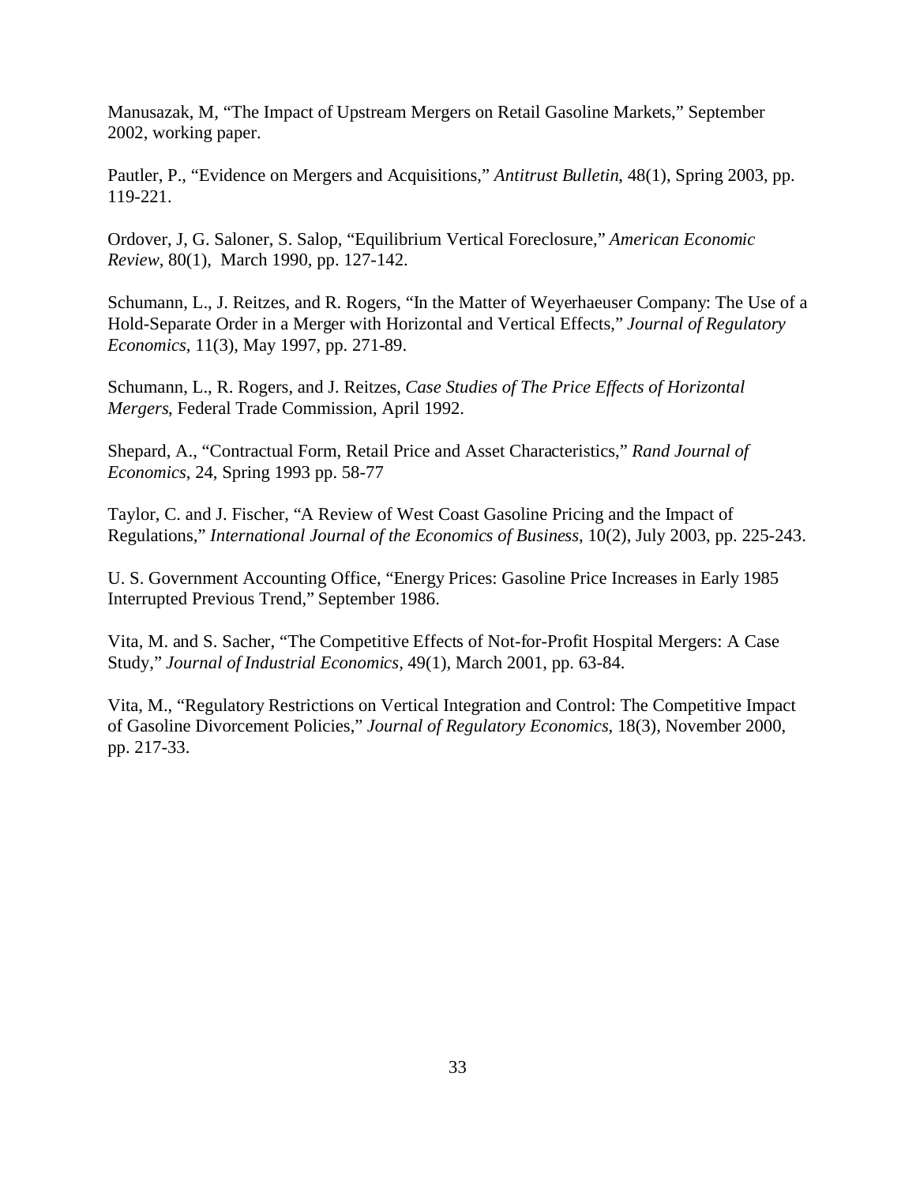Manusazak, M, "The Impact of Upstream Mergers on Retail Gasoline Markets," September 2002, working paper.

Pautler, P., "Evidence on Mergers and Acquisitions," *Antitrust Bulletin*, 48(1), Spring 2003, pp. 119-221.

Ordover, J, G. Saloner, S. Salop, "Equilibrium Vertical Foreclosure," *American Economic Review*, 80(1), March 1990, pp. 127-142.

Schumann, L., J. Reitzes, and R. Rogers, "In the Matter of Weyerhaeuser Company: The Use of a Hold-Separate Order in a Merger with Horizontal and Vertical Effects," *Journal of Regulatory Economics*, 11(3), May 1997, pp. 271-89.

Schumann, L., R. Rogers, and J. Reitzes, *Case Studies of The Price Effects of Horizontal Mergers*, Federal Trade Commission, April 1992.

Shepard, A., "Contractual Form, Retail Price and Asset Characteristics," *Rand Journal of Economics*, 24, Spring 1993 pp. 58-77

Taylor, C. and J. Fischer, "A Review of West Coast Gasoline Pricing and the Impact of Regulations," *International Journal of the Economics of Business*, 10(2), July 2003, pp. 225-243.

U. S. Government Accounting Office, "Energy Prices: Gasoline Price Increases in Early 1985 Interrupted Previous Trend," September 1986.

Vita, M. and S. Sacher, "The Competitive Effects of Not-for-Profit Hospital Mergers: A Case Study," *Journal of Industrial Economics*, 49(1), March 2001, pp. 63-84.

Vita, M., "Regulatory Restrictions on Vertical Integration and Control: The Competitive Impact of Gasoline Divorcement Policies," *Journal of Regulatory Economics*, 18(3), November 2000, pp. 217-33.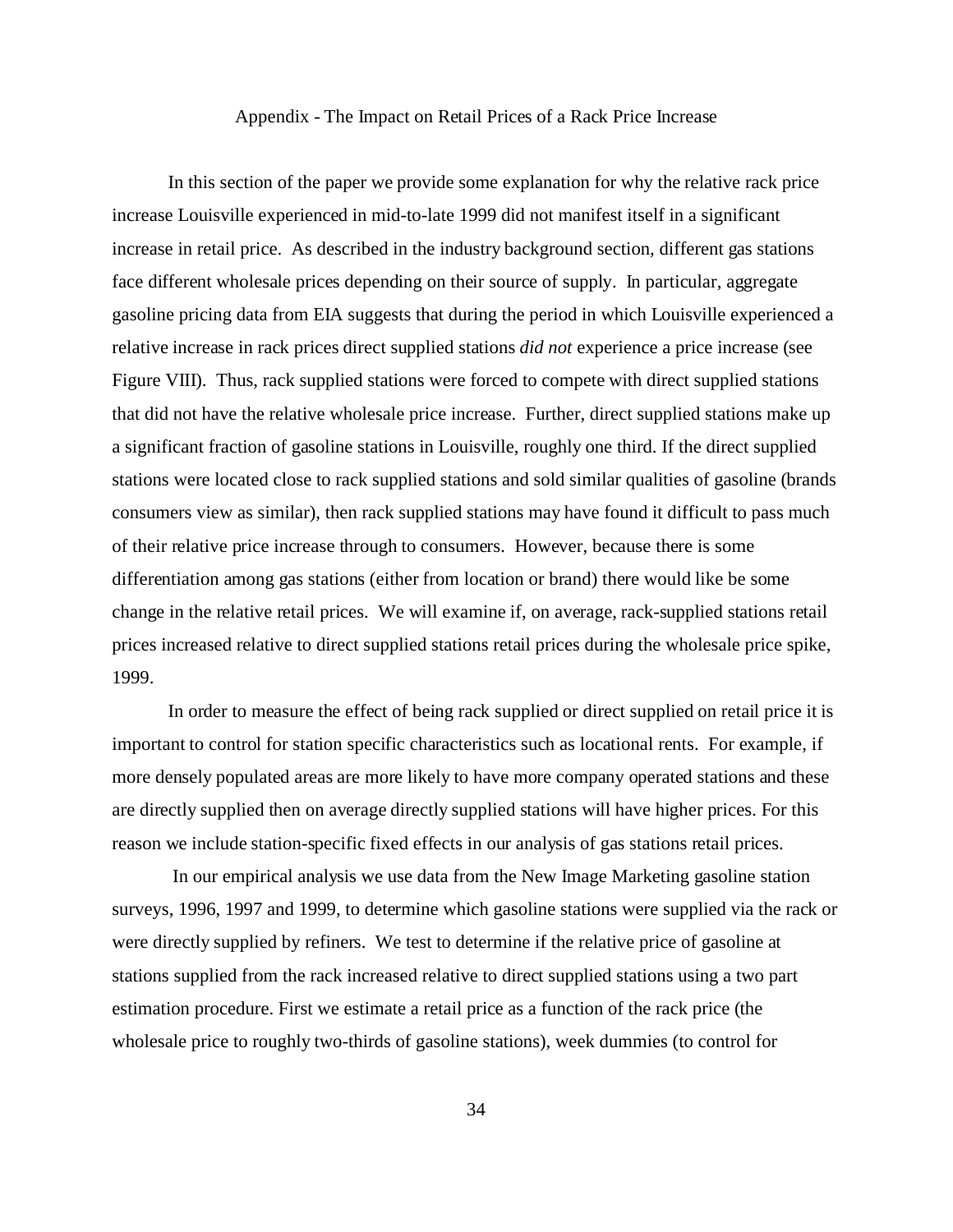## Appendix - The Impact on Retail Prices of a Rack Price Increase

In this section of the paper we provide some explanation for why the relative rack price increase Louisville experienced in mid-to-late 1999 did not manifest itself in a significant increase in retail price. As described in the industry background section, different gas stations face different wholesale prices depending on their source of supply. In particular, aggregate gasoline pricing data from EIA suggests that during the period in which Louisville experienced a relative increase in rack prices direct supplied stations *did not* experience a price increase (see Figure VIII). Thus, rack supplied stations were forced to compete with direct supplied stations that did not have the relative wholesale price increase. Further, direct supplied stations make up a significant fraction of gasoline stations in Louisville, roughly one third. If the direct supplied stations were located close to rack supplied stations and sold similar qualities of gasoline (brands consumers view as similar), then rack supplied stations may have found it difficult to pass much of their relative price increase through to consumers. However, because there is some differentiation among gas stations (either from location or brand) there would like be some change in the relative retail prices. We will examine if, on average, rack-supplied stations retail prices increased relative to direct supplied stations retail prices during the wholesale price spike, 1999.

In order to measure the effect of being rack supplied or direct supplied on retail price it is important to control for station specific characteristics such as locational rents. For example, if more densely populated areas are more likely to have more company operated stations and these are directly supplied then on average directly supplied stations will have higher prices. For this reason we include station-specific fixed effects in our analysis of gas stations retail prices.

In our empirical analysis we use data from the New Image Marketing gasoline station surveys, 1996, 1997 and 1999, to determine which gasoline stations were supplied via the rack or were directly supplied by refiners. We test to determine if the relative price of gasoline at stations supplied from the rack increased relative to direct supplied stations using a two part estimation procedure. First we estimate a retail price as a function of the rack price (the wholesale price to roughly two-thirds of gasoline stations), week dummies (to control for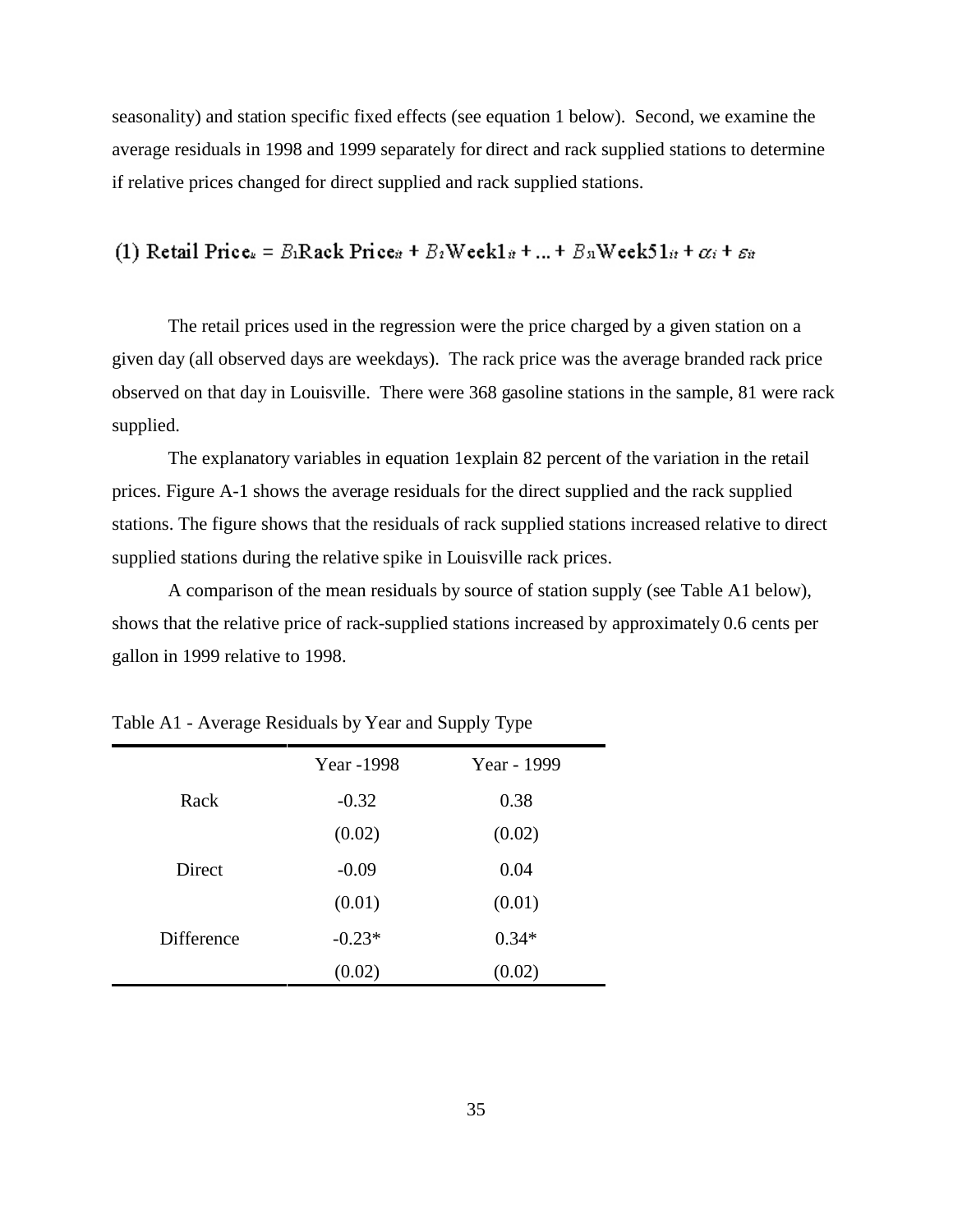seasonality) and station specific fixed effects (see equation 1 below). Second, we examine the average residuals in 1998 and 1999 separately for direct and rack supplied stations to determine if relative prices changed for direct supplied and rack supplied stations.

$$\text{(1) Retail Price}_{it} = B_1\text{Rack Price}_{it} + B_2\text{Week1}_{it} + \ldots + B_{51}\text{Week51}_{it} + \alpha_i + \varepsilon_{it}$$

The retail prices used in the regression were the price charged by a given station on a given day (all observed days are weekdays). The rack price was the average branded rack price observed on that day in Louisville. There were 368 gasoline stations in the sample, 81 were rack supplied.

The explanatory variables in equation 1explain 82 percent of the variation in the retail prices. Figure A-1 shows the average residuals for the direct supplied and the rack supplied stations. The figure shows that the residuals of rack supplied stations increased relative to direct supplied stations during the relative spike in Louisville rack prices.

A comparison of the mean residuals by source of station supply (see Table A1 below), shows that the relative price of rack-supplied stations increased by approximately 0.6 cents per gallon in 1999 relative to 1998.

Table A1 - Average Residuals by Year and Supply Type

| | Year -1998 | Year - 1999 |
|---|---|---|
| Rack | -0.32 | 0.38 |
| | (0.02) | (0.02) |
| Direct | -0.09 | 0.04 |
| | (0.01) | (0.01) |
| Difference | -0.23* | 0.34* |
| | (0.02) | (0.02) |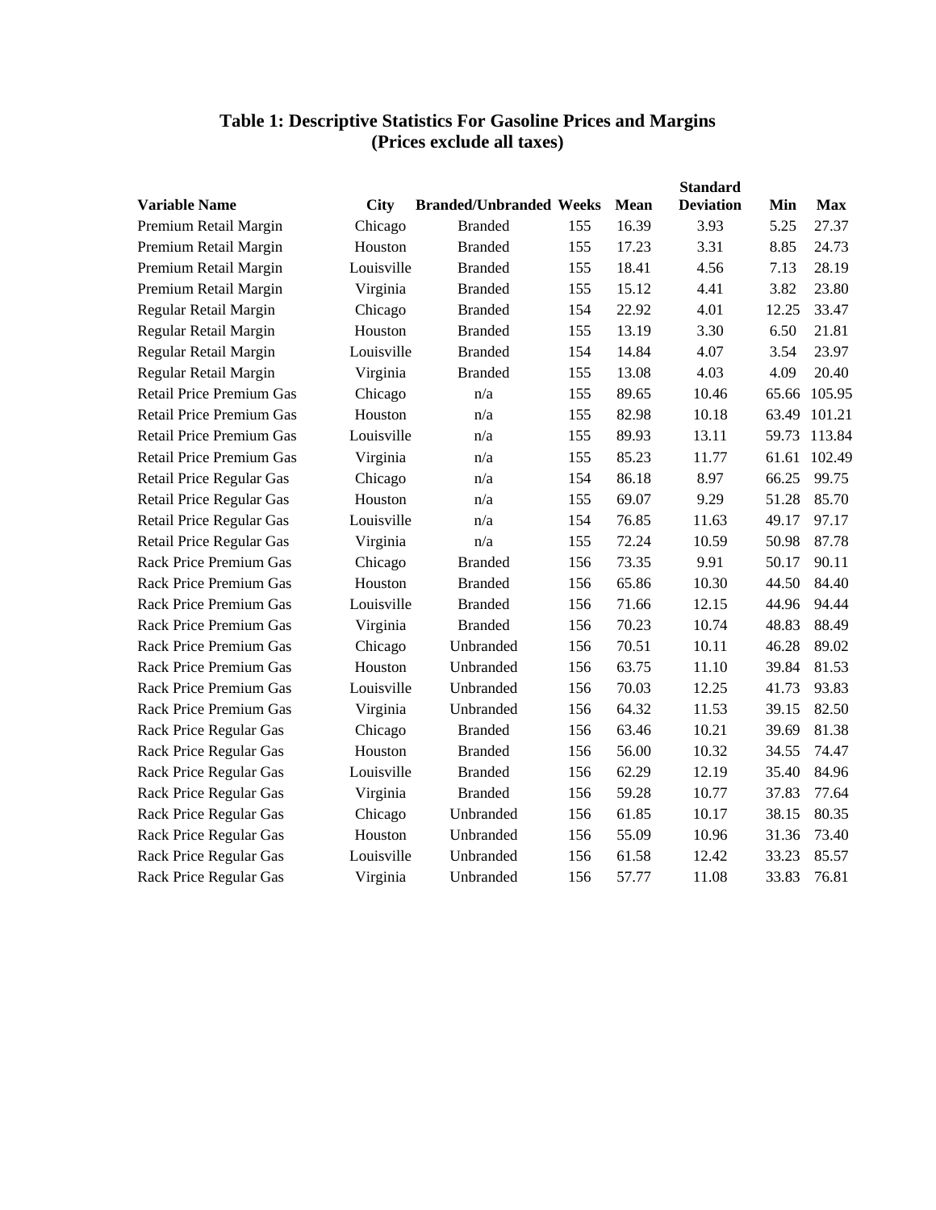**Table 1: Descriptive Statistics For Gasoline Prices and Margins**
**(Prices exclude all taxes)**

| Variable Name | City | Branded/Unbranded | Weeks | Mean | Standard Deviation | Min | Max |
|---|---|---|---|---|---|---|---|
| Premium Retail Margin | Chicago | Branded | 155 | 16.39 | 3.93 | 5.25 | 27.37 |
| Premium Retail Margin | Houston | Branded | 155 | 17.23 | 3.31 | 8.85 | 24.73 |
| Premium Retail Margin | Louisville | Branded | 155 | 18.41 | 4.56 | 7.13 | 28.19 |
| Premium Retail Margin | Virginia | Branded | 155 | 15.12 | 4.41 | 3.82 | 23.80 |
| Regular Retail Margin | Chicago | Branded | 154 | 22.92 | 4.01 | 12.25 | 33.47 |
| Regular Retail Margin | Houston | Branded | 155 | 13.19 | 3.30 | 6.50 | 21.81 |
| Regular Retail Margin | Louisville | Branded | 154 | 14.84 | 4.07 | 3.54 | 23.97 |
| Regular Retail Margin | Virginia | Branded | 155 | 13.08 | 4.03 | 4.09 | 20.40 |
| Retail Price Premium Gas | Chicago | n/a | 155 | 89.65 | 10.46 | 65.66 | 105.95 |
| Retail Price Premium Gas | Houston | n/a | 155 | 82.98 | 10.18 | 63.49 | 101.21 |
| Retail Price Premium Gas | Louisville | n/a | 155 | 89.93 | 13.11 | 59.73 | 113.84 |
| Retail Price Premium Gas | Virginia | n/a | 155 | 85.23 | 11.77 | 61.61 | 102.49 |
| Retail Price Regular Gas | Chicago | n/a | 154 | 86.18 | 8.97 | 66.25 | 99.75 |
| Retail Price Regular Gas | Houston | n/a | 155 | 69.07 | 9.29 | 51.28 | 85.70 |
| Retail Price Regular Gas | Louisville | n/a | 154 | 76.85 | 11.63 | 49.17 | 97.17 |
| Retail Price Regular Gas | Virginia | n/a | 155 | 72.24 | 10.59 | 50.98 | 87.78 |
| Rack Price Premium Gas | Chicago | Branded | 156 | 73.35 | 9.91 | 50.17 | 90.11 |
| Rack Price Premium Gas | Houston | Branded | 156 | 65.86 | 10.30 | 44.50 | 84.40 |
| Rack Price Premium Gas | Louisville | Branded | 156 | 71.66 | 12.15 | 44.96 | 94.44 |
| Rack Price Premium Gas | Virginia | Branded | 156 | 70.23 | 10.74 | 48.83 | 88.49 |
| Rack Price Premium Gas | Chicago | Unbranded | 156 | 70.51 | 10.11 | 46.28 | 89.02 |
| Rack Price Premium Gas | Houston | Unbranded | 156 | 63.75 | 11.10 | 39.84 | 81.53 |
| Rack Price Premium Gas | Louisville | Unbranded | 156 | 70.03 | 12.25 | 41.73 | 93.83 |
| Rack Price Premium Gas | Virginia | Unbranded | 156 | 64.32 | 11.53 | 39.15 | 82.50 |
| Rack Price Regular Gas | Chicago | Branded | 156 | 63.46 | 10.21 | 39.69 | 81.38 |
| Rack Price Regular Gas | Houston | Branded | 156 | 56.00 | 10.32 | 34.55 | 74.47 |
| Rack Price Regular Gas | Louisville | Branded | 156 | 62.29 | 12.19 | 35.40 | 84.96 |
| Rack Price Regular Gas | Virginia | Branded | 156 | 59.28 | 10.77 | 37.83 | 77.64 |
| Rack Price Regular Gas | Chicago | Unbranded | 156 | 61.85 | 10.17 | 38.15 | 80.35 |
| Rack Price Regular Gas | Houston | Unbranded | 156 | 55.09 | 10.96 | 31.36 | 73.40 |
| Rack Price Regular Gas | Louisville | Unbranded | 156 | 61.58 | 12.42 | 33.23 | 85.57 |
| Rack Price Regular Gas | Virginia | Unbranded | 156 | 57.77 | 11.08 | 33.83 | 76.81 |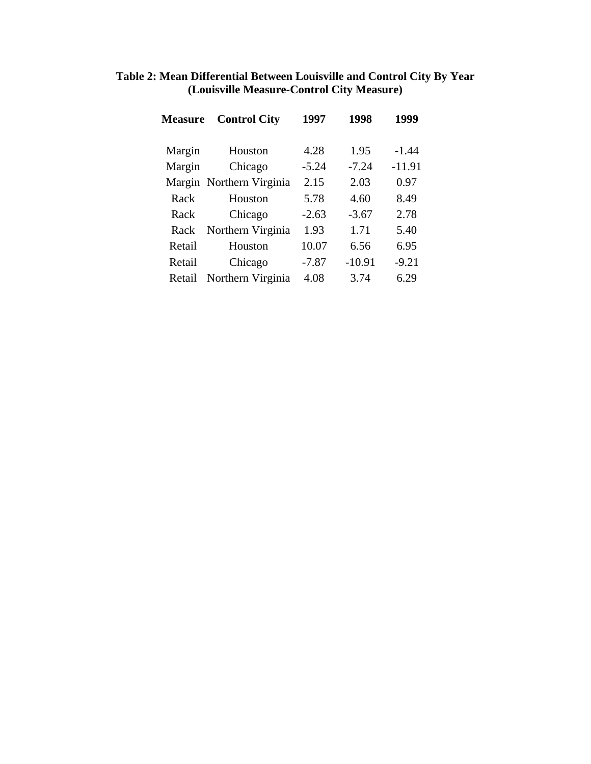**Table 2: Mean Differential Between Louisville and Control City By Year (Louisville Measure-Control City Measure)**

| Measure | Control City | 1997 | 1998 | 1999 |
|---|---|---|---|---|
| Margin | Houston | 4.28 | 1.95 | -1.44 |
| Margin | Chicago | -5.24 | -7.24 | -11.91 |
| Margin | Northern Virginia | 2.15 | 2.03 | 0.97 |
| Rack | Houston | 5.78 | 4.60 | 8.49 |
| Rack | Chicago | -2.63 | -3.67 | 2.78 |
| Rack | Northern Virginia | 1.93 | 1.71 | 5.40 |
| Retail | Houston | 10.07 | 6.56 | 6.95 |
| Retail | Chicago | -7.87 | -10.91 | -9.21 |
| Retail | Northern Virginia | 4.08 | 3.74 | 6.29 |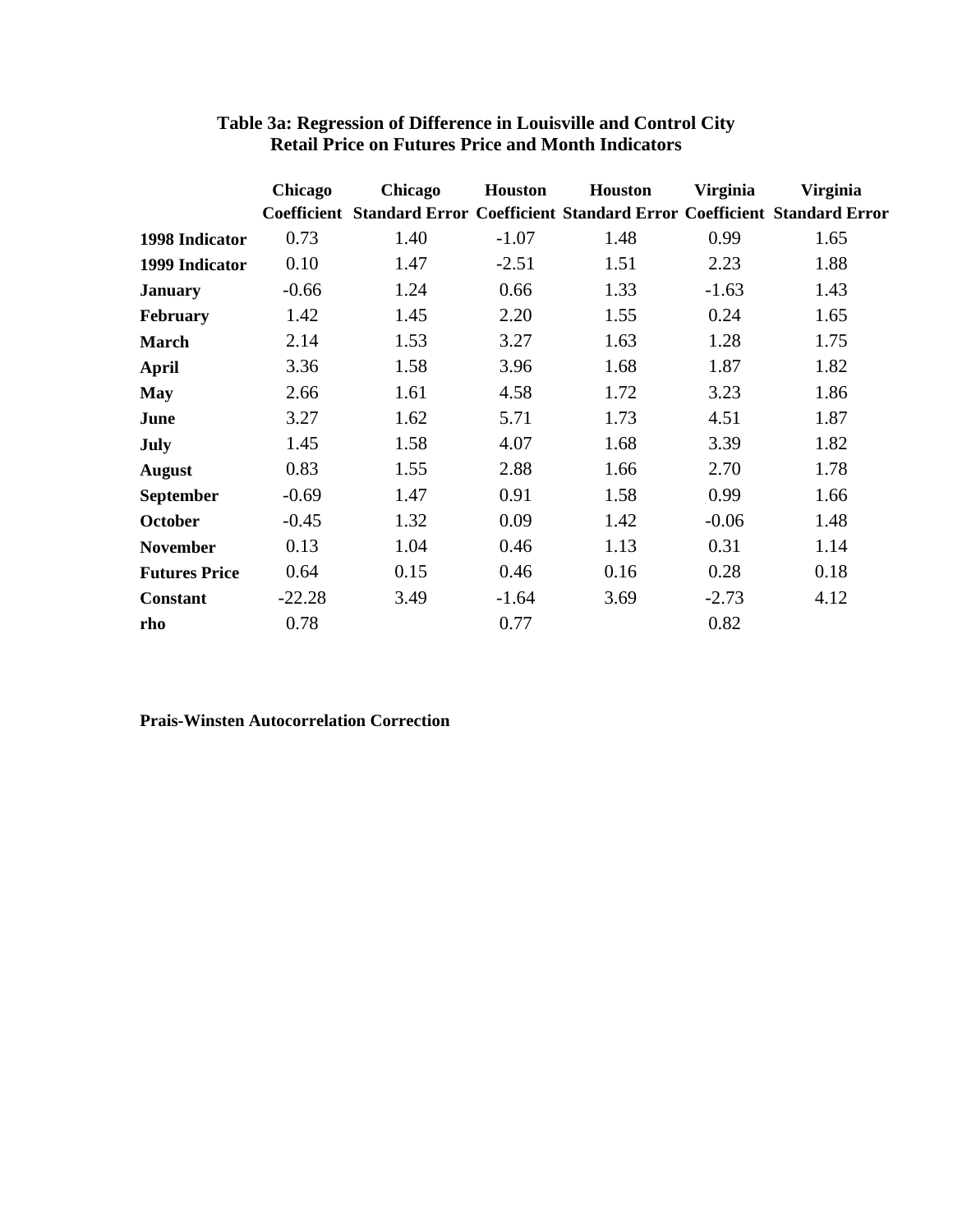# Table 3a: Regression of Difference in Louisville and Control City Retail Price on Futures Price and Month Indicators

| | Chicago Coefficient | Chicago Standard Error | Houston Coefficient | Houston Standard Error | Virginia Coefficient | Virginia Standard Error |
|---|---|---|---|---|---|---|
| **1998 Indicator** | 0.73 | 1.40 | -1.07 | 1.48 | 0.99 | 1.65 |
| **1999 Indicator** | 0.10 | 1.47 | -2.51 | 1.51 | 2.23 | 1.88 |
| **January** | -0.66 | 1.24 | 0.66 | 1.33 | -1.63 | 1.43 |
| **February** | 1.42 | 1.45 | 2.20 | 1.55 | 0.24 | 1.65 |
| **March** | 2.14 | 1.53 | 3.27 | 1.63 | 1.28 | 1.75 |
| **April** | 3.36 | 1.58 | 3.96 | 1.68 | 1.87 | 1.82 |
| **May** | 2.66 | 1.61 | 4.58 | 1.72 | 3.23 | 1.86 |
| **June** | 3.27 | 1.62 | 5.71 | 1.73 | 4.51 | 1.87 |
| **July** | 1.45 | 1.58 | 4.07 | 1.68 | 3.39 | 1.82 |
| **August** | 0.83 | 1.55 | 2.88 | 1.66 | 2.70 | 1.78 |
| **September** | -0.69 | 1.47 | 0.91 | 1.58 | 0.99 | 1.66 |
| **October** | -0.45 | 1.32 | 0.09 | 1.42 | -0.06 | 1.48 |
| **November** | 0.13 | 1.04 | 0.46 | 1.13 | 0.31 | 1.14 |
| **Futures Price** | 0.64 | 0.15 | 0.46 | 0.16 | 0.28 | 0.18 |
| **Constant** | -22.28 | 3.49 | -1.64 | 3.69 | -2.73 | 4.12 |
| **rho** | 0.78 | | 0.77 | | 0.82 | |

**Prais-Winsten Autocorrelation Correction**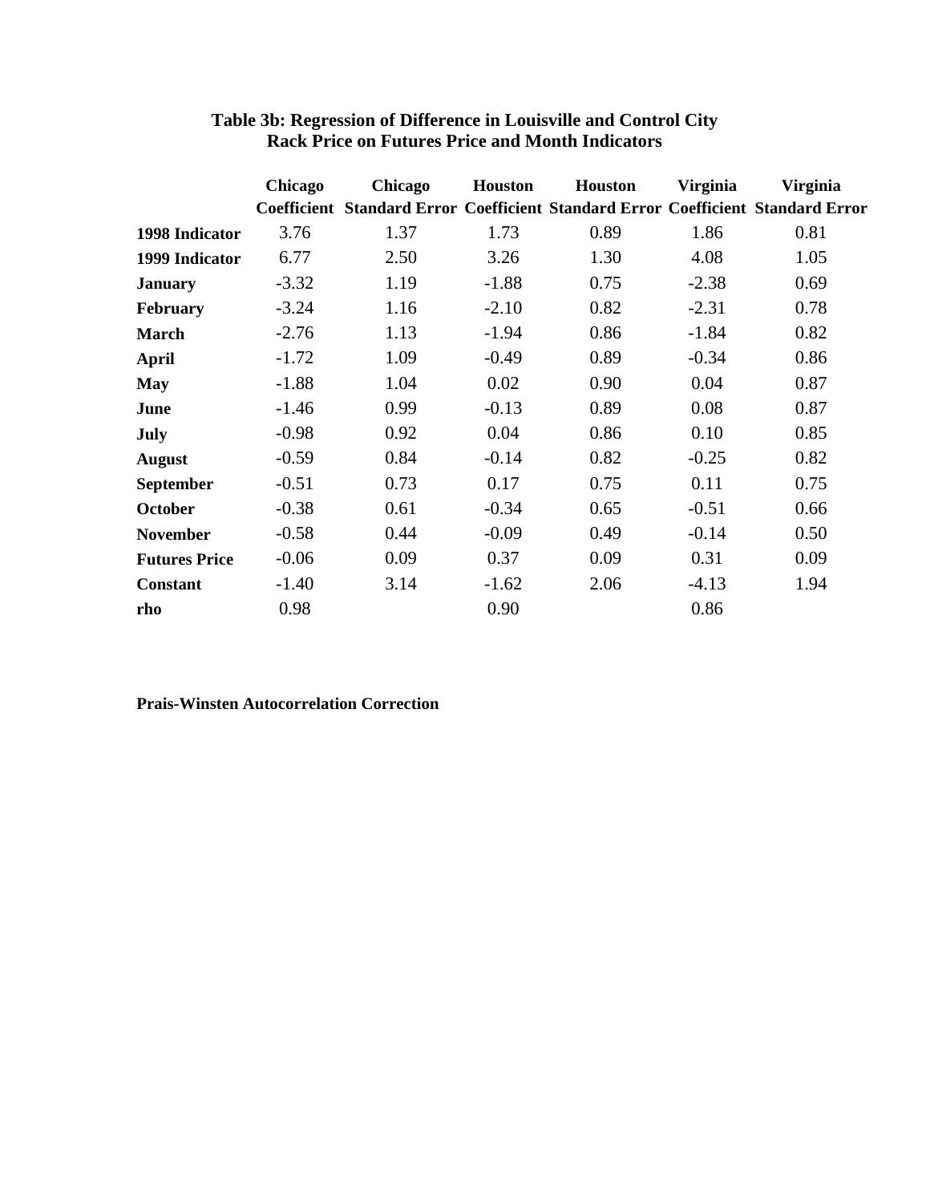**Table 3b: Regression of Difference in Louisville and Control City Rack Price on Futures Price and Month Indicators**

| | Chicago Coefficient | Chicago Standard Error | Houston Coefficient | Houston Standard Error | Virginia Coefficient | Virginia Standard Error |
|---|---|---|---|---|---|---|
| **1998 Indicator** | 3.76 | 1.37 | 1.73 | 0.89 | 1.86 | 0.81 |
| **1999 Indicator** | 6.77 | 2.50 | 3.26 | 1.30 | 4.08 | 1.05 |
| **January** | -3.32 | 1.19 | -1.88 | 0.75 | -2.38 | 0.69 |
| **February** | -3.24 | 1.16 | -2.10 | 0.82 | -2.31 | 0.78 |
| **March** | -2.76 | 1.13 | -1.94 | 0.86 | -1.84 | 0.82 |
| **April** | -1.72 | 1.09 | -0.49 | 0.89 | -0.34 | 0.86 |
| **May** | -1.88 | 1.04 | 0.02 | 0.90 | 0.04 | 0.87 |
| **June** | -1.46 | 0.99 | -0.13 | 0.89 | 0.08 | 0.87 |
| **July** | -0.98 | 0.92 | 0.04 | 0.86 | 0.10 | 0.85 |
| **August** | -0.59 | 0.84 | -0.14 | 0.82 | -0.25 | 0.82 |
| **September** | -0.51 | 0.73 | 0.17 | 0.75 | 0.11 | 0.75 |
| **October** | -0.38 | 0.61 | -0.34 | 0.65 | -0.51 | 0.66 |
| **November** | -0.58 | 0.44 | -0.09 | 0.49 | -0.14 | 0.50 |
| **Futures Price** | -0.06 | 0.09 | 0.37 | 0.09 | 0.31 | 0.09 |
| **Constant** | -1.40 | 3.14 | -1.62 | 2.06 | -4.13 | 1.94 |
| **rho** | 0.98 | | 0.90 | | 0.86 | |

**Prais-Winsten Autocorrelation Correction**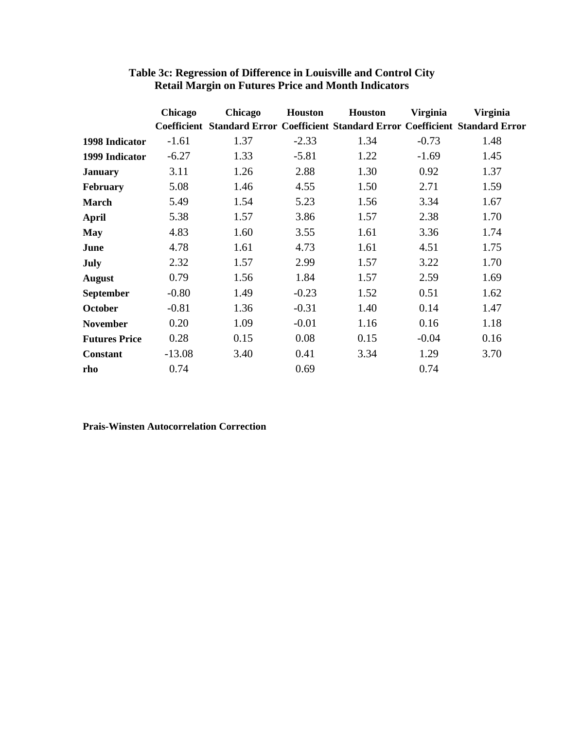# Table 3c: Regression of Difference in Louisville and Control City Retail Margin on Futures Price and Month Indicators

| | Chicago Coefficient | Chicago Standard Error | Houston Coefficient | Houston Standard Error | Virginia Coefficient | Virginia Standard Error |
|---|---|---|---|---|---|---|
| **1998 Indicator** | -1.61 | 1.37 | -2.33 | 1.34 | -0.73 | 1.48 |
| **1999 Indicator** | -6.27 | 1.33 | -5.81 | 1.22 | -1.69 | 1.45 |
| **January** | 3.11 | 1.26 | 2.88 | 1.30 | 0.92 | 1.37 |
| **February** | 5.08 | 1.46 | 4.55 | 1.50 | 2.71 | 1.59 |
| **March** | 5.49 | 1.54 | 5.23 | 1.56 | 3.34 | 1.67 |
| **April** | 5.38 | 1.57 | 3.86 | 1.57 | 2.38 | 1.70 |
| **May** | 4.83 | 1.60 | 3.55 | 1.61 | 3.36 | 1.74 |
| **June** | 4.78 | 1.61 | 4.73 | 1.61 | 4.51 | 1.75 |
| **July** | 2.32 | 1.57 | 2.99 | 1.57 | 3.22 | 1.70 |
| **August** | 0.79 | 1.56 | 1.84 | 1.57 | 2.59 | 1.69 |
| **September** | -0.80 | 1.49 | -0.23 | 1.52 | 0.51 | 1.62 |
| **October** | -0.81 | 1.36 | -0.31 | 1.40 | 0.14 | 1.47 |
| **November** | 0.20 | 1.09 | -0.01 | 1.16 | 0.16 | 1.18 |
| **Futures Price** | 0.28 | 0.15 | 0.08 | 0.15 | -0.04 | 0.16 |
| **Constant** | -13.08 | 3.40 | 0.41 | 3.34 | 1.29 | 3.70 |
| **rho** | 0.74 | | 0.69 | | 0.74 | |

**Prais-Winsten Autocorrelation Correction**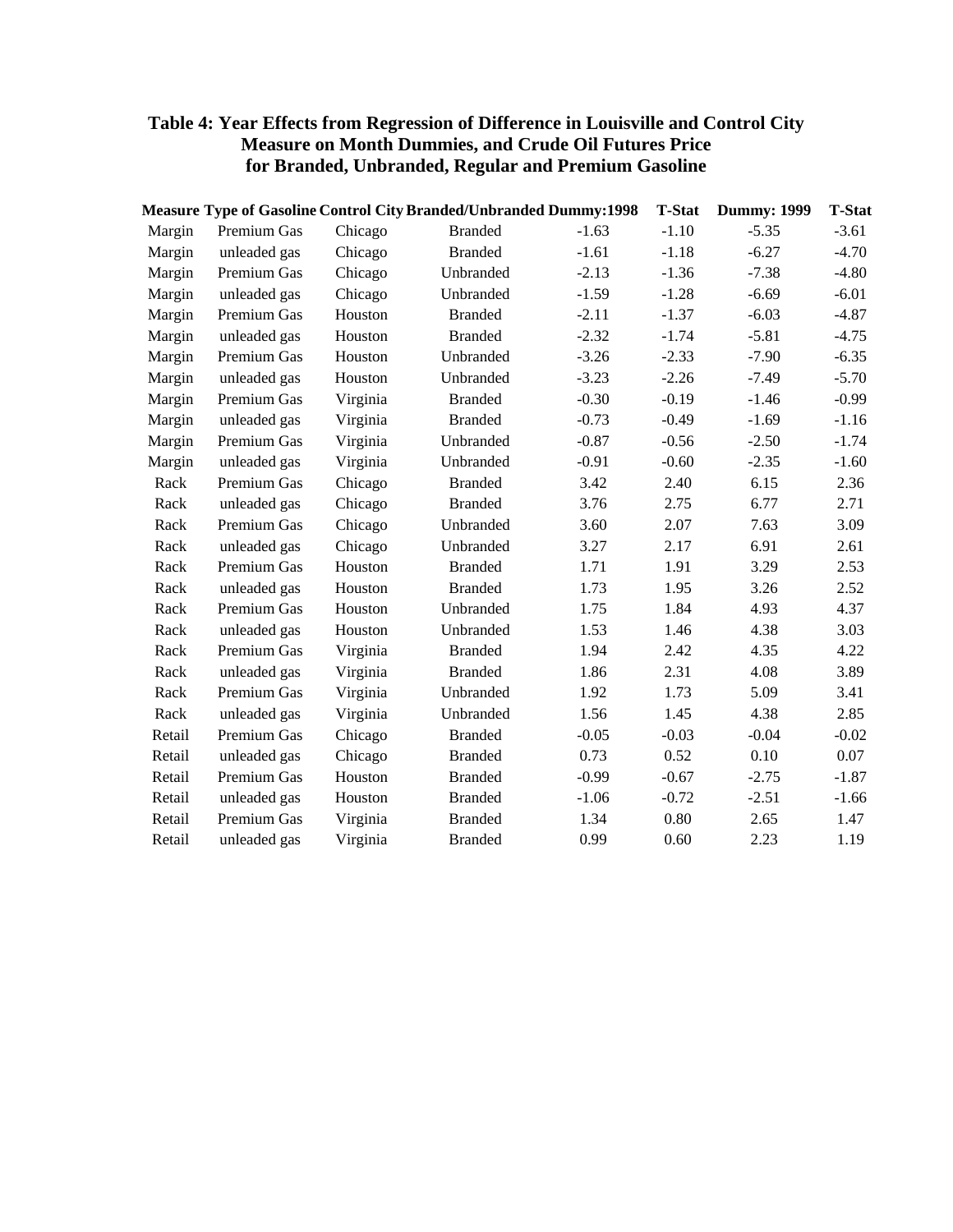**Table 4: Year Effects from Regression of Difference in Louisville and Control City Measure on Month Dummies, and Crude Oil Futures Price for Branded, Unbranded, Regular and Premium Gasoline**

| Measure | Type of Gasoline | Control City | Branded/Unbranded | Dummy:1998 | T-Stat | Dummy: 1999 | T-Stat |
|---|---|---|---|---|---|---|---|
| Margin | Premium Gas | Chicago | Branded | -1.63 | -1.10 | -5.35 | -3.61 |
| Margin | unleaded gas | Chicago | Branded | -1.61 | -1.18 | -6.27 | -4.70 |
| Margin | Premium Gas | Chicago | Unbranded | -2.13 | -1.36 | -7.38 | -4.80 |
| Margin | unleaded gas | Chicago | Unbranded | -1.59 | -1.28 | -6.69 | -6.01 |
| Margin | Premium Gas | Houston | Branded | -2.11 | -1.37 | -6.03 | -4.87 |
| Margin | unleaded gas | Houston | Branded | -2.32 | -1.74 | -5.81 | -4.75 |
| Margin | Premium Gas | Houston | Unbranded | -3.26 | -2.33 | -7.90 | -6.35 |
| Margin | unleaded gas | Houston | Unbranded | -3.23 | -2.26 | -7.49 | -5.70 |
| Margin | Premium Gas | Virginia | Branded | -0.30 | -0.19 | -1.46 | -0.99 |
| Margin | unleaded gas | Virginia | Branded | -0.73 | -0.49 | -1.69 | -1.16 |
| Margin | Premium Gas | Virginia | Unbranded | -0.87 | -0.56 | -2.50 | -1.74 |
| Margin | unleaded gas | Virginia | Unbranded | -0.91 | -0.60 | -2.35 | -1.60 |
| Rack | Premium Gas | Chicago | Branded | 3.42 | 2.40 | 6.15 | 2.36 |
| Rack | unleaded gas | Chicago | Branded | 3.76 | 2.75 | 6.77 | 2.71 |
| Rack | Premium Gas | Chicago | Unbranded | 3.60 | 2.07 | 7.63 | 3.09 |
| Rack | unleaded gas | Chicago | Unbranded | 3.27 | 2.17 | 6.91 | 2.61 |
| Rack | Premium Gas | Houston | Branded | 1.71 | 1.91 | 3.29 | 2.53 |
| Rack | unleaded gas | Houston | Branded | 1.73 | 1.95 | 3.26 | 2.52 |
| Rack | Premium Gas | Houston | Unbranded | 1.75 | 1.84 | 4.93 | 4.37 |
| Rack | unleaded gas | Houston | Unbranded | 1.53 | 1.46 | 4.38 | 3.03 |
| Rack | Premium Gas | Virginia | Branded | 1.94 | 2.42 | 4.35 | 4.22 |
| Rack | unleaded gas | Virginia | Branded | 1.86 | 2.31 | 4.08 | 3.89 |
| Rack | Premium Gas | Virginia | Unbranded | 1.92 | 1.73 | 5.09 | 3.41 |
| Rack | unleaded gas | Virginia | Unbranded | 1.56 | 1.45 | 4.38 | 2.85 |
| Retail | Premium Gas | Chicago | Branded | -0.05 | -0.03 | -0.04 | -0.02 |
| Retail | unleaded gas | Chicago | Branded | 0.73 | 0.52 | 0.10 | 0.07 |
| Retail | Premium Gas | Houston | Branded | -0.99 | -0.67 | -2.75 | -1.87 |
| Retail | unleaded gas | Houston | Branded | -1.06 | -0.72 | -2.51 | -1.66 |
| Retail | Premium Gas | Virginia | Branded | 1.34 | 0.80 | 2.65 | 1.47 |
| Retail | unleaded gas | Virginia | Branded | 0.99 | 0.60 | 2.23 | 1.19 |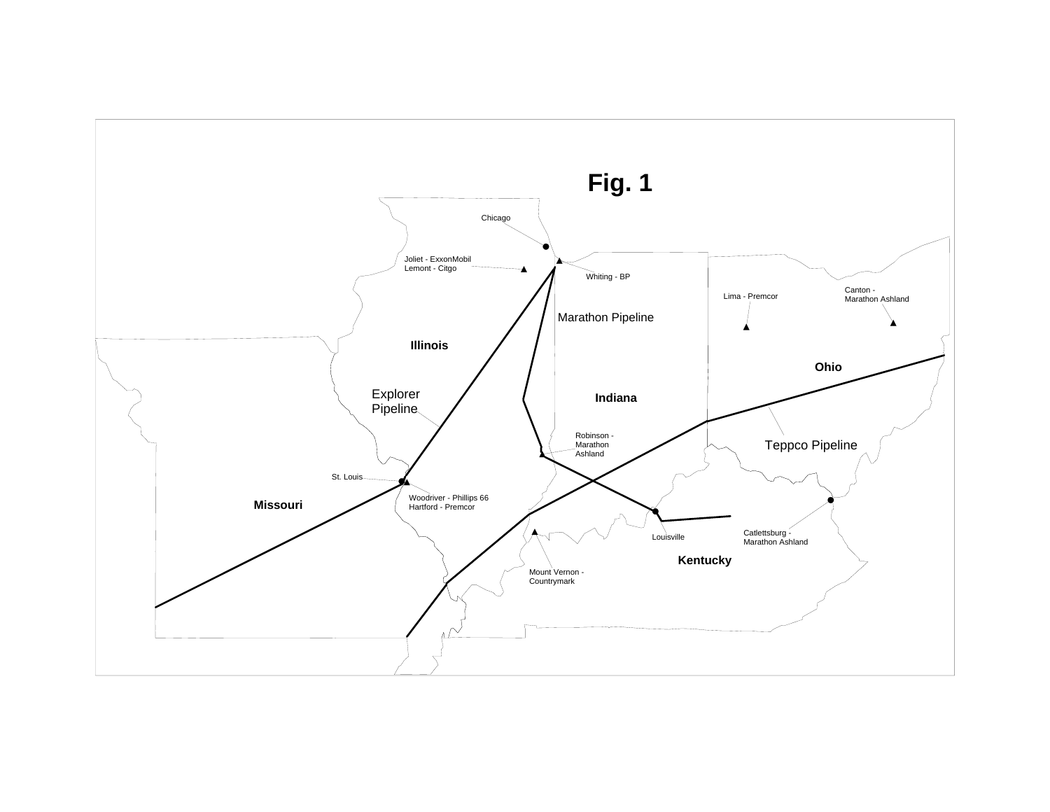# Fig. 1

Chicago

Joliet - ExxonMobil
Lemont - Citgo

Whiting - BP

Marathon Pipeline

Lima - Premcor

Canton -
Marathon Ashland

Illinois

Ohio

Explorer
Pipeline

Indiana

Robinson -
Marathon
Ashland

Teppco Pipeline

St. Louis

Woodriver - Phillips 66
Hartford - Premcor

Missouri

Louisville

Catlettsburg -
Marathon Ashland

Kentucky

Mount Vernon -
Countrymark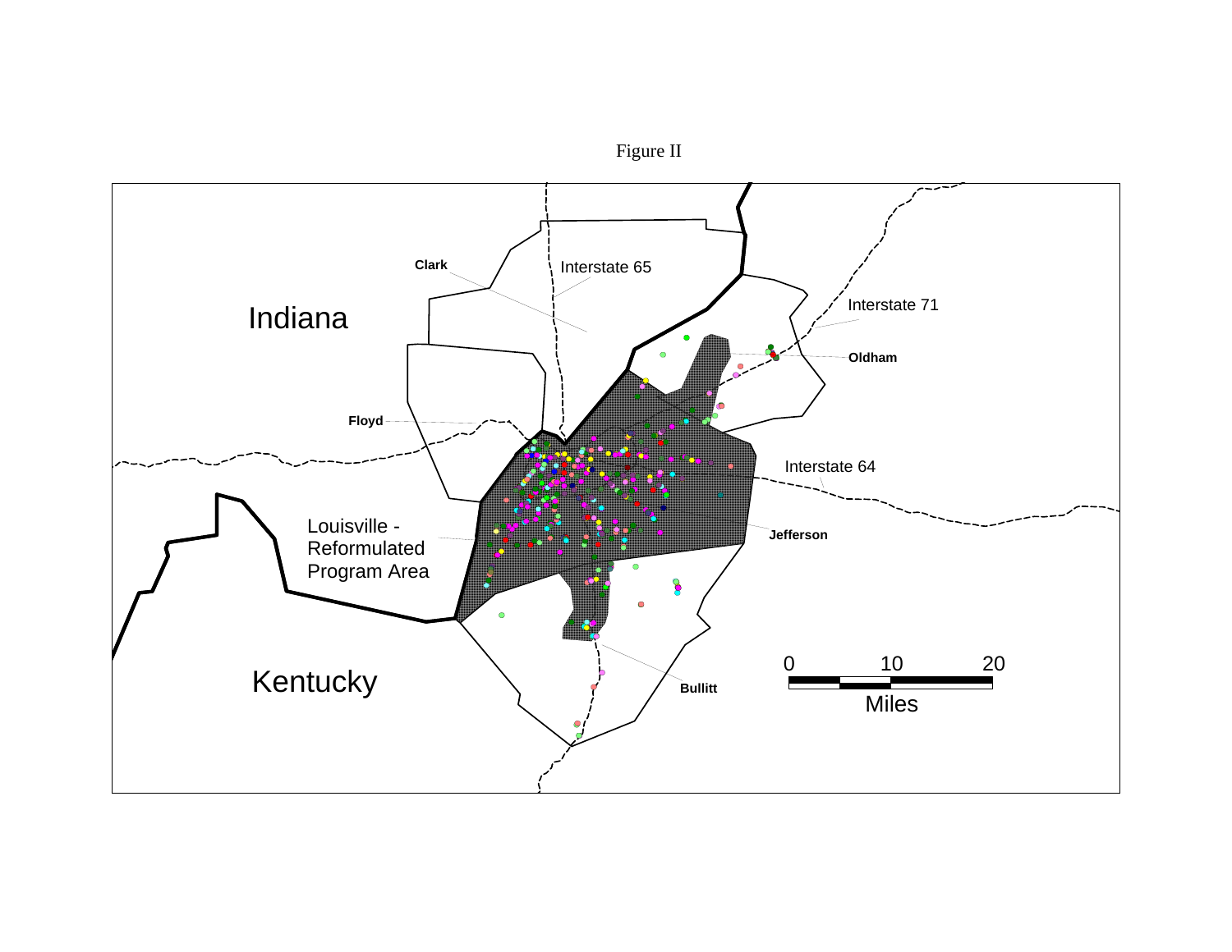Figure II

Indiana

Kentucky

Clark

Interstate 65

Interstate 71

Oldham

Floyd

Interstate 64

Louisville - Reformulated Program Area

Jefferson

Bullitt

0 10 20

Miles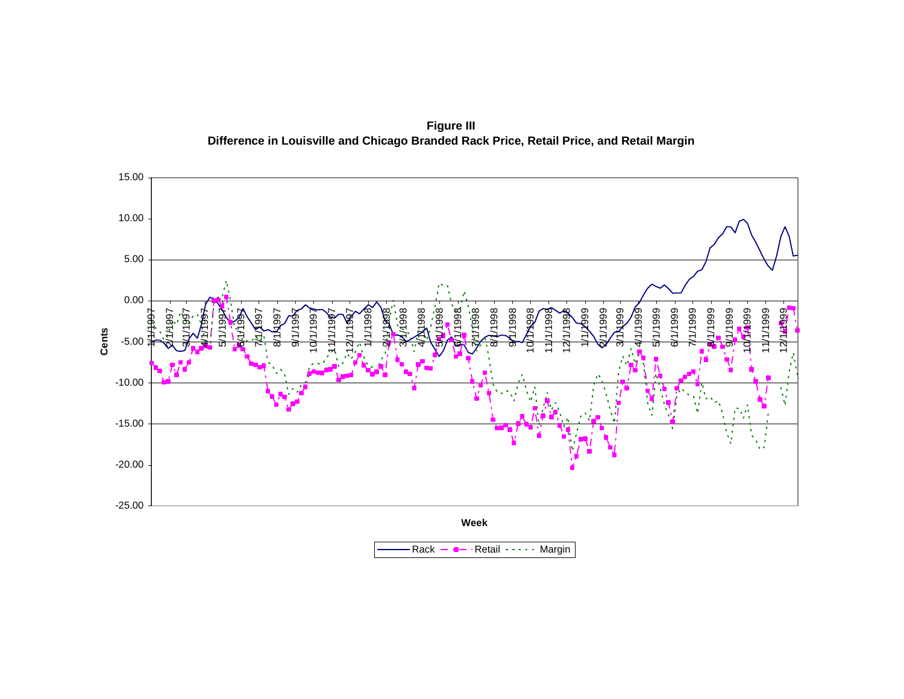**Figure III**
**Difference in Louisville and Chicago Branded Rack Price, Retail Price, and Retail Margin**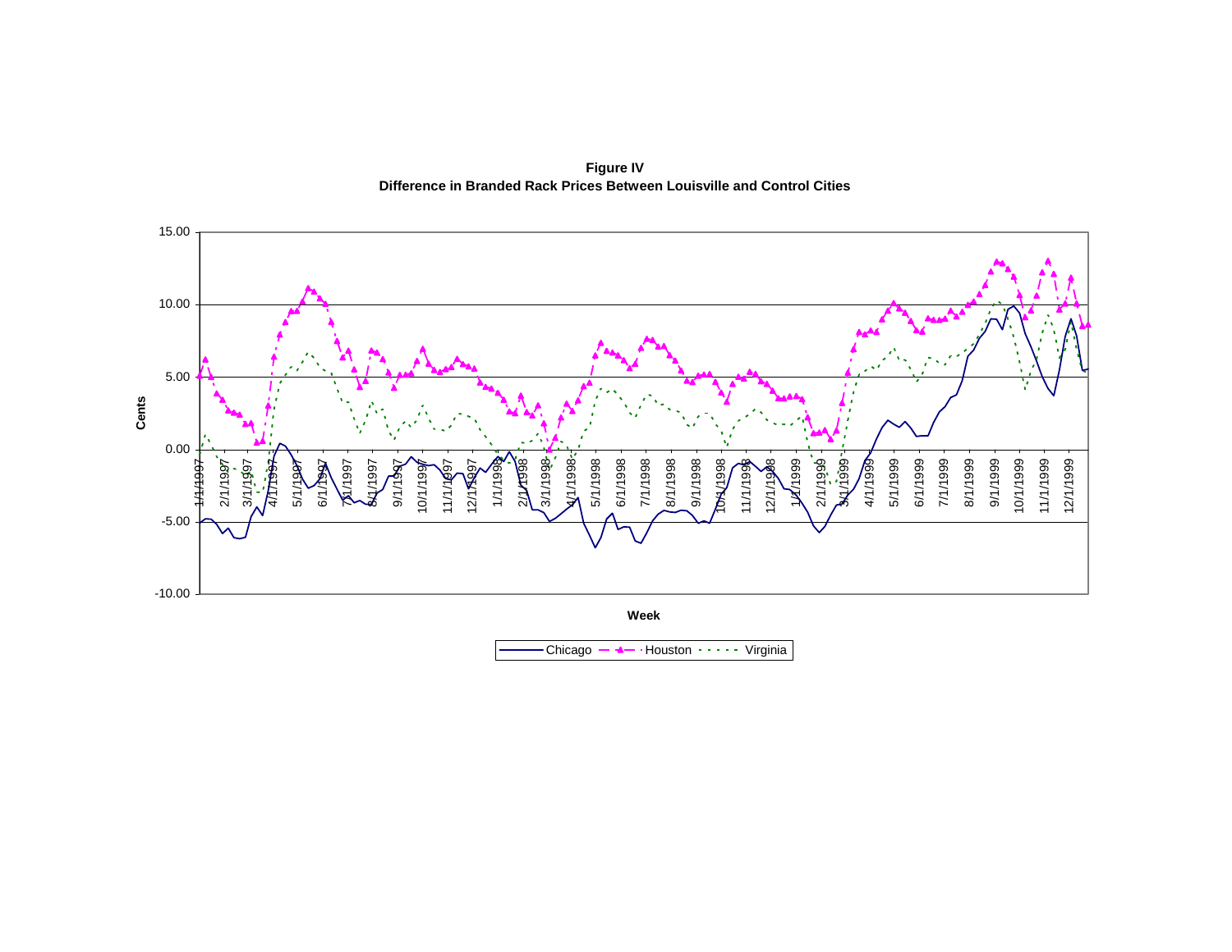**Figure IV**
**Difference in Branded Rack Prices Between Louisville and Control Cities**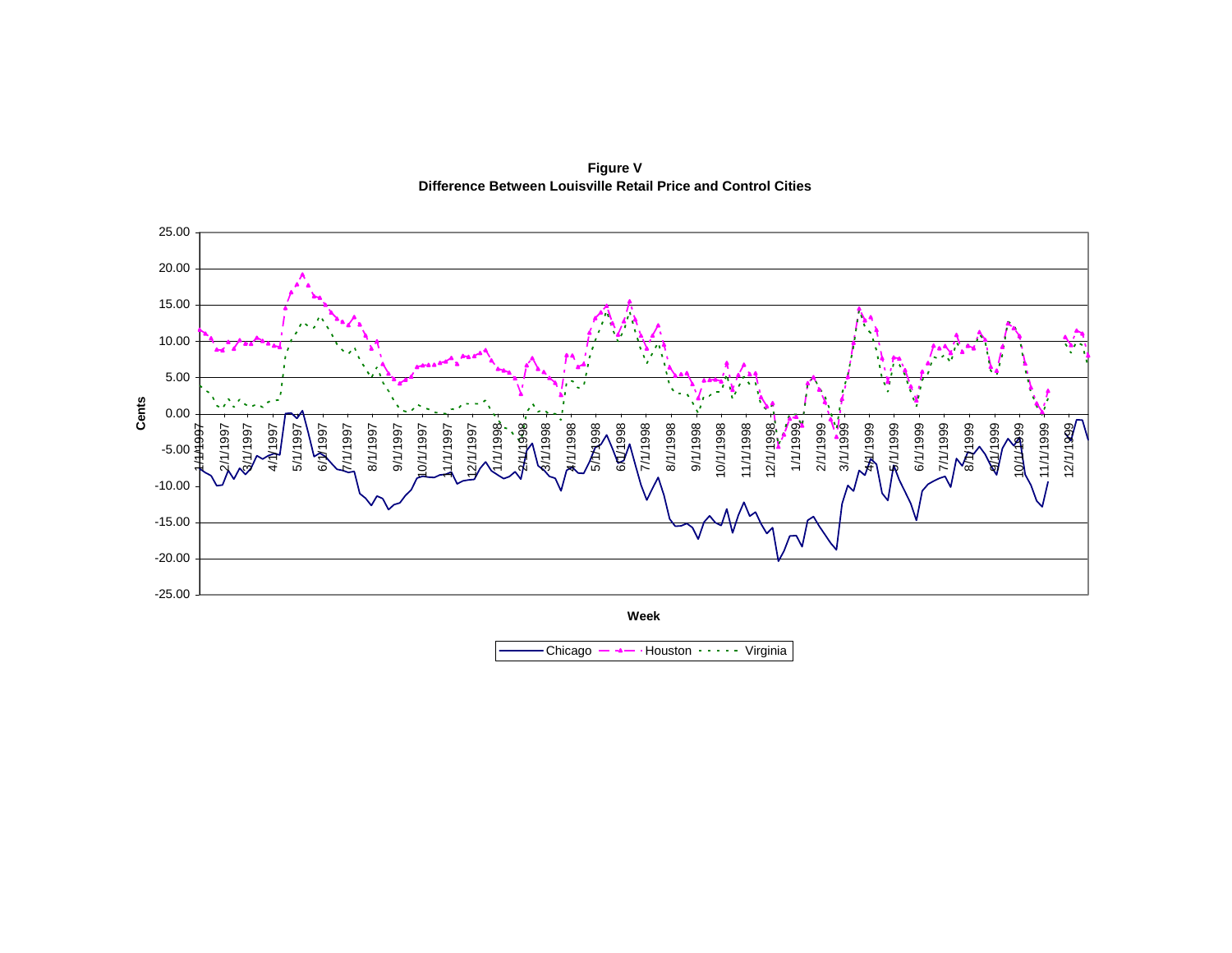**Figure V**
**Difference Between Louisville Retail Price and Control Cities**

Cents

25.00
20.00
15.00
10.00
5.00
0.00
-5.00
-10.00
-15.00
-20.00
-25.00

1/1/1997 2/1/1997 3/1/1997 4/1/1997 5/1/1997 6/1/1997 7/1/1997 8/1/1997 9/1/1997 10/1/1997 11/1/1997 12/1/1997 1/1/1998 2/1/1998 3/1/1998 4/1/1998 5/1/1998 6/1/1998 7/1/1998 8/1/1998 9/1/1998 10/1/1998 11/1/1998 12/1/1998 1/1/1999 2/1/1999 3/1/1999 4/1/1999 5/1/1999 6/1/1999 7/1/1999 8/1/1999 9/1/1999 10/1/1999 11/1/1999 12/1/1999

Week

Chicago — Houston — Virginia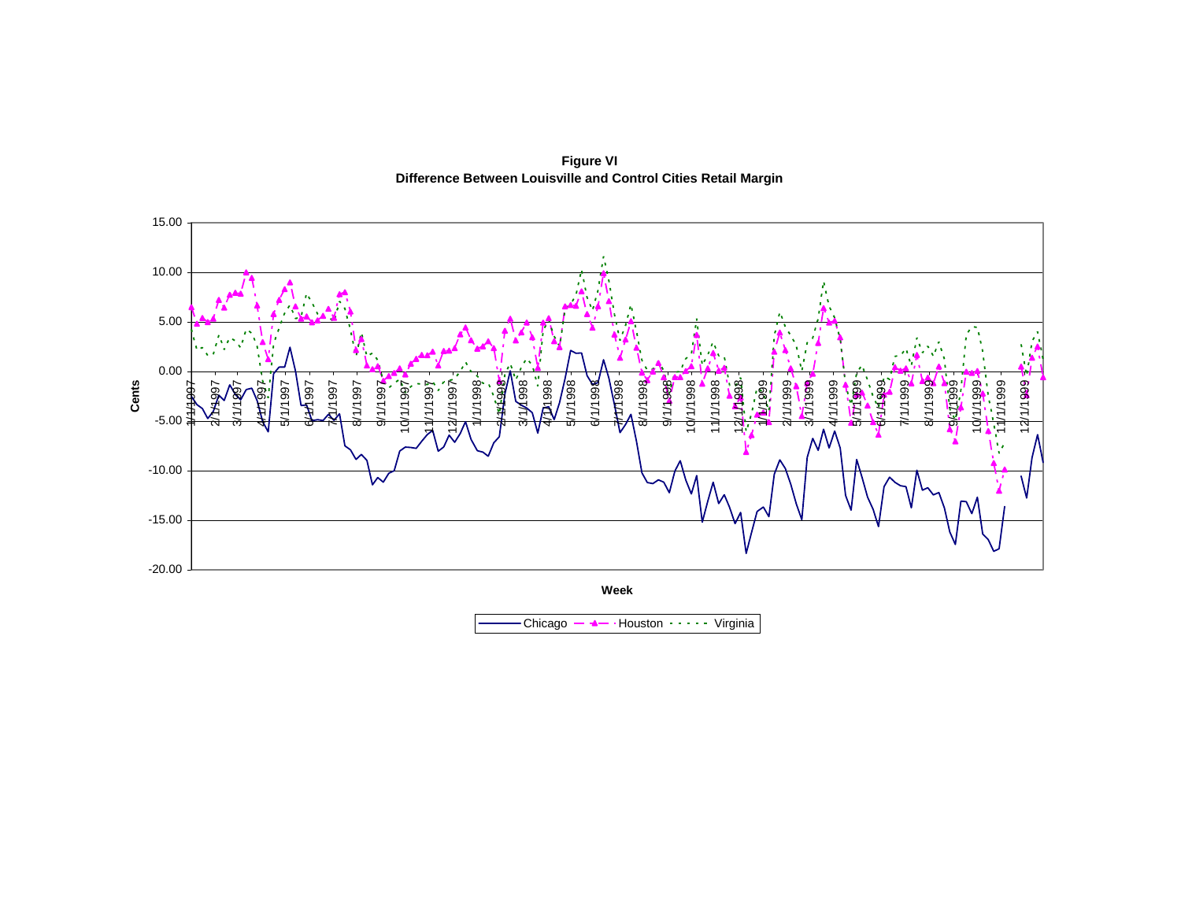**Figure VI**
**Difference Between Louisville and Control Cities Retail Margin**

Cents

15.00
10.00
5.00
0.00
-5.00
-10.00
-15.00
-20.00

1/1/1997 2/1/1997 3/1/1997 4/1/1997 5/1/1997 6/1/1997 7/1/1997 8/1/1997 9/1/1997 10/1/1997 11/1/1997 12/1/1997 1/1/1998 2/1/1998 3/1/1998 4/1/1998 5/1/1998 6/1/1998 7/1/1998 8/1/1998 9/1/1998 10/1/1998 11/1/1998 12/1/1998 1/1/1999 2/1/1999 3/1/1999 4/1/1999 5/1/1999 6/1/1999 7/1/1999 8/1/1999 9/1/1999 10/1/1999 11/1/1999 12/1/1999

Week

Chicago — Houston — Virginia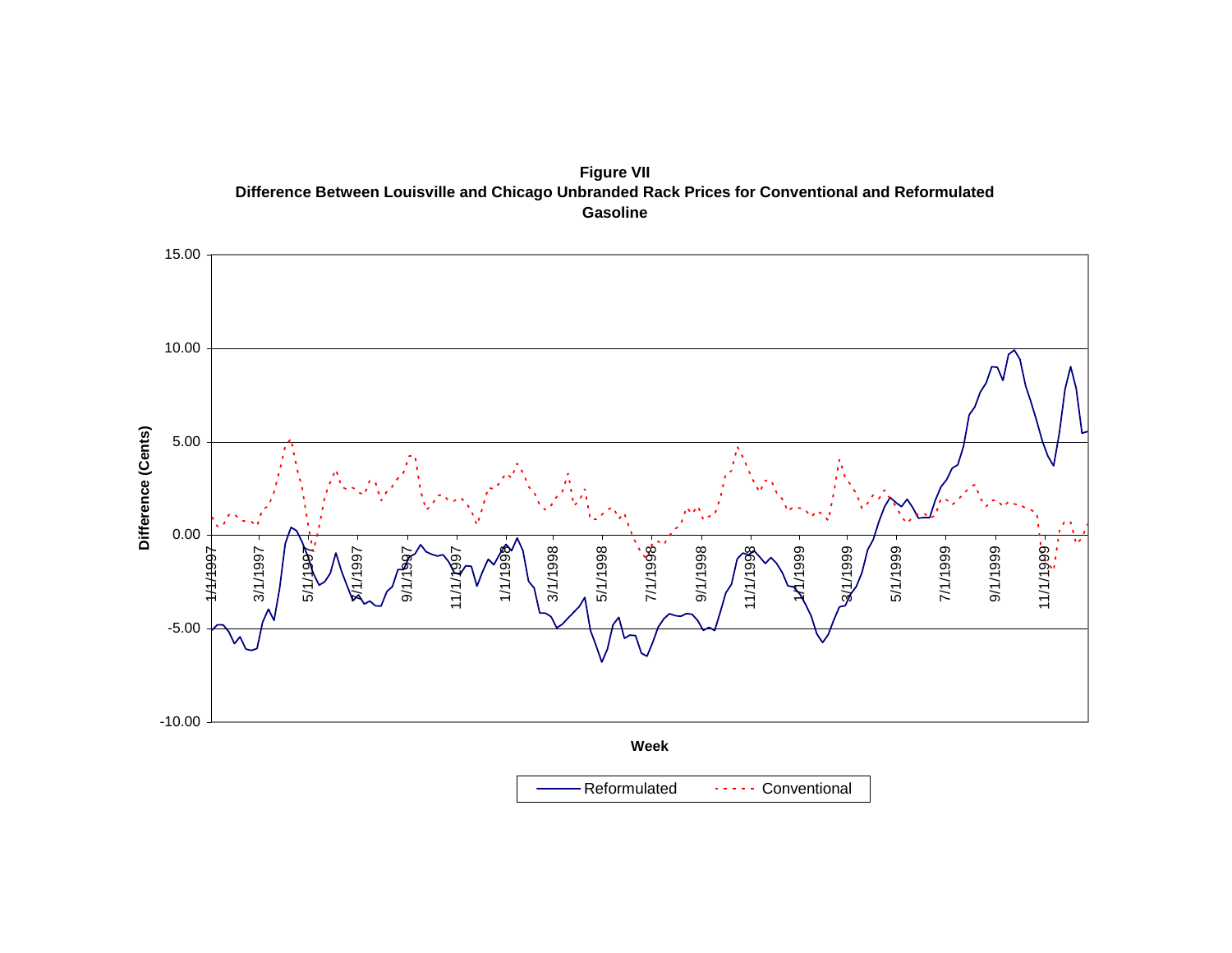**Figure VII**
**Difference Between Louisville and Chicago Unbranded Rack Prices for Conventional and Reformulated Gasoline**

Difference (Cents)

15.00
10.00
5.00
0.00
-5.00
-10.00

1/1/1997 3/1/1997 5/1/1997 7/1/1997 9/1/1997 11/1/1997 1/1/1998 3/1/1998 5/1/1998 7/1/1998 9/1/1998 11/1/1998 1/1/1999 3/1/1999 5/1/1999 7/1/1999 9/1/1999 11/1/1999

**Week**

Reformulated    Conventional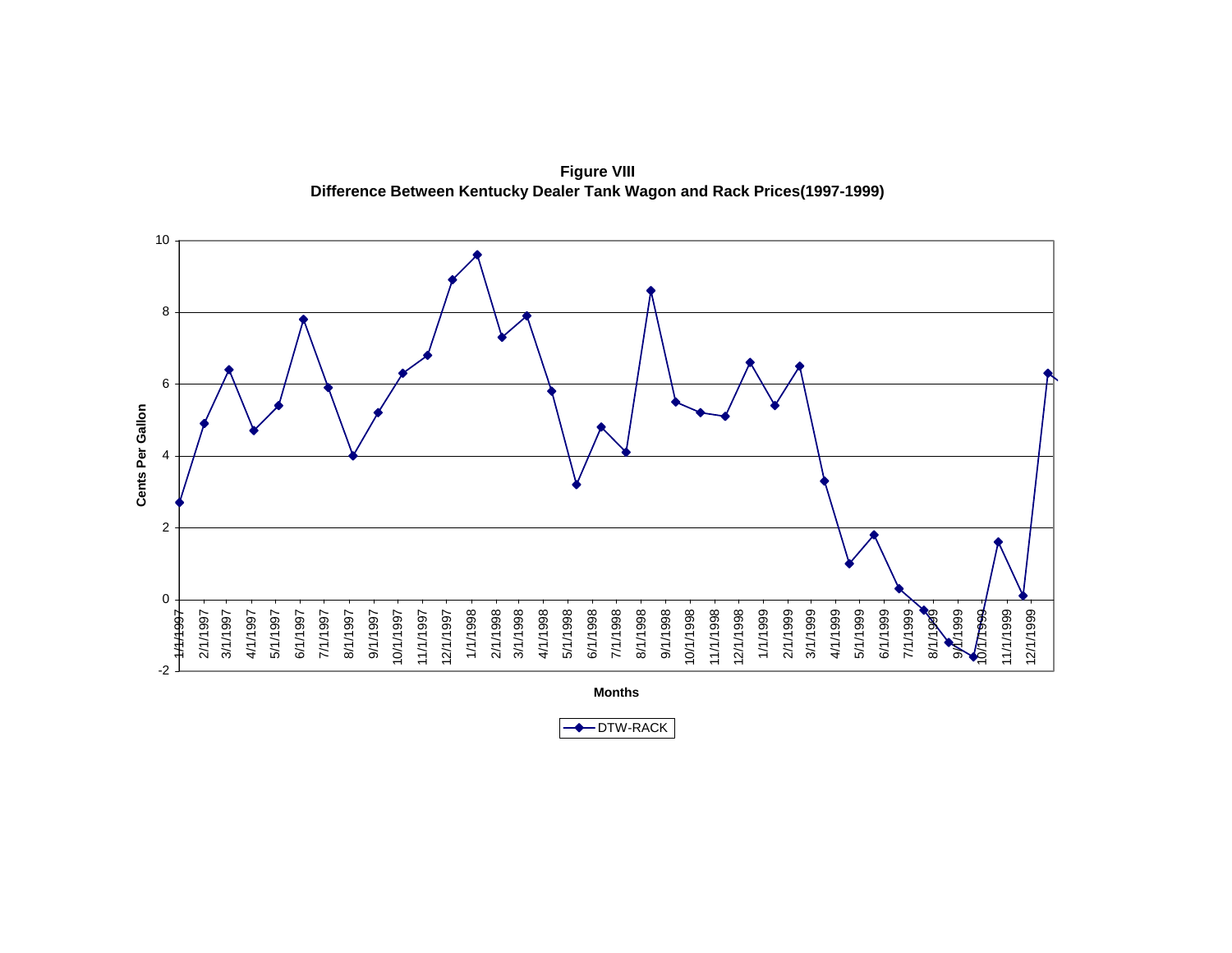**Figure VIII**
**Difference Between Kentucky Dealer Tank Wagon and Rack Prices(1997-1999)**

Cents Per Gallon

Months

DTW-RACK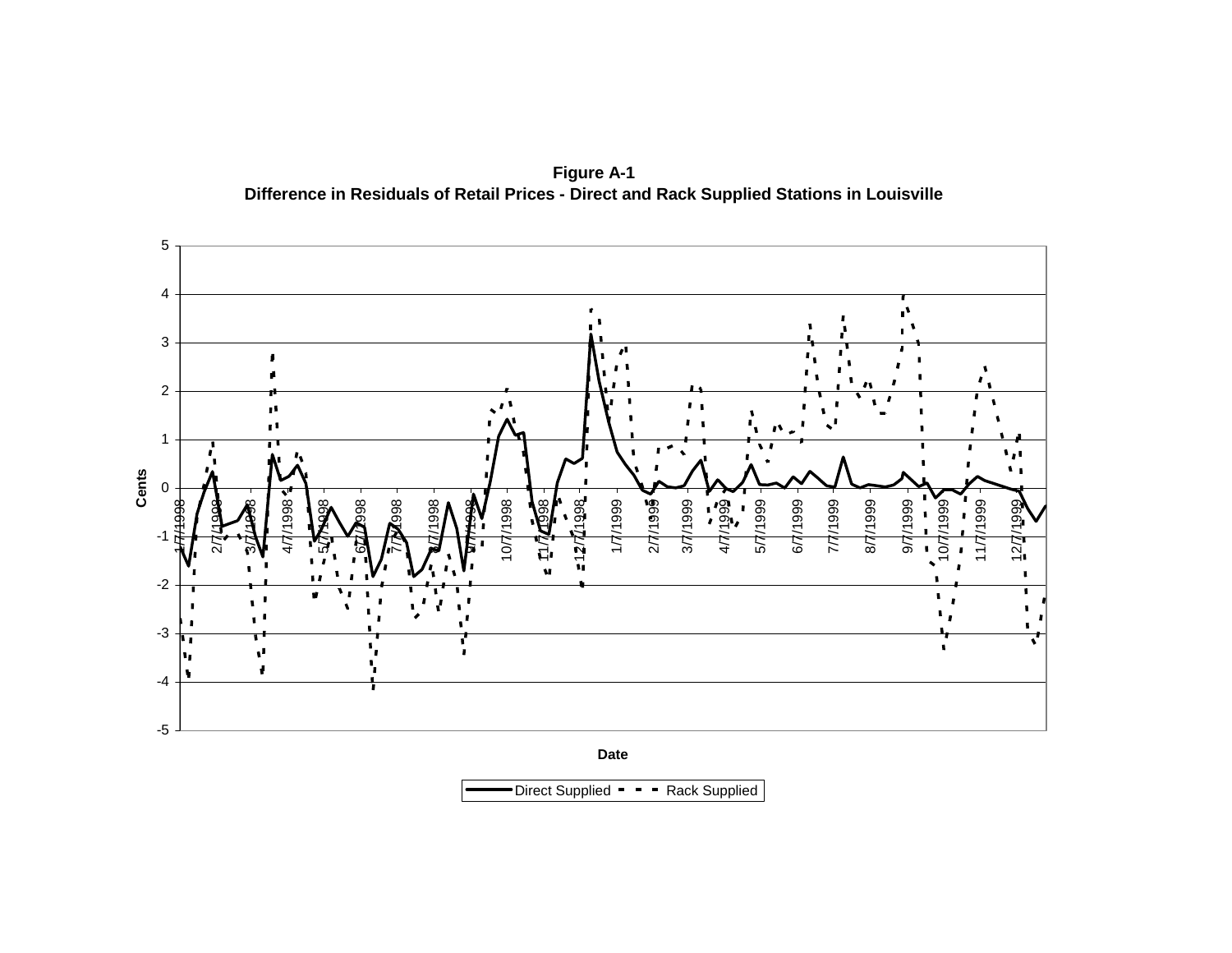**Figure A-1**
**Difference in Residuals of Retail Prices - Direct and Rack Supplied Stations in Louisville**

5
4
3
2
1
0
-1
-2
-3
-4
-5

Cents

1/7/1998
2/7/1998
3/7/1998
4/7/1998
5/7/1998
6/7/1998
7/7/1998
8/7/1998
9/7/1998
10/7/1998
11/7/1998
12/7/1998
1/7/1999
2/7/1999
3/7/1999
4/7/1999
5/7/1999
6/7/1999
7/7/1999
8/7/1999
9/7/1999
10/7/1999
11/7/1999
12/7/1999

Date

Direct Supplied
Rack Supplied